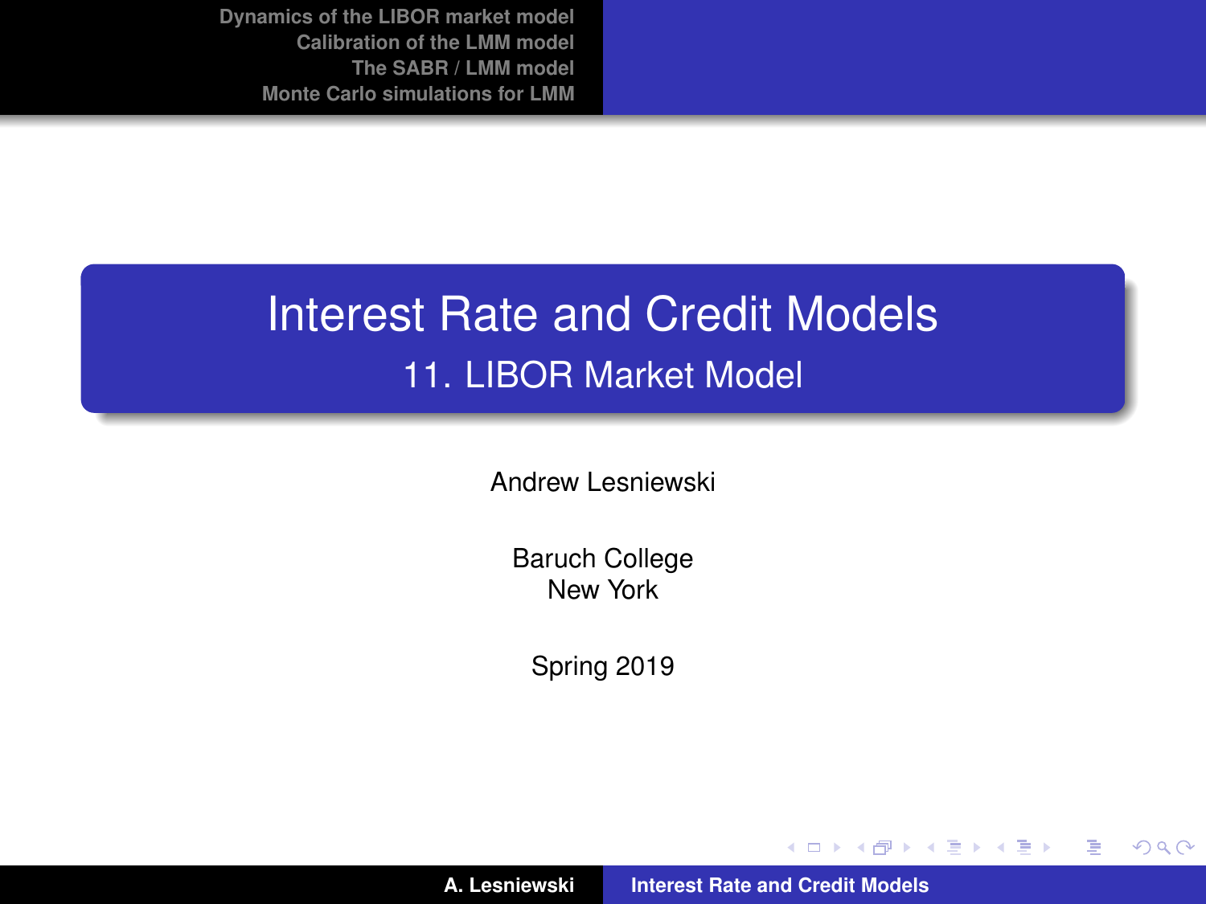# Interest Rate and Credit Models

## 11. LIBOR Market Model

Andrew Lesniewski

Baruch College
New York

Spring 2019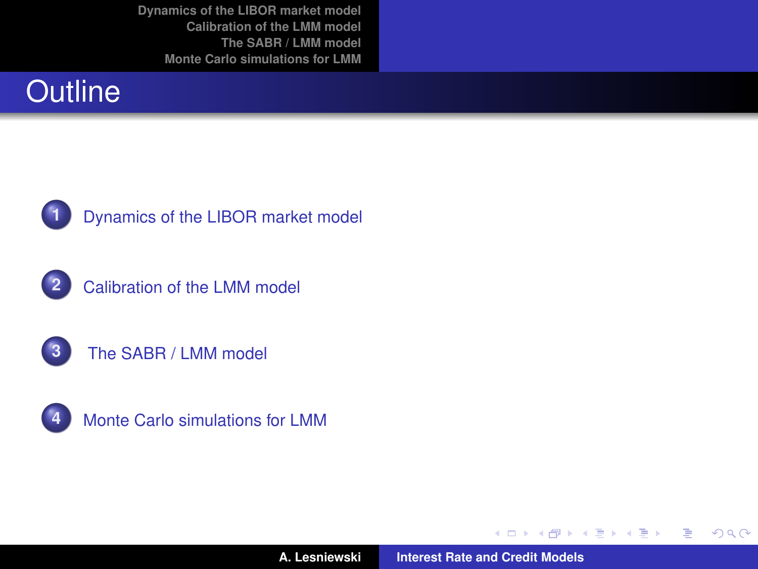# Outline

1. Dynamics of the LIBOR market model
2. Calibration of the LMM model
3. The SABR / LMM model
4. Monte Carlo simulations for LMM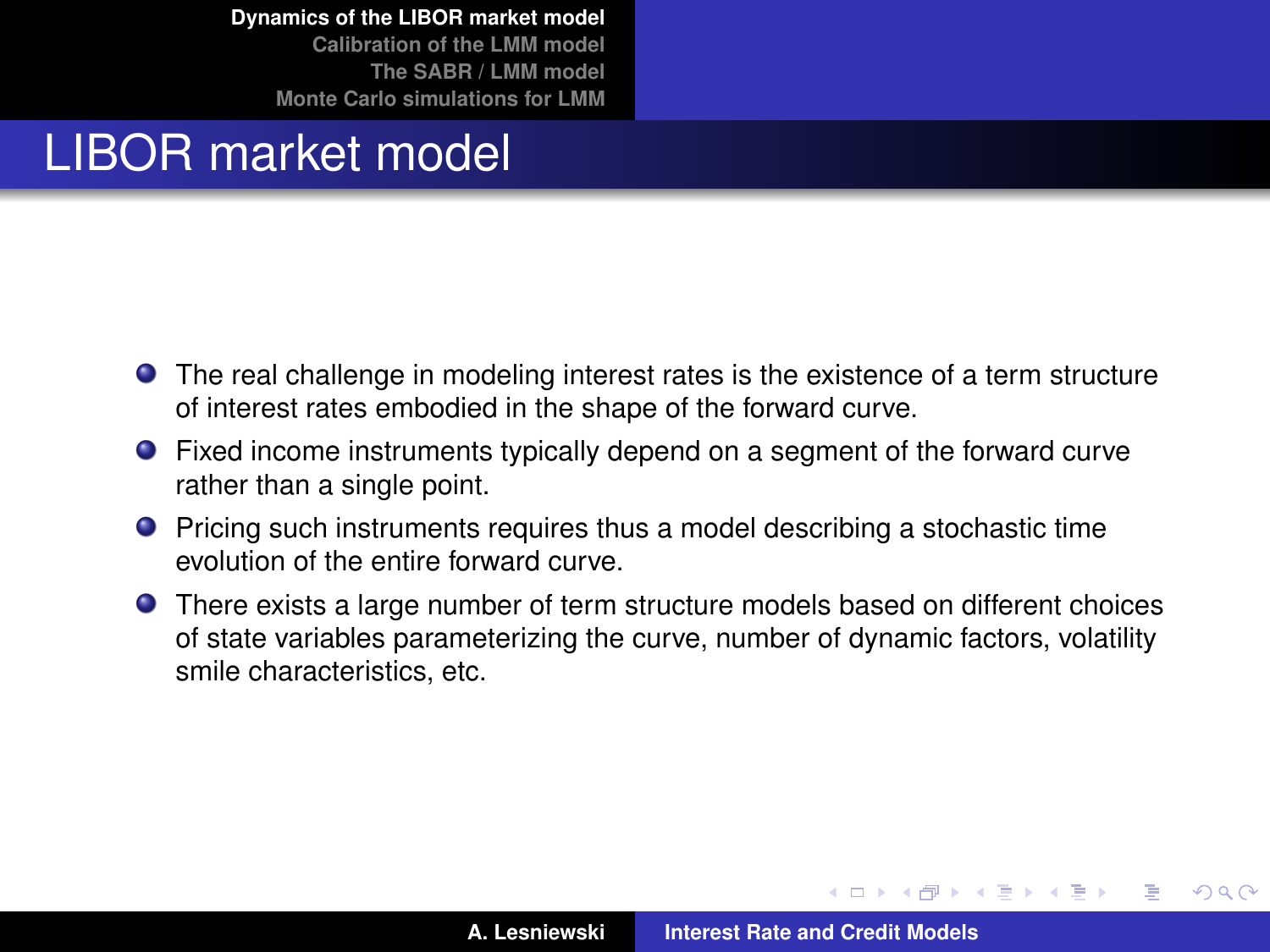# LIBOR market model

- The real challenge in modeling interest rates is the existence of a term structure of interest rates embodied in the shape of the forward curve.
- Fixed income instruments typically depend on a segment of the forward curve rather than a single point.
- Pricing such instruments requires thus a model describing a stochastic time evolution of the entire forward curve.
- There exists a large number of term structure models based on different choices of state variables parameterizing the curve, number of dynamic factors, volatility smile characteristics, etc.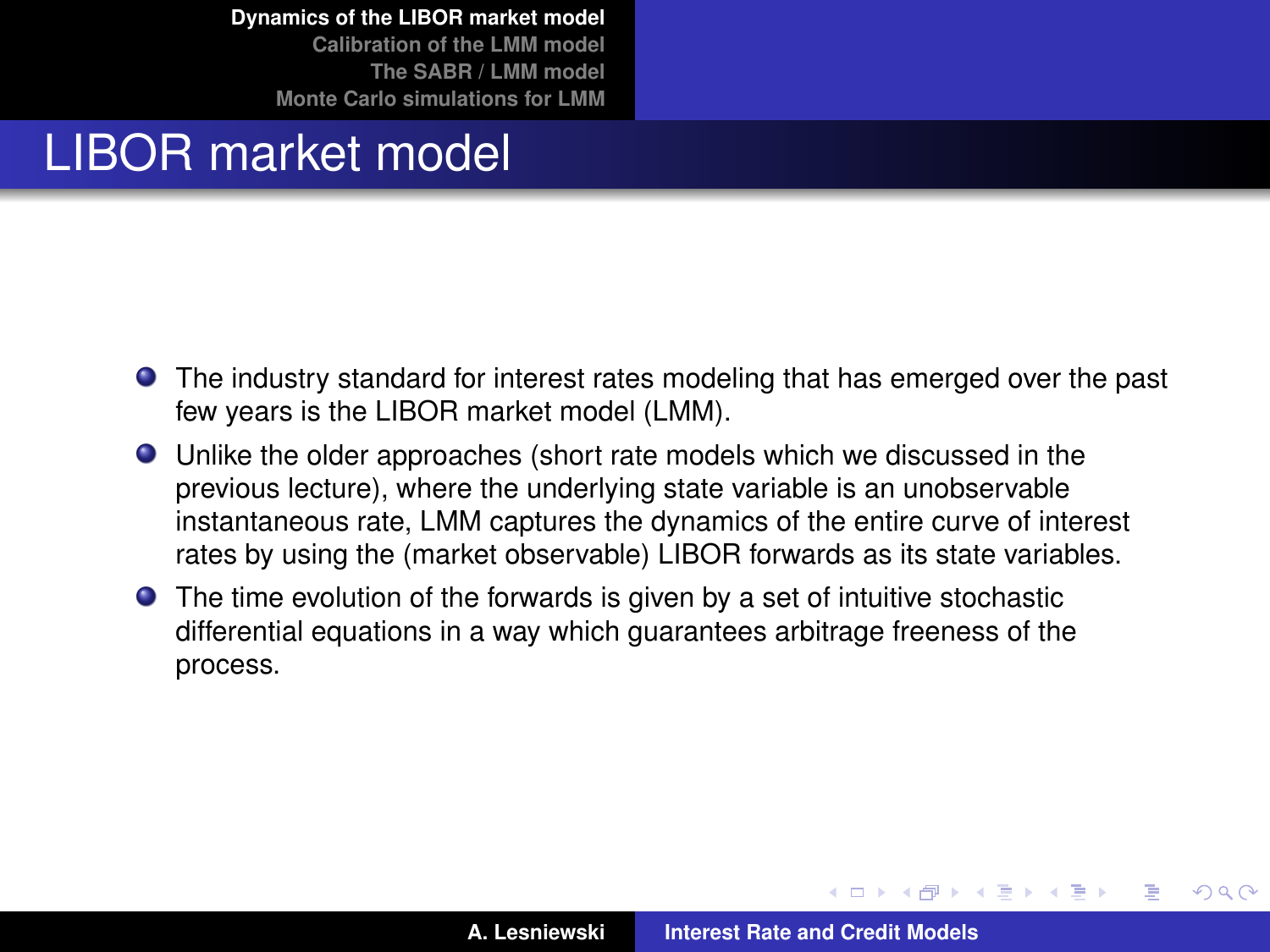# LIBOR market model

- The industry standard for interest rates modeling that has emerged over the past few years is the LIBOR market model (LMM).
- Unlike the older approaches (short rate models which we discussed in the previous lecture), where the underlying state variable is an unobservable instantaneous rate, LMM captures the dynamics of the entire curve of interest rates by using the (market observable) LIBOR forwards as its state variables.
- The time evolution of the forwards is given by a set of intuitive stochastic differential equations in a way which guarantees arbitrage freeness of the process.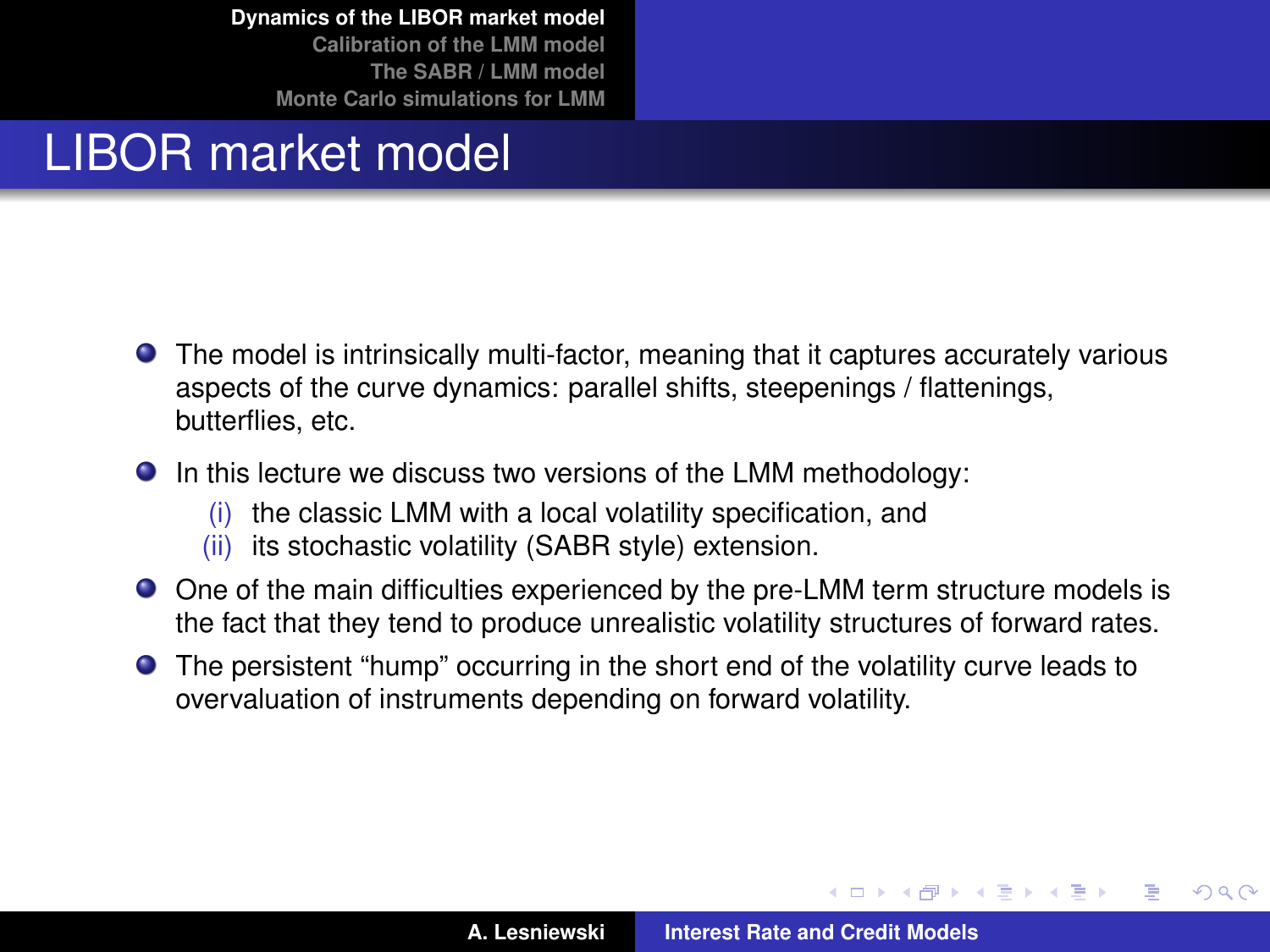# LIBOR market model

- The model is intrinsically multi-factor, meaning that it captures accurately various aspects of the curve dynamics: parallel shifts, steepenings / flattenings, butterflies, etc.
- In this lecture we discuss two versions of the LMM methodology:
  - (i) the classic LMM with a local volatility specification, and
  - (ii) its stochastic volatility (SABR style) extension.
- One of the main difficulties experienced by the pre-LMM term structure models is the fact that they tend to produce unrealistic volatility structures of forward rates.
- The persistent "hump" occurring in the short end of the volatility curve leads to overvaluation of instruments depending on forward volatility.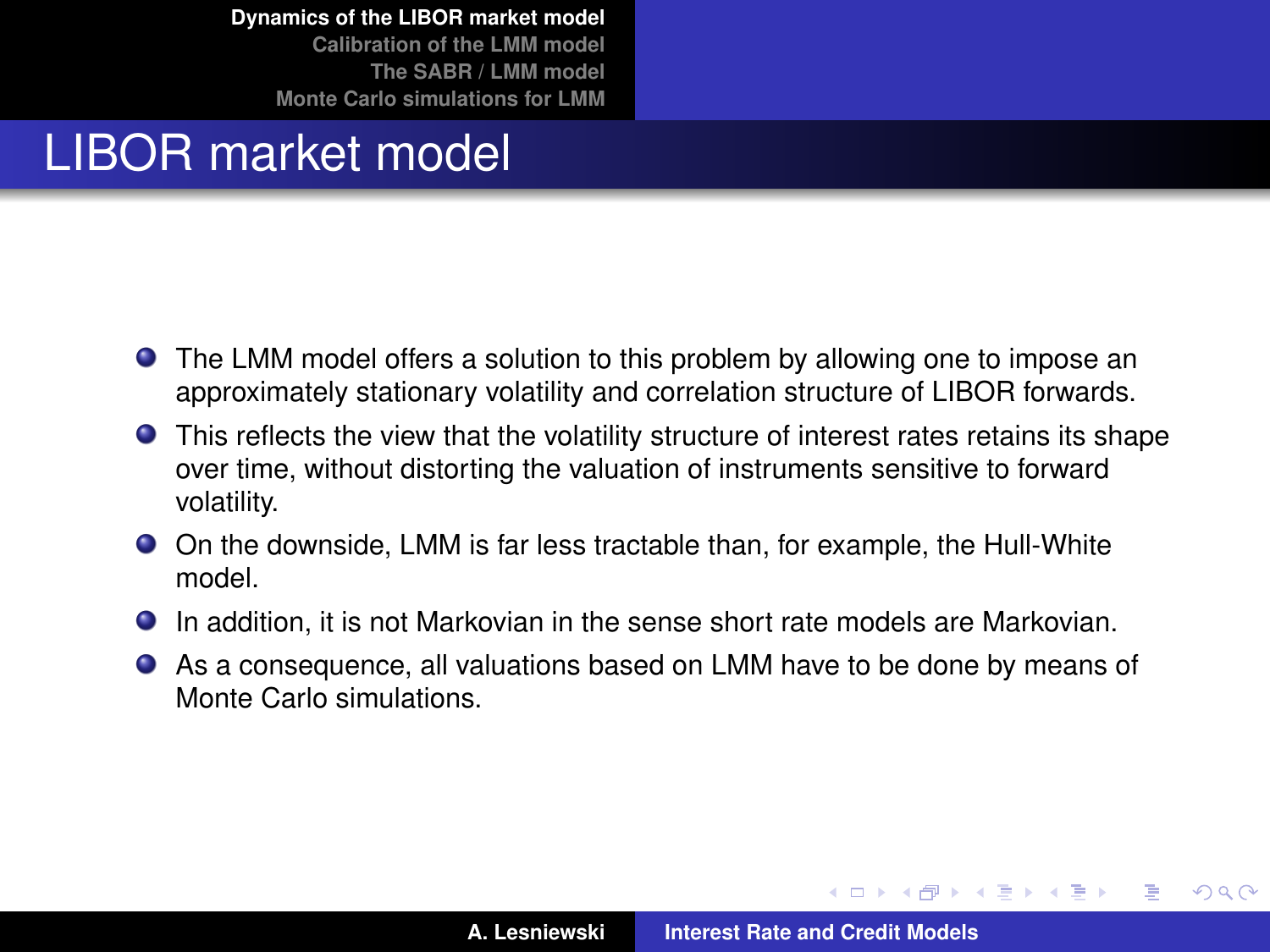# LIBOR market model

- The LMM model offers a solution to this problem by allowing one to impose an approximately stationary volatility and correlation structure of LIBOR forwards.
- This reflects the view that the volatility structure of interest rates retains its shape over time, without distorting the valuation of instruments sensitive to forward volatility.
- On the downside, LMM is far less tractable than, for example, the Hull-White model.
- In addition, it is not Markovian in the sense short rate models are Markovian.
- As a consequence, all valuations based on LMM have to be done by means of Monte Carlo simulations.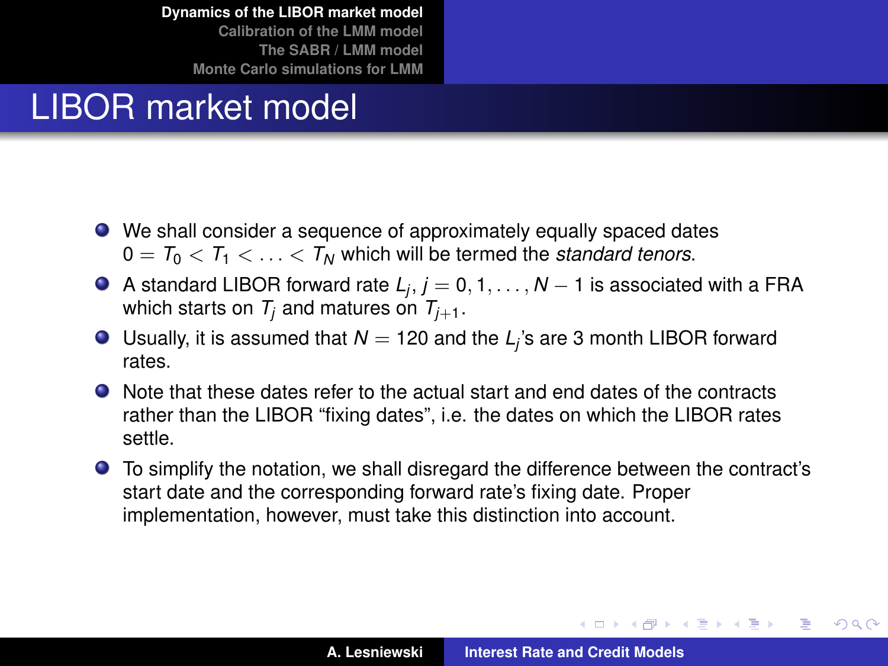# LIBOR market model

- We shall consider a sequence of approximately equally spaced dates $0 = T_0 < T_1 < \ldots < T_N$ which will be termed the *standard tenors*.
- A standard LIBOR forward rate $L_j$, $j = 0, 1, \ldots, N-1$ is associated with a FRA which starts on $T_j$ and matures on $T_{j+1}$.
- Usually, it is assumed that $N = 120$ and the $L_j$'s are 3 month LIBOR forward rates.
- Note that these dates refer to the actual start and end dates of the contracts rather than the LIBOR "fixing dates", i.e. the dates on which the LIBOR rates settle.
- To simplify the notation, we shall disregard the difference between the contract's start date and the corresponding forward rate's fixing date. Proper implementation, however, must take this distinction into account.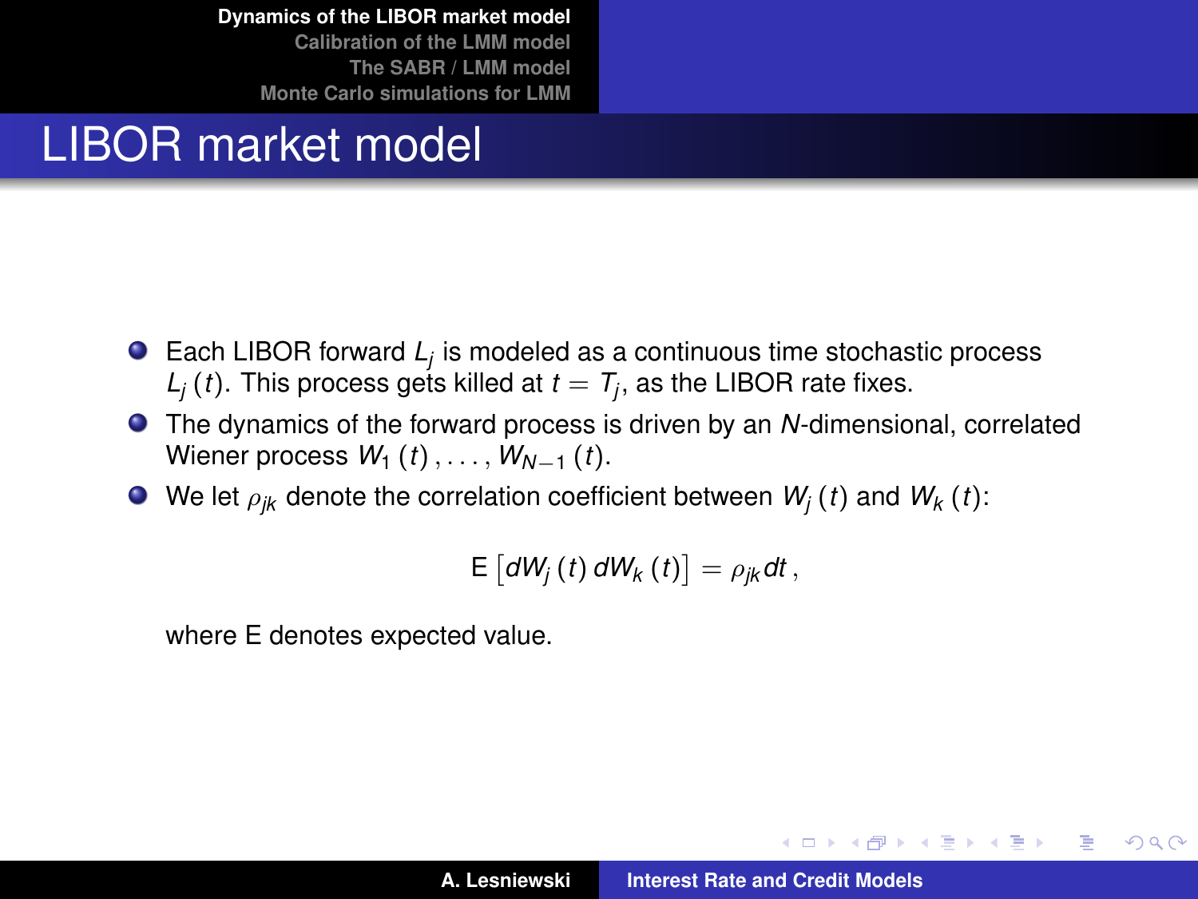# LIBOR market model

- Each LIBOR forward $L_j$ is modeled as a continuous time stochastic process $L_j(t)$. This process gets killed at $t = T_j$, as the LIBOR rate fixes.
- The dynamics of the forward process is driven by an $N$-dimensional, correlated Wiener process $W_1(t), \ldots, W_{N-1}(t)$.
- We let $\rho_{jk}$ denote the correlation coefficient between $W_j(t)$ and $W_k(t)$:

$$\mathsf{E}\left[dW_j(t)\, dW_k(t)\right] = \rho_{jk}\, dt\,,$$

  where E denotes expected value.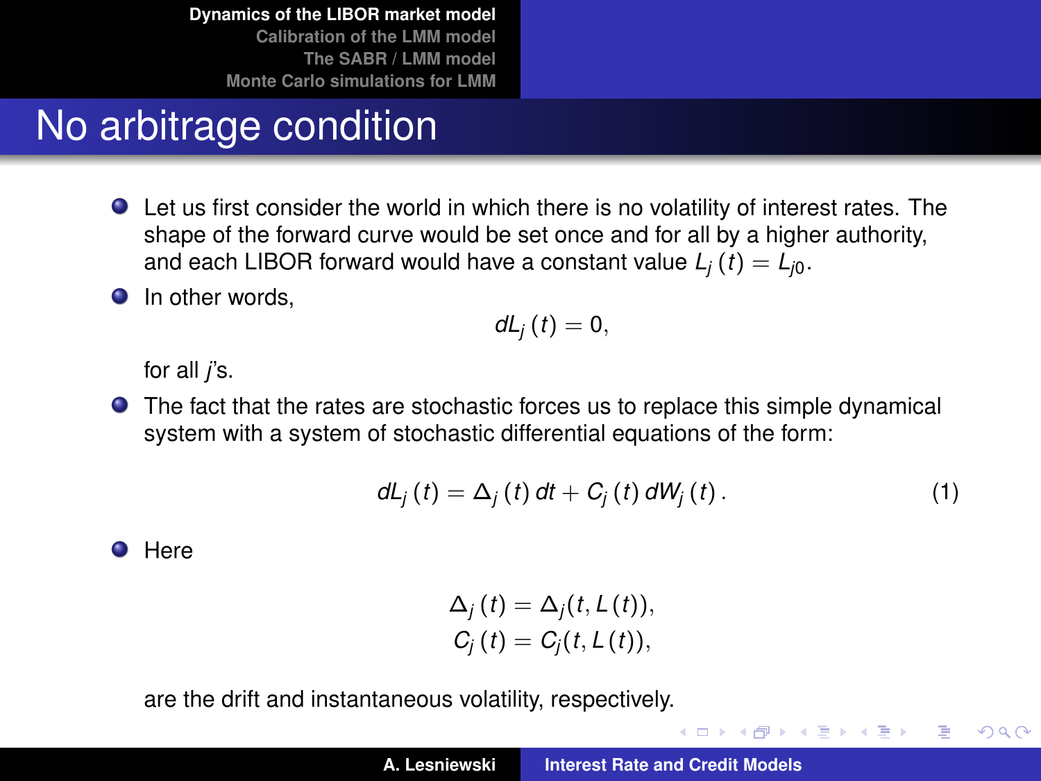# No arbitrage condition

- Let us first consider the world in which there is no volatility of interest rates. The shape of the forward curve would be set once and for all by a higher authority, and each LIBOR forward would have a constant value $L_j(t) = L_{j0}$.
- In other words,

$$dL_j(t) = 0,$$

  for all $j$'s.
- The fact that the rates are stochastic forces us to replace this simple dynamical system with a system of stochastic differential equations of the form:

$$dL_j(t) = \Delta_j(t)\, dt + C_j(t)\, dW_j(t). \tag{1}$$

- Here

$$\begin{aligned} \Delta_j(t) &= \Delta_j(t, L(t)), \\ C_j(t) &= C_j(t, L(t)), \end{aligned}$$

  are the drift and instantaneous volatility, respectively.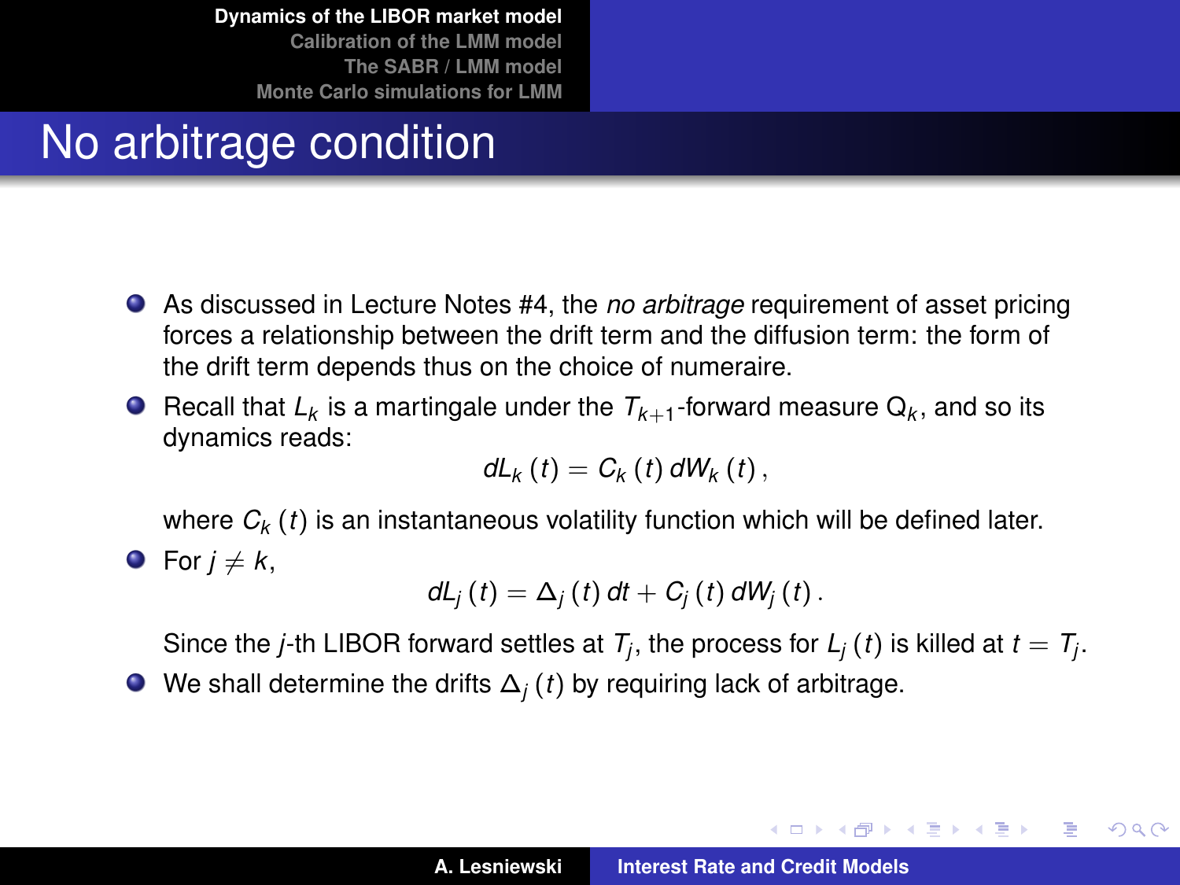# No arbitrage condition

- As discussed in Lecture Notes #4, the *no arbitrage* requirement of asset pricing forces a relationship between the drift term and the diffusion term: the form of the drift term depends thus on the choice of numeraire.
- Recall that $L_k$ is a martingale under the $T_{k+1}$-forward measure $\mathsf{Q}_k$, and so its dynamics reads:

$$dL_k(t) = C_k(t)\, dW_k(t),$$

  where $C_k(t)$ is an instantaneous volatility function which will be defined later.
- For $j \neq k$,

$$dL_j(t) = \Delta_j(t)\, dt + C_j(t)\, dW_j(t).$$

  Since the $j$-th LIBOR forward settles at $T_j$, the process for $L_j(t)$ is killed at $t = T_j$.
- We shall determine the drifts $\Delta_j(t)$ by requiring lack of arbitrage.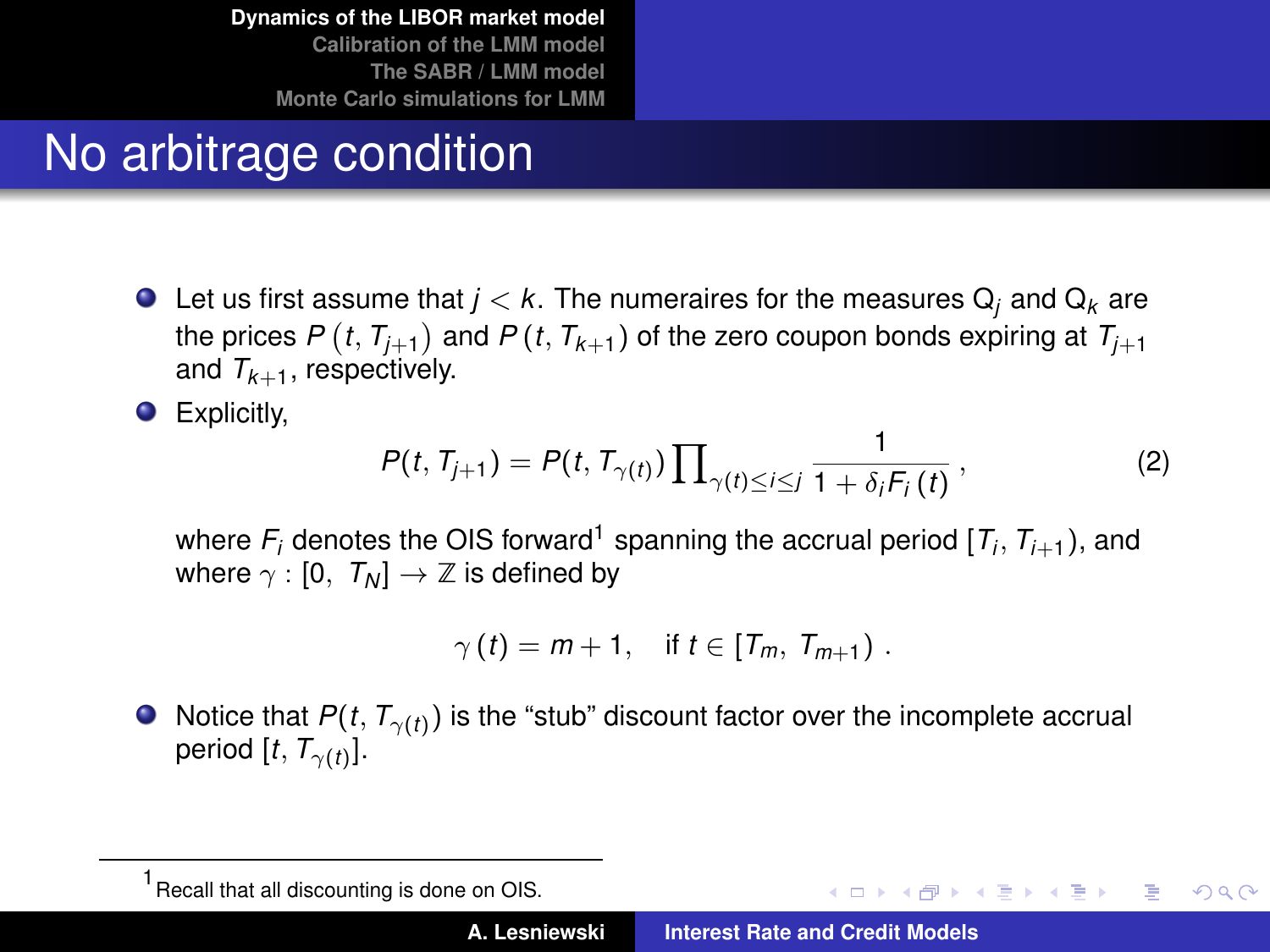# No arbitrage condition

- Let us first assume that $j < k$. The numeraires for the measures $Q_j$ and $Q_k$ are the prices $P(t, T_{j+1})$ and $P(t, T_{k+1})$ of the zero coupon bonds expiring at $T_{j+1}$ and $T_{k+1}$, respectively.
- Explicitly,

$$P(t, T_{j+1}) = P(t, T_{\gamma(t)}) \prod_{\gamma(t) \le i \le j} \frac{1}{1 + \delta_i F_i(t)}, \tag{2}$$

  where $F_i$ denotes the OIS forward[1] spanning the accrual period $[T_i, T_{i+1})$, and where $\gamma : [0, T_N] \to \mathbb{Z}$ is defined by

$$\gamma(t) = m + 1, \quad \text{if } t \in [T_m, T_{m+1}).$$

- Notice that $P(t, T_{\gamma(t)})$ is the "stub" discount factor over the incomplete accrual period $[t, T_{\gamma(t)}]$.

[1] Recall that all discounting is done on OIS.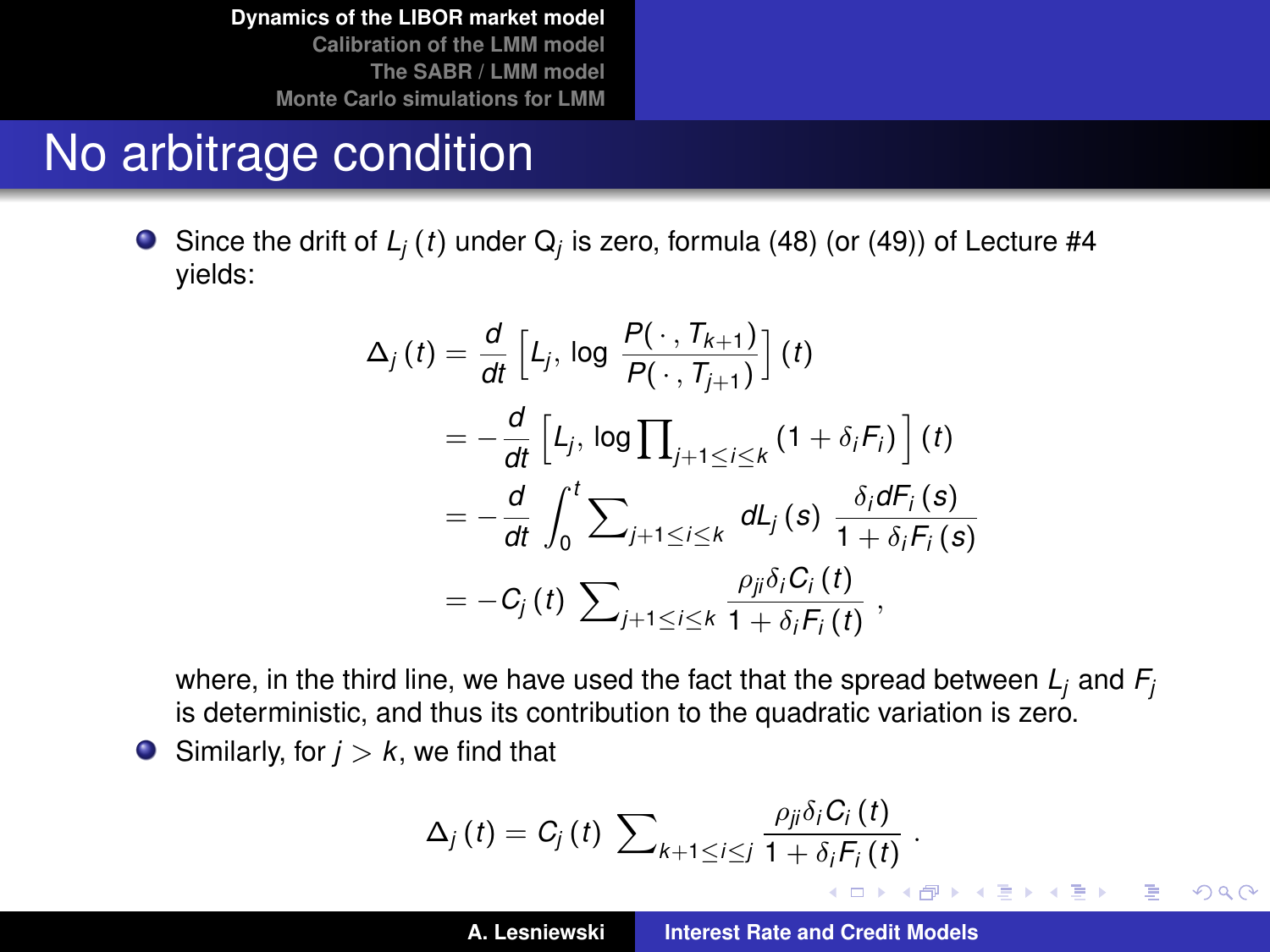# No arbitrage condition

- Since the drift of $L_j(t)$ under $Q_j$ is zero, formula (48) (or (49)) of Lecture #4 yields:

$$
\begin{aligned}
\Delta_j(t) &= \frac{d}{dt}\left[L_j, \log \frac{P(\cdot, T_{k+1})}{P(\cdot, T_{j+1})}\right](t) \\
&= -\frac{d}{dt}\left[L_j, \log \prod\nolimits_{j+1 \le i \le k} (1 + \delta_i F_i)\right](t) \\
&= -\frac{d}{dt}\int_0^t \sum\nolimits_{j+1 \le i \le k} dL_j(s)\, \frac{\delta_i dF_i(s)}{1 + \delta_i F_i(s)} \\
&= -C_j(t) \sum\nolimits_{j+1 \le i \le k} \frac{\rho_{ji}\delta_i C_i(t)}{1 + \delta_i F_i(t)}\ ,
\end{aligned}
$$

  where, in the third line, we have used the fact that the spread between $L_j$ and $F_j$ is deterministic, and thus its contribution to the quadratic variation is zero.

- Similarly, for $j > k$, we find that

$$
\Delta_j(t) = C_j(t) \sum\nolimits_{k+1 \le i \le j} \frac{\rho_{ji}\delta_i C_i(t)}{1 + \delta_i F_i(t)}\ .
$$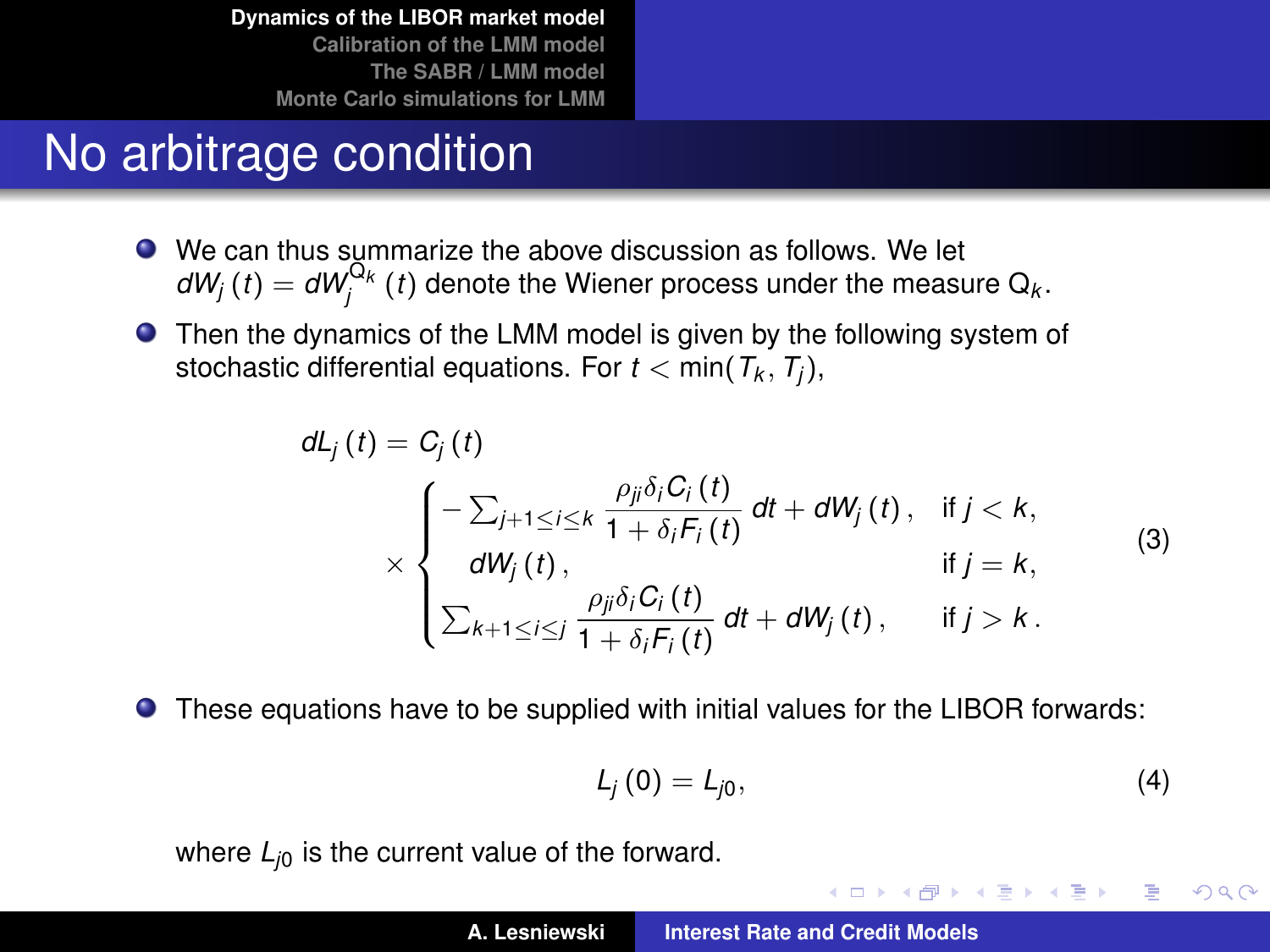# No arbitrage condition

- We can thus summarize the above discussion as follows. We let $dW_j(t) = dW_j^{Q_k}(t)$ denote the Wiener process under the measure $Q_k$.
- Then the dynamics of the LMM model is given by the following system of stochastic differential equations. For $t < \min(T_k, T_j)$,

$$
dL_j(t) = C_j(t) \times \begin{cases} -\sum_{j+1 \le i \le k} \dfrac{\rho_{ji}\delta_i C_i(t)}{1 + \delta_i F_i(t)}\, dt + dW_j(t), & \text{if } j < k, \\ dW_j(t), & \text{if } j = k, \\ \sum_{k+1 \le i \le j} \dfrac{\rho_{ji}\delta_i C_i(t)}{1 + \delta_i F_i(t)}\, dt + dW_j(t), & \text{if } j > k. \end{cases} \tag{3}
$$

- These equations have to be supplied with initial values for the LIBOR forwards:

$$
L_j(0) = L_{j0}, \tag{4}
$$

where $L_{j0}$ is the current value of the forward.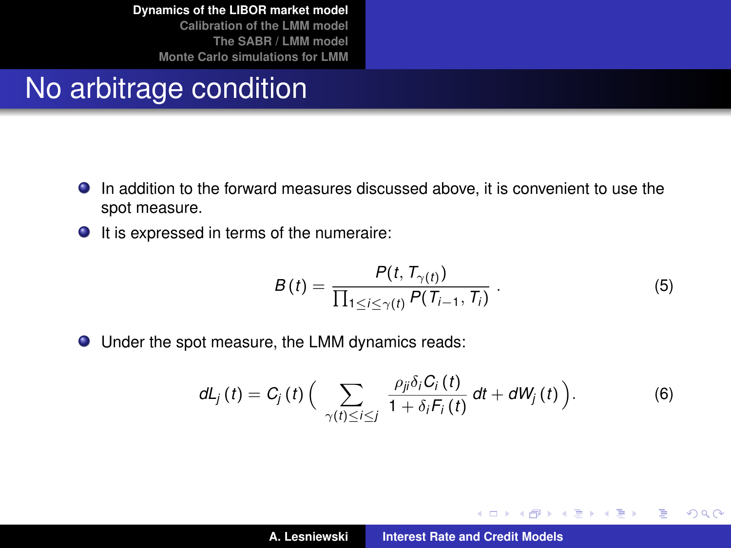# No arbitrage condition

- In addition to the forward measures discussed above, it is convenient to use the spot measure.
- It is expressed in terms of the numeraire:

$$B(t) = \frac{P(t, T_{\gamma(t)})}{\prod_{1 \leq i \leq \gamma(t)} P(T_{i-1}, T_i)} . \tag{5}$$

- Under the spot measure, the LMM dynamics reads:

$$dL_j(t) = C_j(t) \Big( \sum_{\gamma(t) \leq i \leq j} \frac{\rho_{ji} \delta_i C_i(t)}{1 + \delta_i F_i(t)} \, dt + dW_j(t) \Big). \tag{6}$$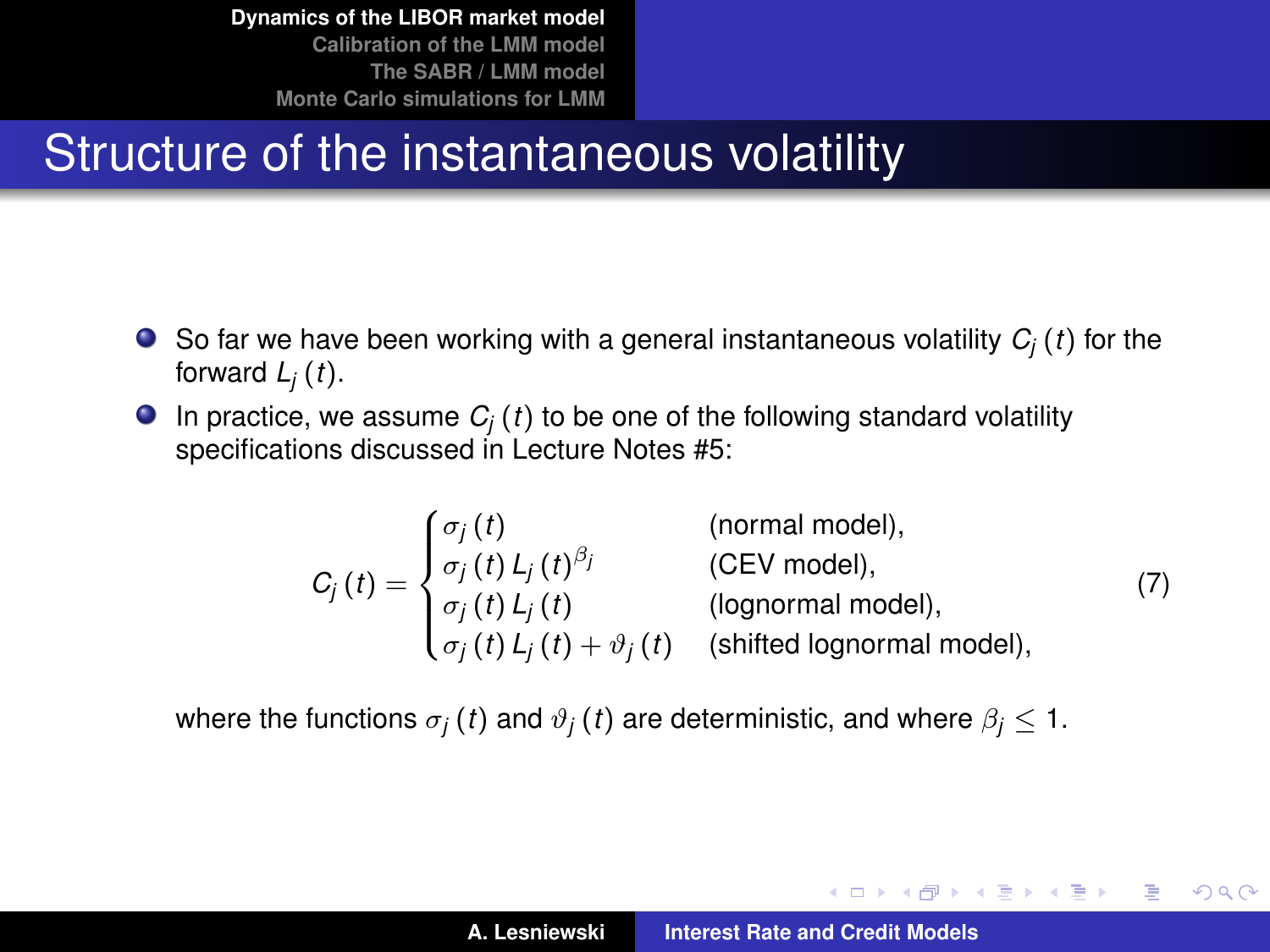# Structure of the instantaneous volatility

- So far we have been working with a general instantaneous volatility $C_j(t)$ for the forward $L_j(t)$.
- In practice, we assume $C_j(t)$ to be one of the following standard volatility specifications discussed in Lecture Notes #5:

$$
C_j(t) = \begin{cases} \sigma_j(t) & \text{(normal model)}, \\ \sigma_j(t) L_j(t)^{\beta_j} & \text{(CEV model)}, \\ \sigma_j(t) L_j(t) & \text{(lognormal model)}, \\ \sigma_j(t) L_j(t) + \vartheta_j(t) & \text{(shifted lognormal model)}, \end{cases} \tag{7}
$$

where the functions $\sigma_j(t)$ and $\vartheta_j(t)$ are deterministic, and where $\beta_j \leq 1$.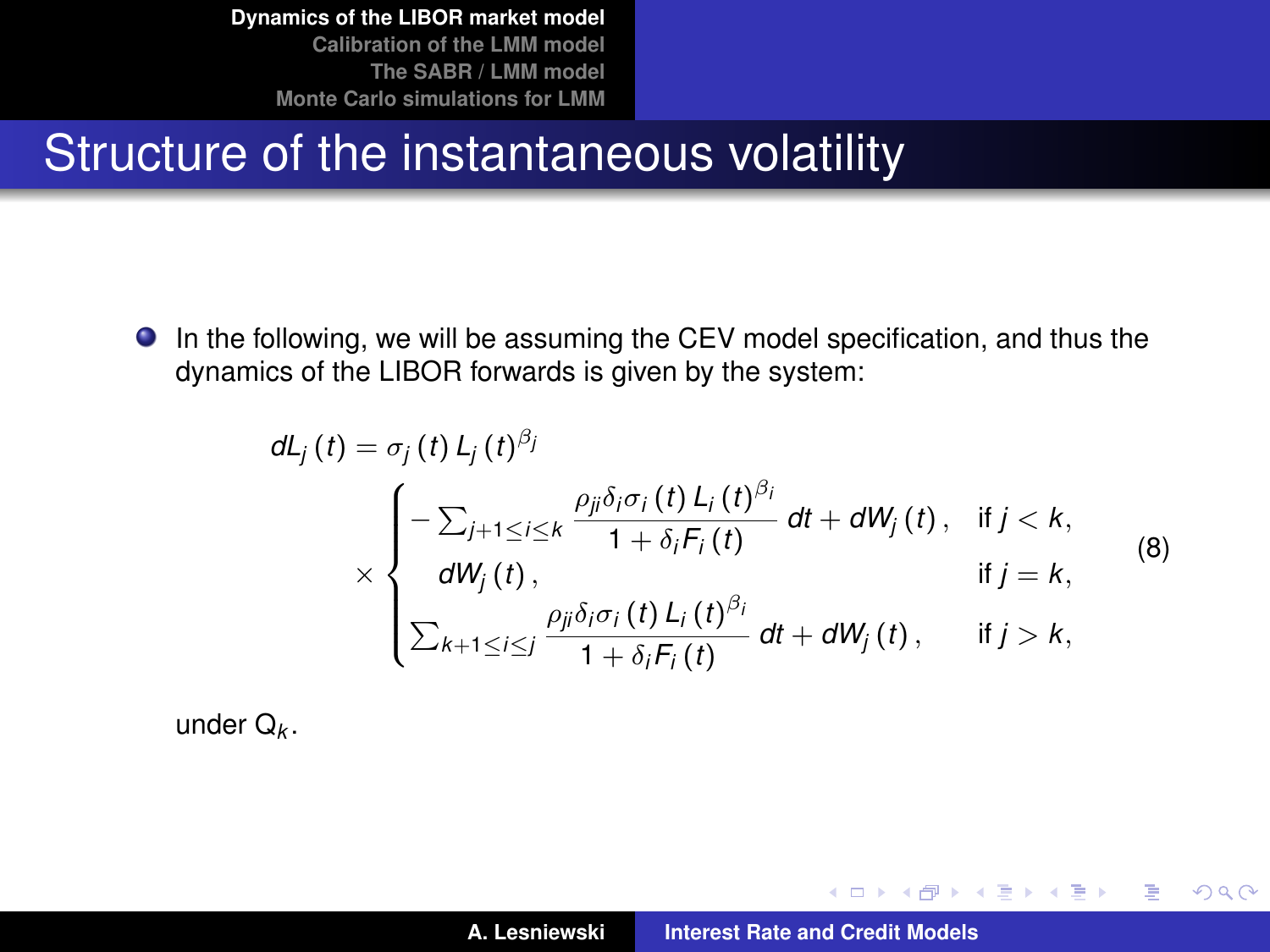# Structure of the instantaneous volatility

- In the following, we will be assuming the CEV model specification, and thus the dynamics of the LIBOR forwards is given by the system:

$$
dL_j(t) = \sigma_j(t) L_j(t)^{\beta_j} \times \begin{cases} -\sum_{j+1 \le i \le k} \dfrac{\rho_{ji}\delta_i\sigma_i(t) L_i(t)^{\beta_i}}{1+\delta_i F_i(t)}\, dt + dW_j(t), & \text{if } j < k, \\ dW_j(t), & \text{if } j = k, \\ \sum_{k+1 \le i \le j} \dfrac{\rho_{ji}\delta_i\sigma_i(t) L_i(t)^{\beta_i}}{1+\delta_i F_i(t)}\, dt + dW_j(t), & \text{if } j > k, \end{cases} \tag{8}
$$

under $\mathrm{Q}_k$.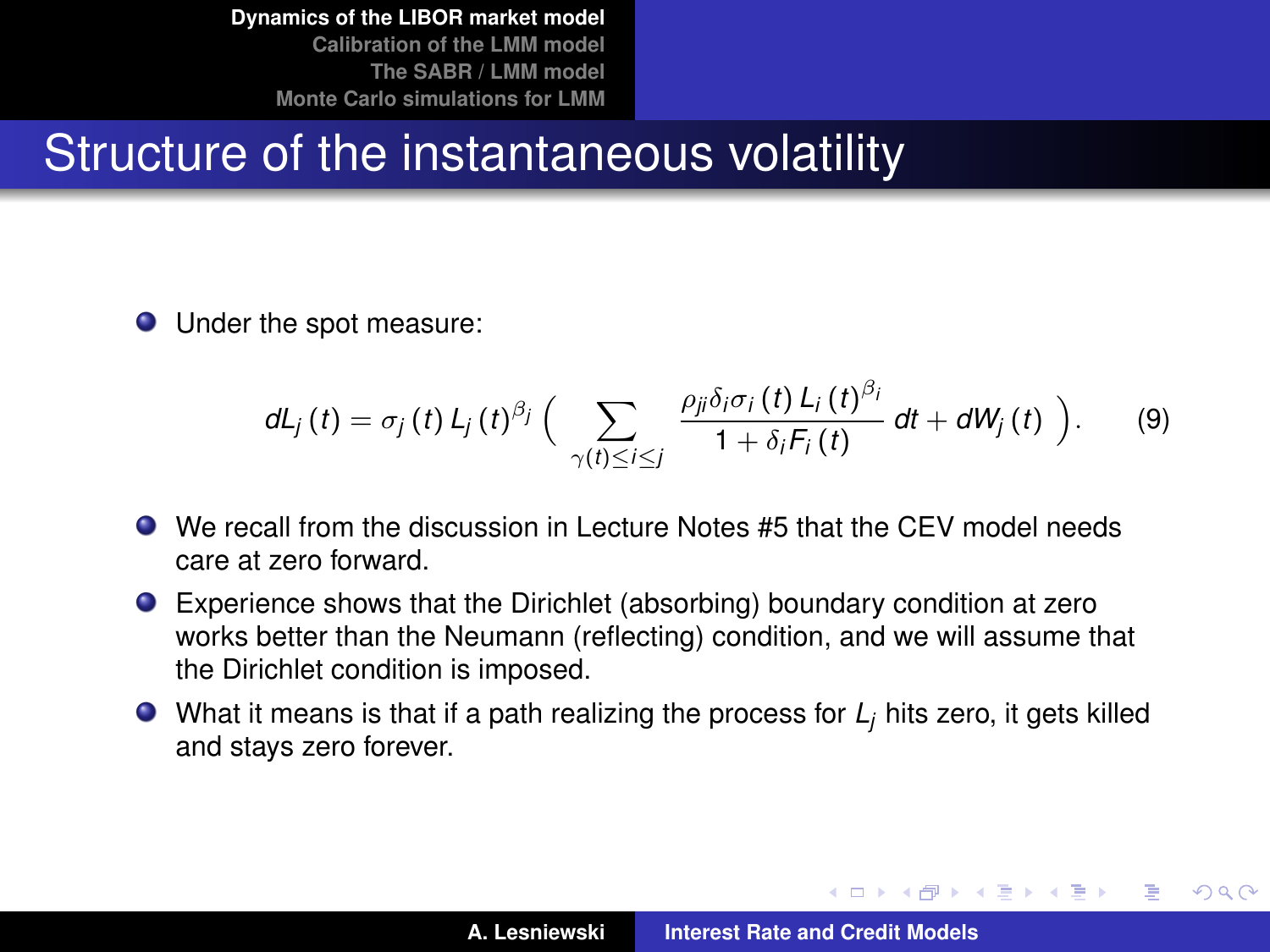# Structure of the instantaneous volatility

- Under the spot measure:

$$dL_j(t) = \sigma_j(t) L_j(t)^{\beta_j} \Big( \sum_{\gamma(t) \le i \le j} \frac{\rho_{ji} \delta_i \sigma_i(t) L_i(t)^{\beta_i}}{1 + \delta_i F_i(t)} dt + dW_j(t) \Big). \tag{9}$$

- We recall from the discussion in Lecture Notes #5 that the CEV model needs care at zero forward.
- Experience shows that the Dirichlet (absorbing) boundary condition at zero works better than the Neumann (reflecting) condition, and we will assume that the Dirichlet condition is imposed.
- What it means is that if a path realizing the process for $L_j$ hits zero, it gets killed and stays zero forever.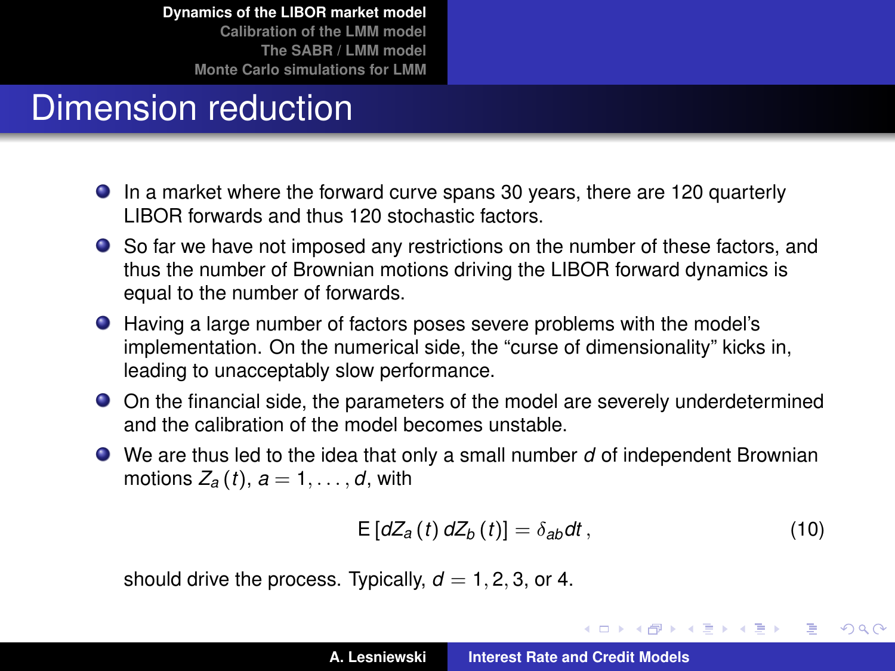# Dimension reduction

- In a market where the forward curve spans 30 years, there are 120 quarterly LIBOR forwards and thus 120 stochastic factors.
- So far we have not imposed any restrictions on the number of these factors, and thus the number of Brownian motions driving the LIBOR forward dynamics is equal to the number of forwards.
- Having a large number of factors poses severe problems with the model's implementation. On the numerical side, the "curse of dimensionality" kicks in, leading to unacceptably slow performance.
- On the financial side, the parameters of the model are severely underdetermined and the calibration of the model becomes unstable.
- We are thus led to the idea that only a small number $d$ of independent Brownian motions $Z_a(t)$, $a = 1, \ldots, d$, with

$$\mathrm{E}\left[dZ_a(t)\, dZ_b(t)\right] = \delta_{ab} dt\,, \tag{10}$$

  should drive the process. Typically, $d = 1, 2, 3$, or $4$.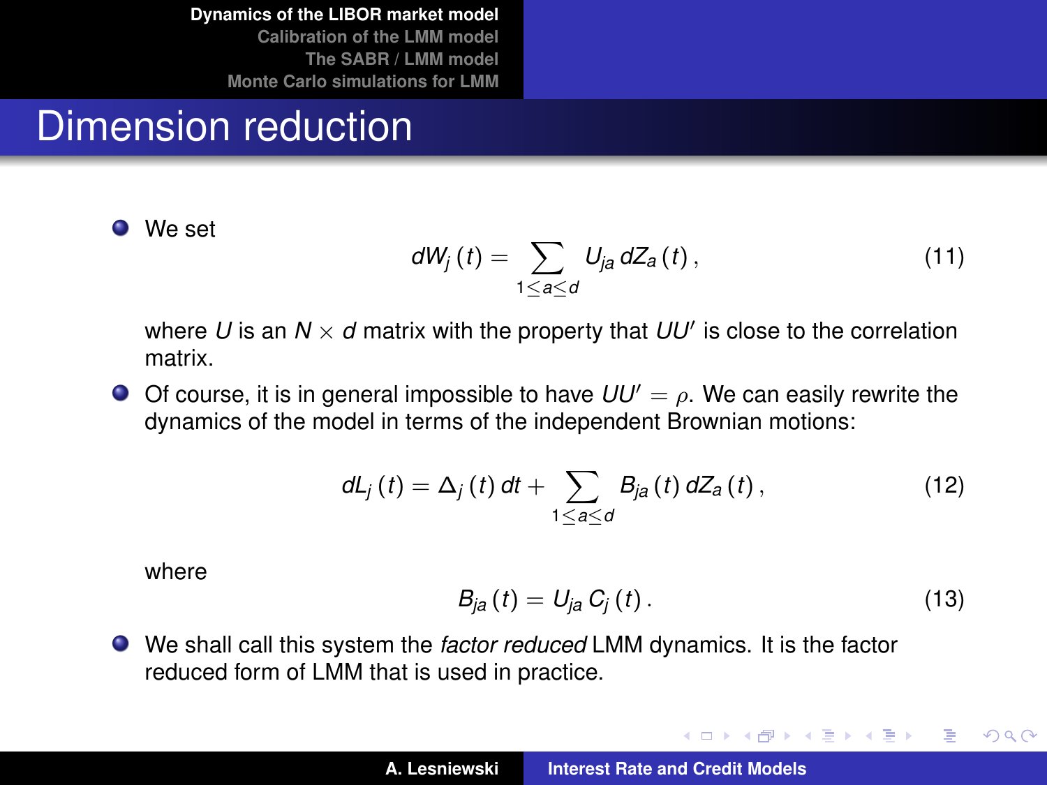# Dimension reduction

- We set

$$dW_j(t) = \sum_{1 \le a \le d} U_{ja} \, dZ_a(t) , \tag{11}$$

where $U$ is an $N \times d$ matrix with the property that $UU'$ is close to the correlation matrix.

- Of course, it is in general impossible to have $UU' = \rho$. We can easily rewrite the dynamics of the model in terms of the independent Brownian motions:

$$dL_j(t) = \Delta_j(t) \, dt + \sum_{1 \le a \le d} B_{ja}(t) \, dZ_a(t) , \tag{12}$$

where

$$B_{ja}(t) = U_{ja} \, C_j(t) . \tag{13}$$

- We shall call this system the *factor reduced* LMM dynamics. It is the factor reduced form of LMM that is used in practice.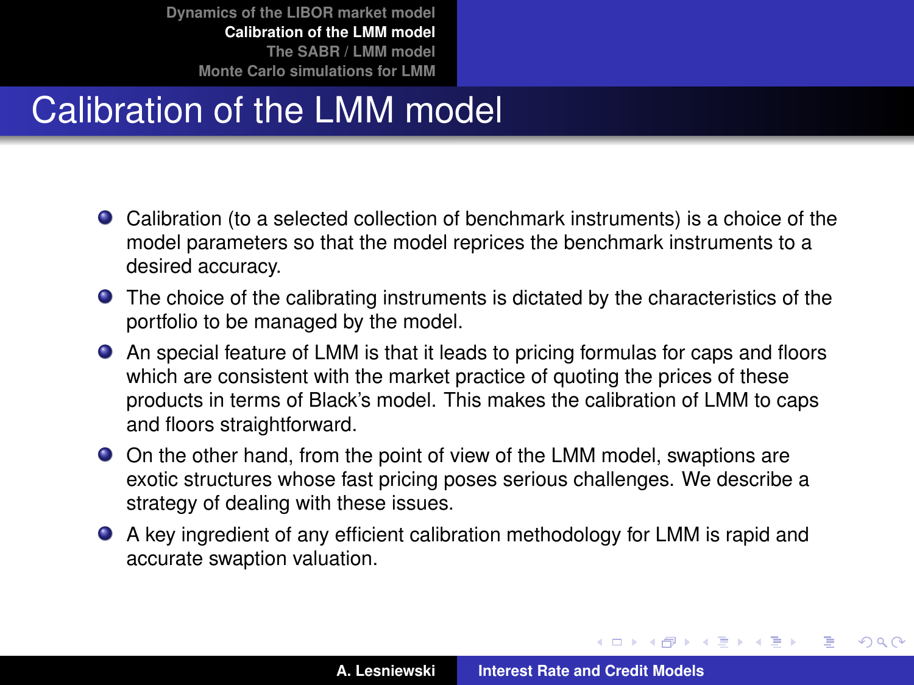# Calibration of the LMM model

- Calibration (to a selected collection of benchmark instruments) is a choice of the model parameters so that the model reprices the benchmark instruments to a desired accuracy.
- The choice of the calibrating instruments is dictated by the characteristics of the portfolio to be managed by the model.
- An special feature of LMM is that it leads to pricing formulas for caps and floors which are consistent with the market practice of quoting the prices of these products in terms of Black's model. This makes the calibration of LMM to caps and floors straightforward.
- On the other hand, from the point of view of the LMM model, swaptions are exotic structures whose fast pricing poses serious challenges. We describe a strategy of dealing with these issues.
- A key ingredient of any efficient calibration methodology for LMM is rapid and accurate swaption valuation.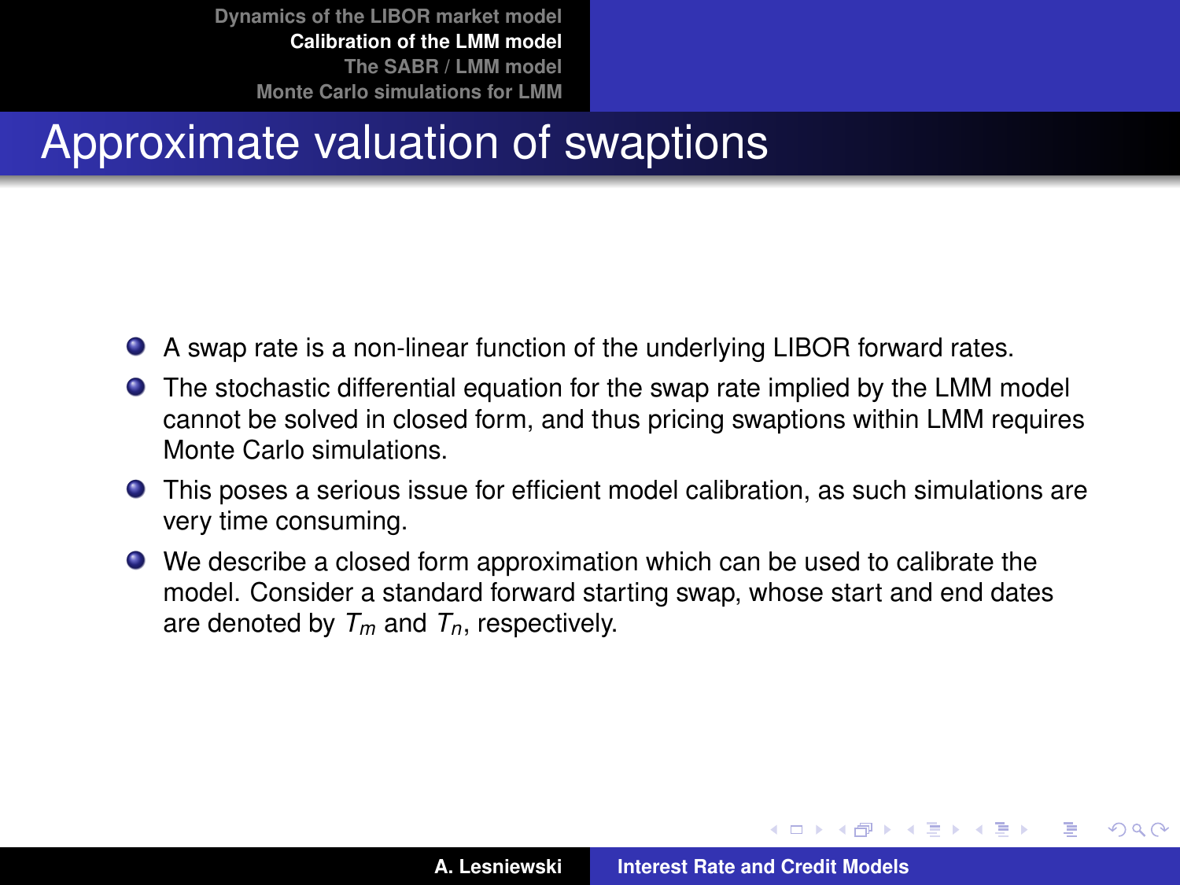# Approximate valuation of swaptions

- A swap rate is a non-linear function of the underlying LIBOR forward rates.
- The stochastic differential equation for the swap rate implied by the LMM model cannot be solved in closed form, and thus pricing swaptions within LMM requires Monte Carlo simulations.
- This poses a serious issue for efficient model calibration, as such simulations are very time consuming.
- We describe a closed form approximation which can be used to calibrate the model. Consider a standard forward starting swap, whose start and end dates are denoted by $T_m$ and $T_n$, respectively.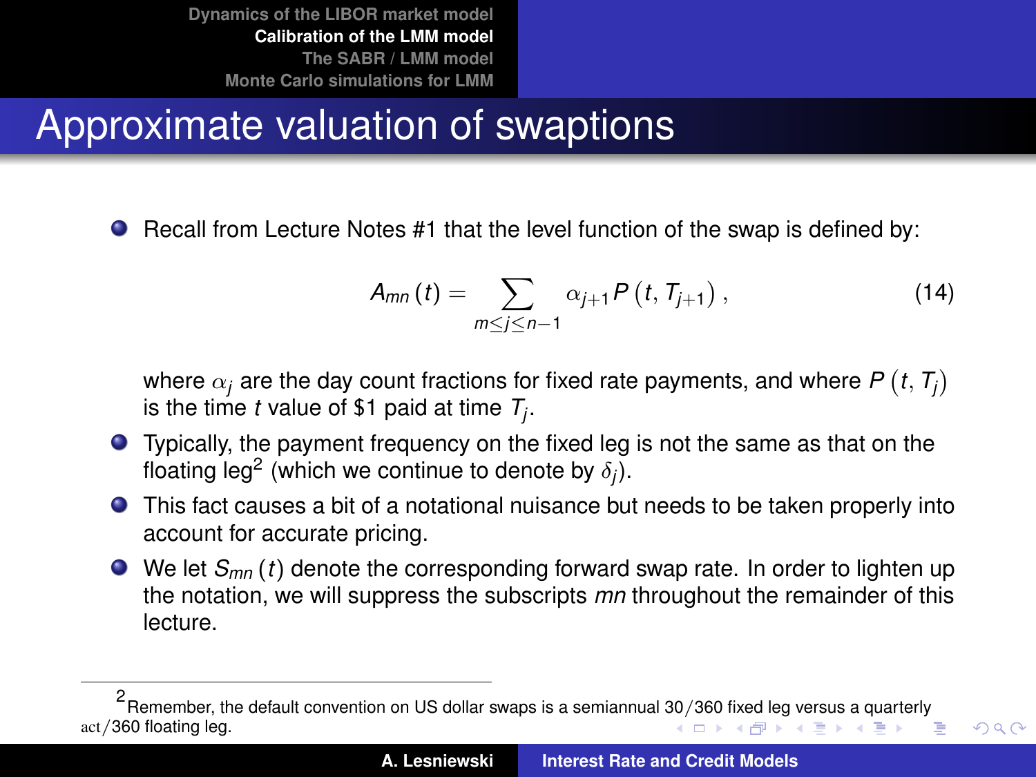# Approximate valuation of swaptions

- Recall from Lecture Notes #1 that the level function of the swap is defined by:

$$A_{mn}(t) = \sum_{m \le j \le n-1} \alpha_{j+1} P(t, T_{j+1}), \tag{14}$$

  where $\alpha_j$ are the day count fractions for fixed rate payments, and where $P(t, T_j)$ is the time $t$ value of \$1 paid at time $T_j$.

- Typically, the payment frequency on the fixed leg is not the same as that on the floating leg[2] (which we continue to denote by $\delta_j$).
- This fact causes a bit of a notational nuisance but needs to be taken properly into account for accurate pricing.
- We let $S_{mn}(t)$ denote the corresponding forward swap rate. In order to lighten up the notation, we will suppress the subscripts $mn$ throughout the remainder of this lecture.

---

[2] Remember, the default convention on US dollar swaps is a semiannual 30/360 fixed leg versus a quarterly act/360 floating leg.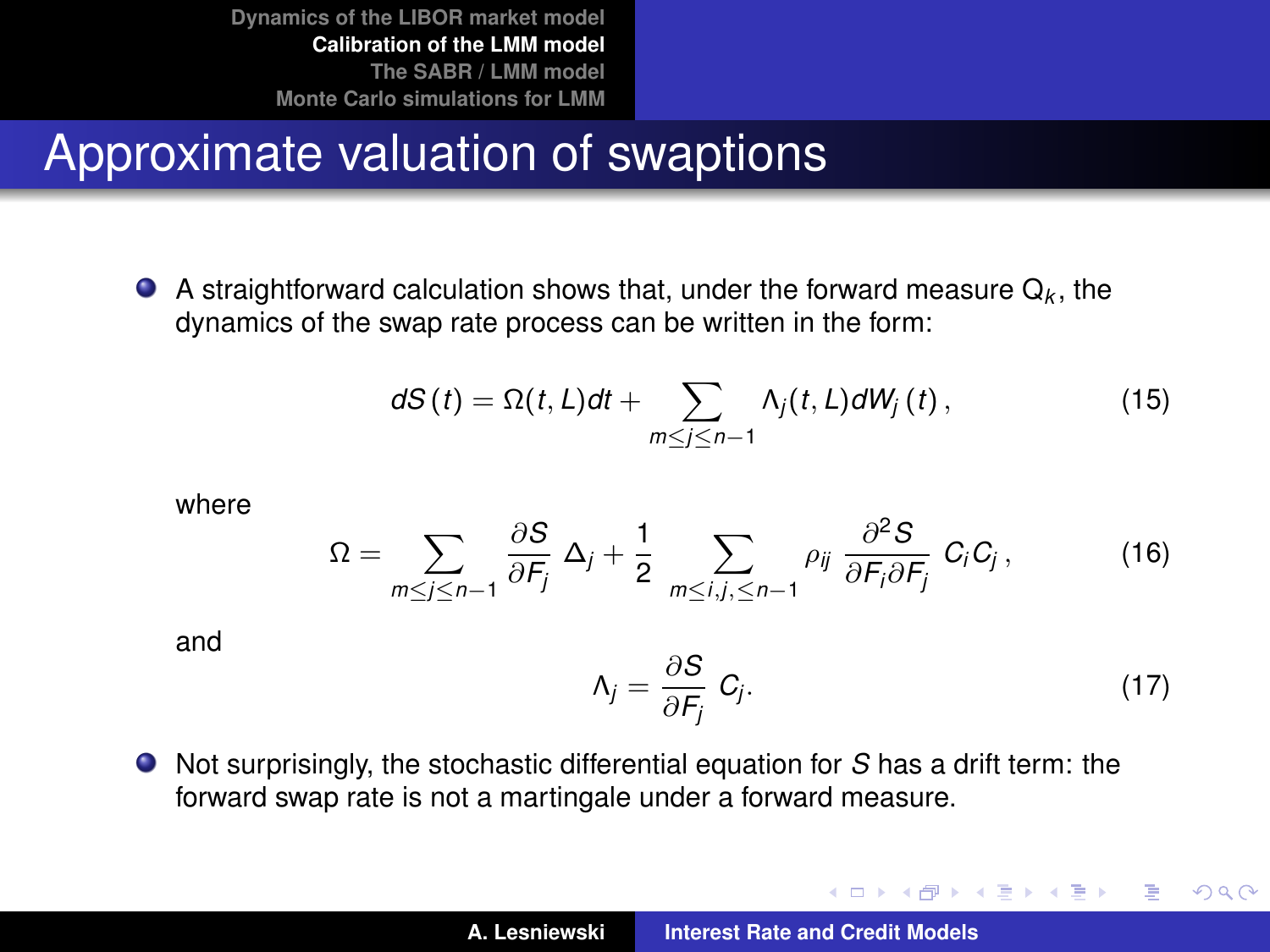# Approximate valuation of swaptions

- A straightforward calculation shows that, under the forward measure $Q_k$, the dynamics of the swap rate process can be written in the form:

$$dS(t) = \Omega(t, L)dt + \sum_{m \leq j \leq n-1} \Lambda_j(t, L) dW_j(t), \tag{15}$$

where

$$\Omega = \sum_{m \leq j \leq n-1} \frac{\partial S}{\partial F_j} \Delta_j + \frac{1}{2} \sum_{m \leq i,j, \leq n-1} \rho_{ij} \frac{\partial^2 S}{\partial F_i \partial F_j} C_i C_j, \tag{16}$$

and

$$\Lambda_j = \frac{\partial S}{\partial F_j} C_j. \tag{17}$$

- Not surprisingly, the stochastic differential equation for $S$ has a drift term: the forward swap rate is not a martingale under a forward measure.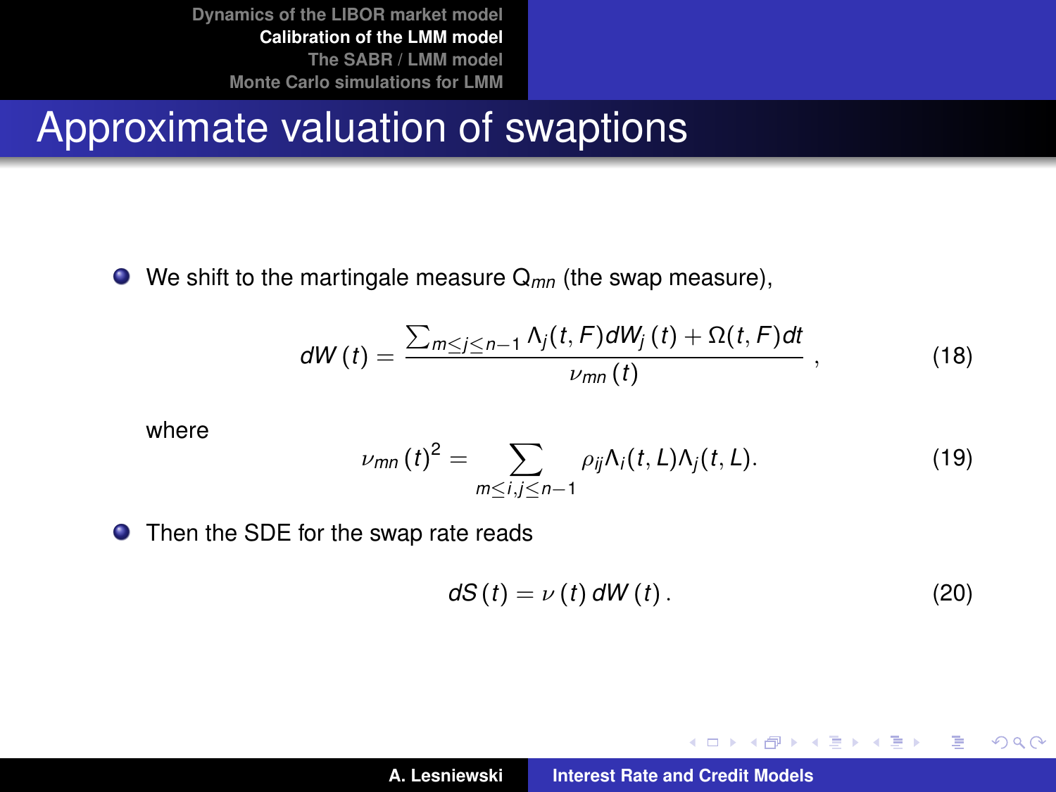# Approximate valuation of swaptions

- We shift to the martingale measure $\mathsf{Q}_{mn}$ (the swap measure),

$$dW(t) = \frac{\sum_{m \leq j \leq n-1} \Lambda_j(t, F) dW_j(t) + \Omega(t, F) dt}{\nu_{mn}(t)}, \tag{18}$$

where

$$\nu_{mn}(t)^2 = \sum_{m \leq i, j \leq n-1} \rho_{ij} \Lambda_i(t, L) \Lambda_j(t, L). \tag{19}$$

- Then the SDE for the swap rate reads

$$dS(t) = \nu(t)\, dW(t). \tag{20}$$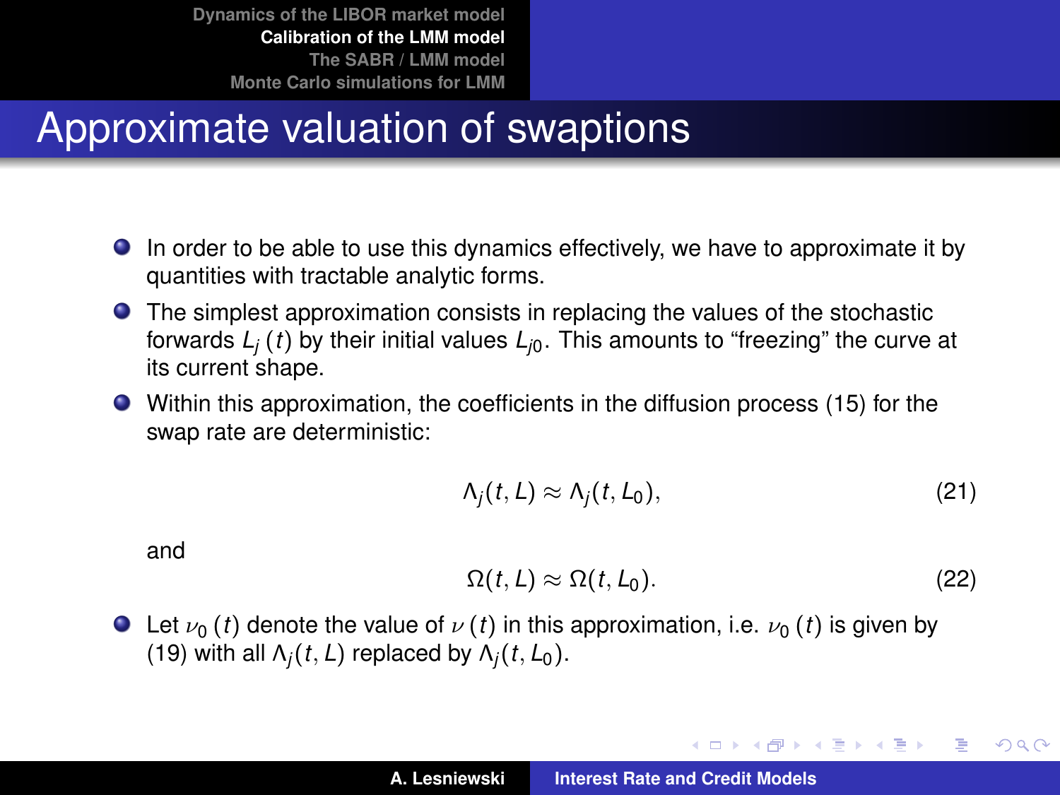# Approximate valuation of swaptions

- In order to be able to use this dynamics effectively, we have to approximate it by quantities with tractable analytic forms.
- The simplest approximation consists in replacing the values of the stochastic forwards $L_j(t)$ by their initial values $L_{j0}$. This amounts to "freezing" the curve at its current shape.
- Within this approximation, the coefficients in the diffusion process (15) for the swap rate are deterministic:

$$\Lambda_j(t, L) \approx \Lambda_j(t, L_0), \tag{21}$$

  and

$$\Omega(t, L) \approx \Omega(t, L_0). \tag{22}$$

- Let $\nu_0(t)$ denote the value of $\nu(t)$ in this approximation, i.e. $\nu_0(t)$ is given by (19) with all $\Lambda_j(t, L)$ replaced by $\Lambda_j(t, L_0)$.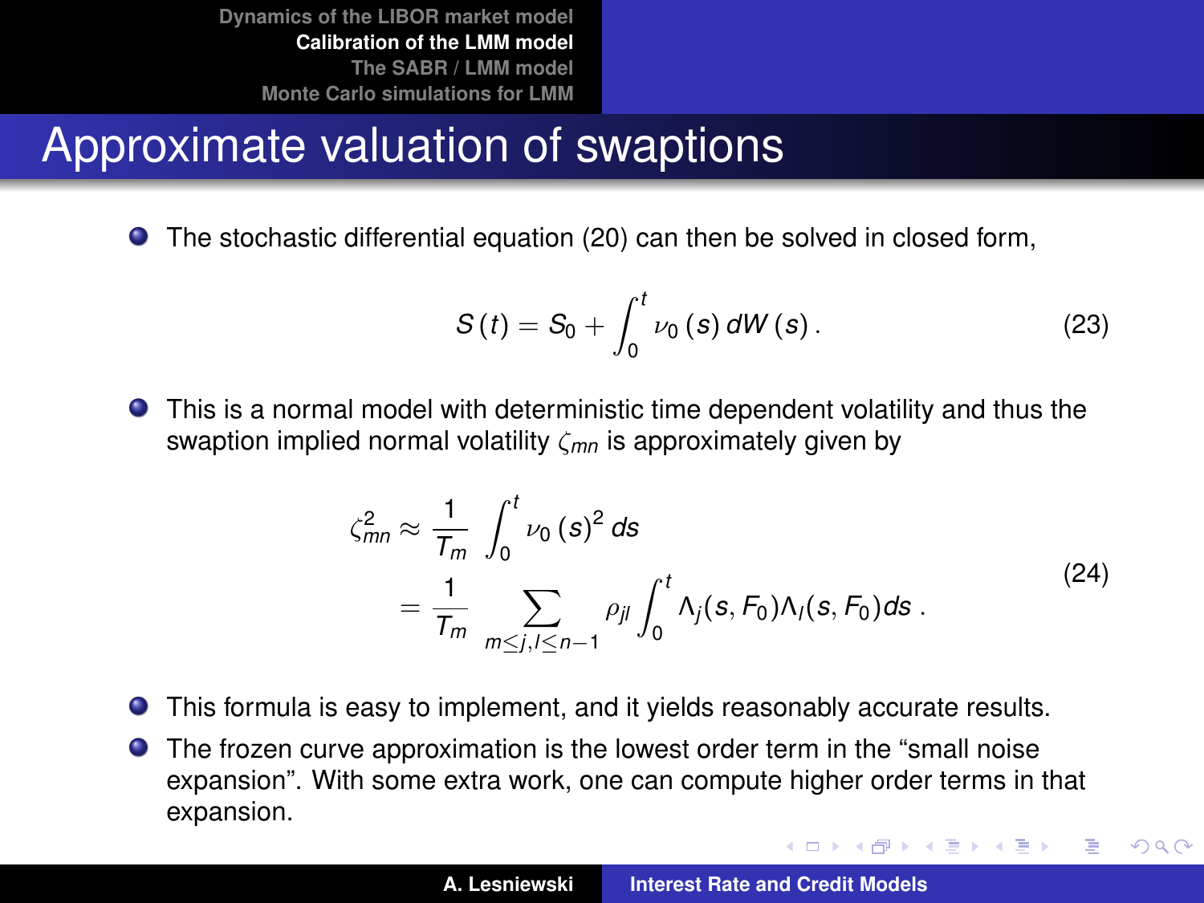# Approximate valuation of swaptions

- The stochastic differential equation (20) can then be solved in closed form,

$$S(t) = S_0 + \int_0^t \nu_0(s)\, dW(s)\,. \tag{23}$$

- This is a normal model with deterministic time dependent volatility and thus the swaption implied normal volatility $\zeta_{mn}$ is approximately given by

$$\begin{aligned} \zeta_{mn}^2 &\approx \frac{1}{T_m} \int_0^t \nu_0(s)^2\, ds \\ &= \frac{1}{T_m} \sum_{m \leq j, l \leq n-1} \rho_{jl} \int_0^t \Lambda_j(s, F_0) \Lambda_l(s, F_0) ds\,. \end{aligned} \tag{24}$$

- This formula is easy to implement, and it yields reasonably accurate results.
- The frozen curve approximation is the lowest order term in the "small noise expansion". With some extra work, one can compute higher order terms in that expansion.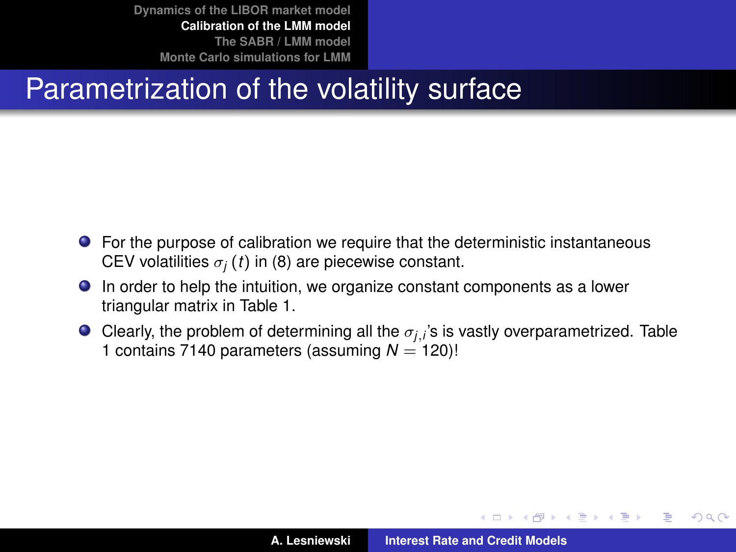# Parametrization of the volatility surface

- For the purpose of calibration we require that the deterministic instantaneous CEV volatilities $\sigma_j(t)$ in (8) are piecewise constant.
- In order to help the intuition, we organize constant components as a lower triangular matrix in Table 1.
- Clearly, the problem of determining all the $\sigma_{j,i}$'s is vastly overparametrized. Table 1 contains 7140 parameters (assuming $N = 120$)!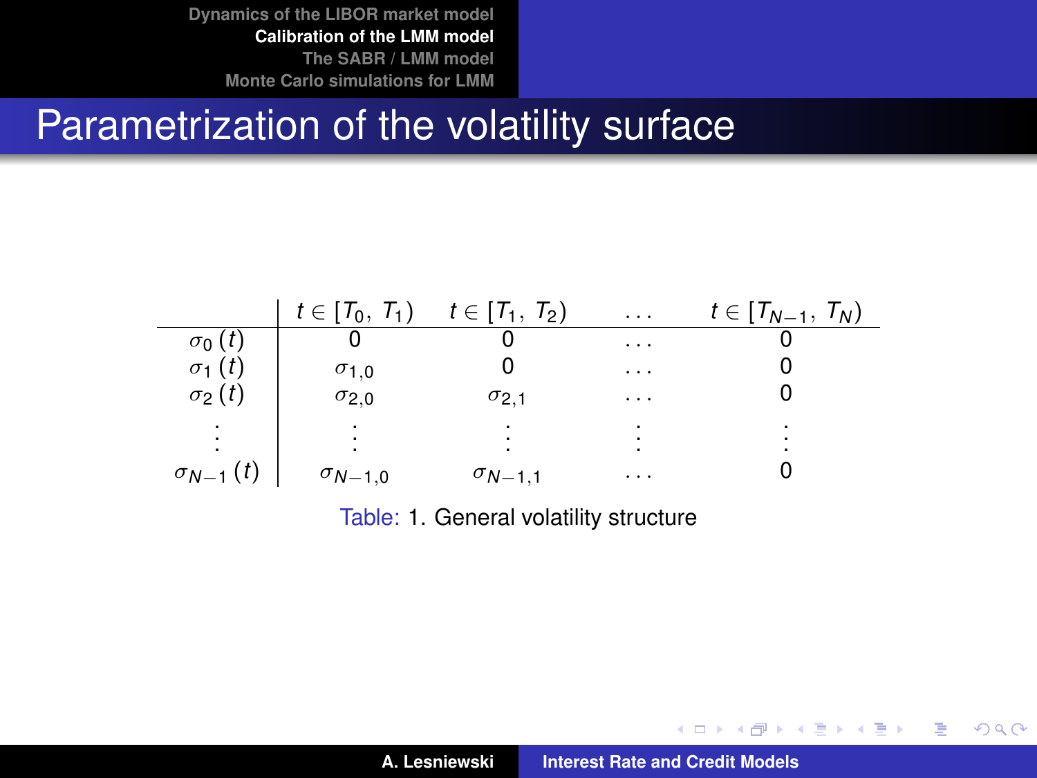# Parametrization of the volatility surface

| | $t \in [T_0, T_1)$ | $t \in [T_1, T_2)$ | $\ldots$ | $t \in [T_{N-1}, T_N)$ |
|---|---|---|---|---|
| $\sigma_0(t)$ | 0 | 0 | $\ldots$ | 0 |
| $\sigma_1(t)$ | $\sigma_{1,0}$ | 0 | $\ldots$ | 0 |
| $\sigma_2(t)$ | $\sigma_{2,0}$ | $\sigma_{2,1}$ | $\ldots$ | 0 |
| $\vdots$ | $\vdots$ | $\vdots$ | $\vdots$ | $\vdots$ |
| $\sigma_{N-1}(t)$ | $\sigma_{N-1,0}$ | $\sigma_{N-1,1}$ | $\ldots$ | 0 |

Table: 1. General volatility structure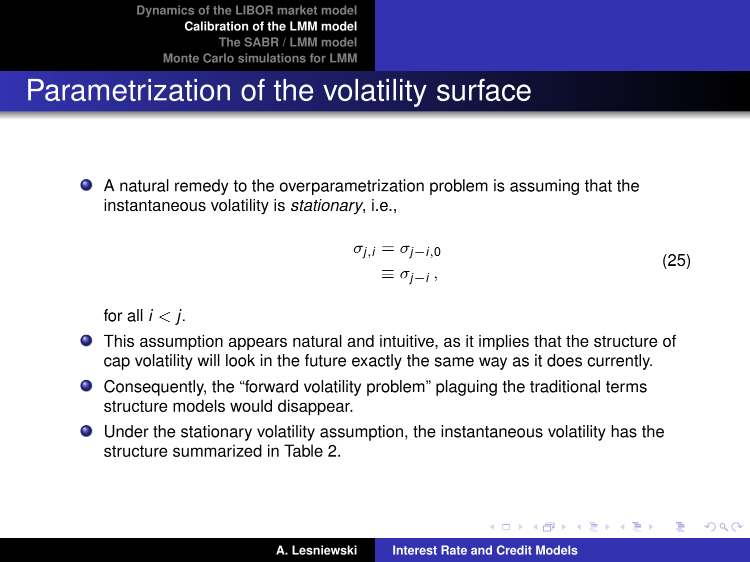# Parametrization of the volatility surface

- A natural remedy to the overparametrization problem is assuming that the instantaneous volatility is *stationary*, i.e.,

$$
\begin{aligned}
\sigma_{j,i} &= \sigma_{j-i,0} \\
&\equiv \sigma_{j-i}\,,
\end{aligned}
\tag{25}
$$

  for all $i < j$.

- This assumption appears natural and intuitive, as it implies that the structure of cap volatility will look in the future exactly the same way as it does currently.
- Consequently, the "forward volatility problem" plaguing the traditional terms structure models would disappear.
- Under the stationary volatility assumption, the instantaneous volatility has the structure summarized in Table 2.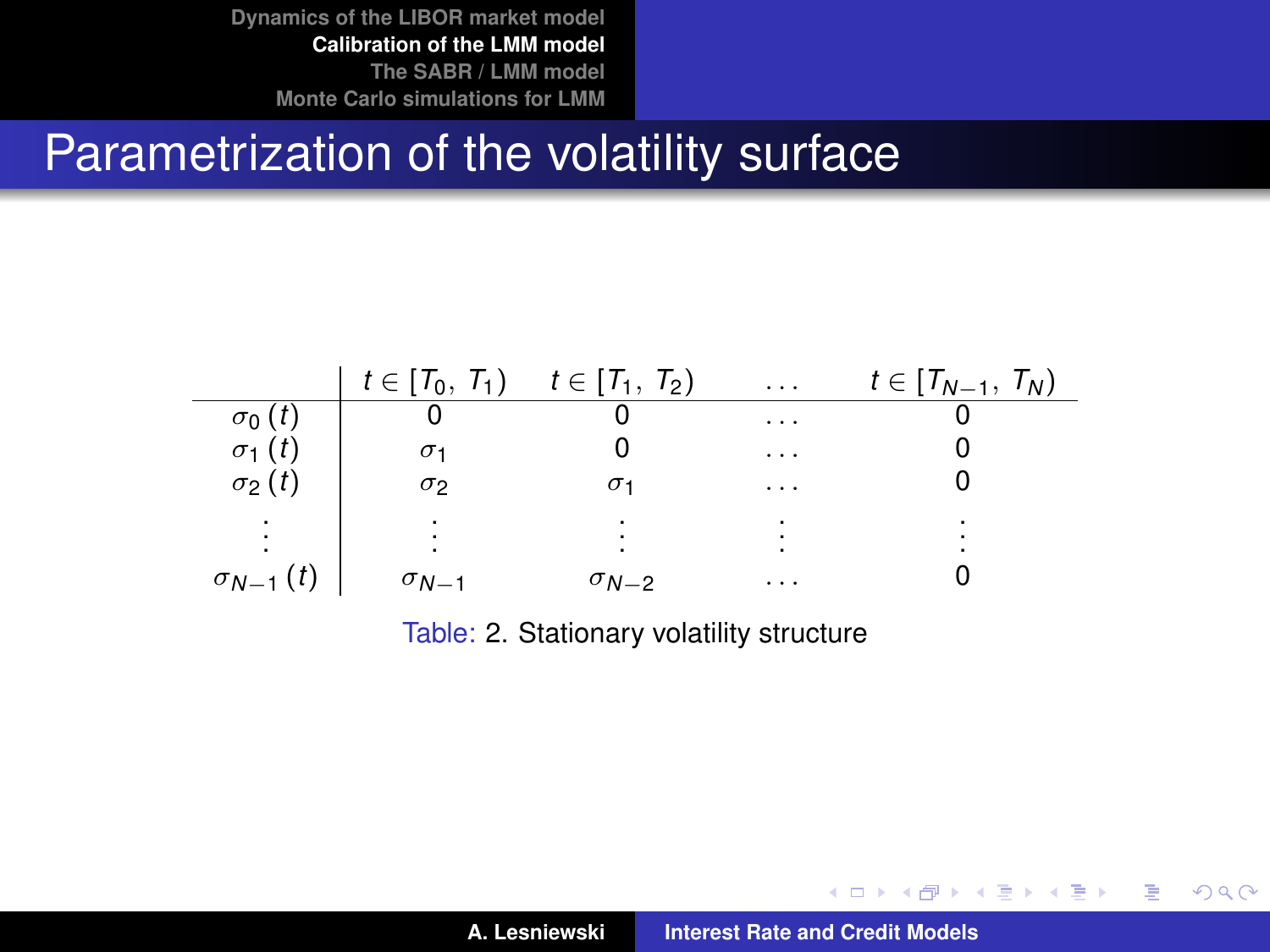## Parametrization of the volatility surface

| | $t \in [T_0, T_1)$ | $t \in [T_1, T_2)$ | $\ldots$ | $t \in [T_{N-1}, T_N)$ |
|---|---|---|---|---|
| $\sigma_0(t)$ | 0 | 0 | $\ldots$ | 0 |
| $\sigma_1(t)$ | $\sigma_1$ | 0 | $\ldots$ | 0 |
| $\sigma_2(t)$ | $\sigma_2$ | $\sigma_1$ | $\ldots$ | 0 |
| $\vdots$ | $\vdots$ | $\vdots$ | $\vdots$ | $\vdots$ |
| $\sigma_{N-1}(t)$ | $\sigma_{N-1}$ | $\sigma_{N-2}$ | $\ldots$ | 0 |

Table: 2. Stationary volatility structure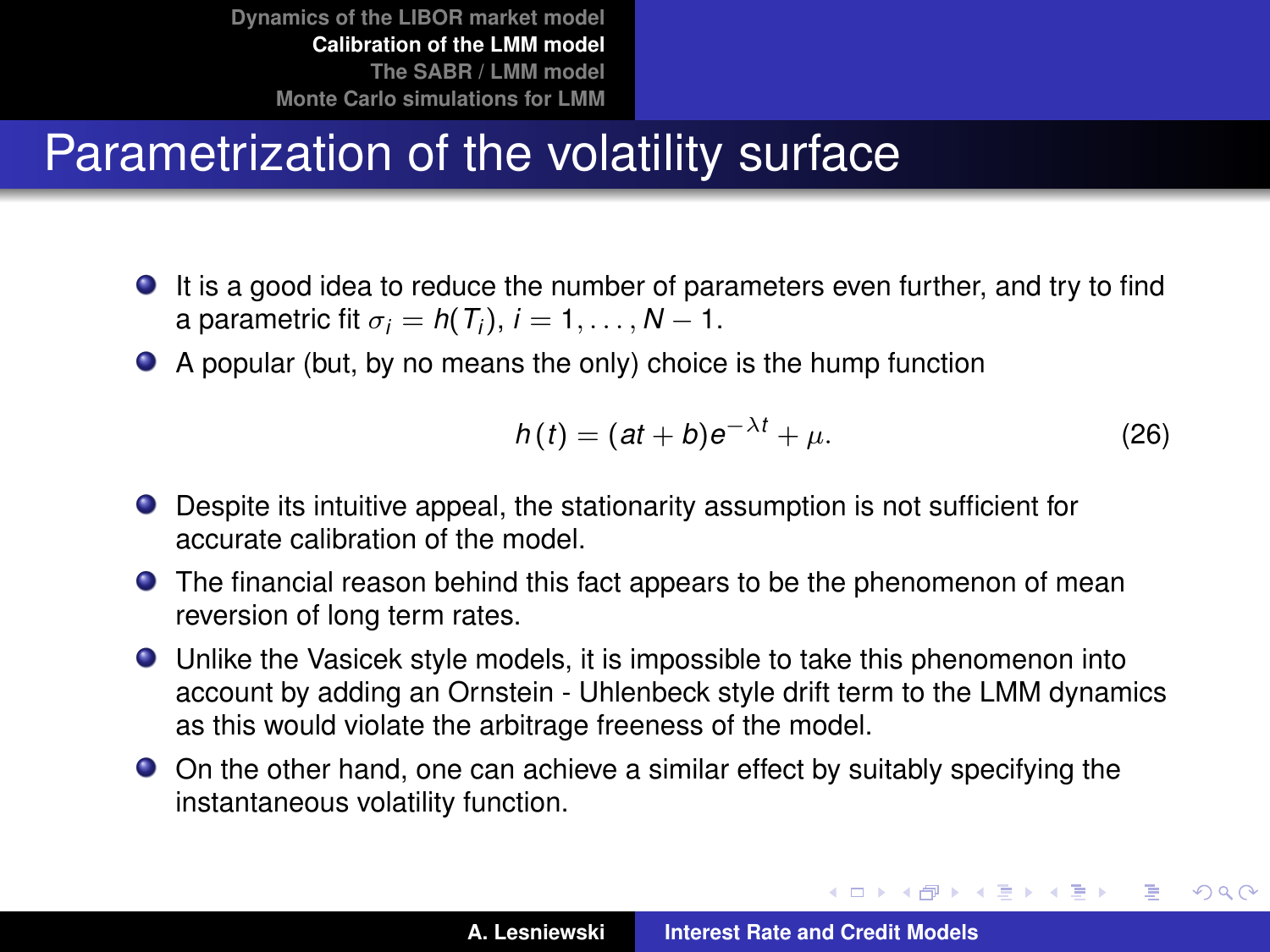## Parametrization of the volatility surface

- It is a good idea to reduce the number of parameters even further, and try to find a parametric fit $\sigma_i = h(T_i)$, $i = 1, \ldots, N-1$.
- A popular (but, by no means the only) choice is the hump function

$$h(t) = (at + b)e^{-\lambda t} + \mu. \tag{26}$$

- Despite its intuitive appeal, the stationarity assumption is not sufficient for accurate calibration of the model.
- The financial reason behind this fact appears to be the phenomenon of mean reversion of long term rates.
- Unlike the Vasicek style models, it is impossible to take this phenomenon into account by adding an Ornstein - Uhlenbeck style drift term to the LMM dynamics as this would violate the arbitrage freeness of the model.
- On the other hand, one can achieve a similar effect by suitably specifying the instantaneous volatility function.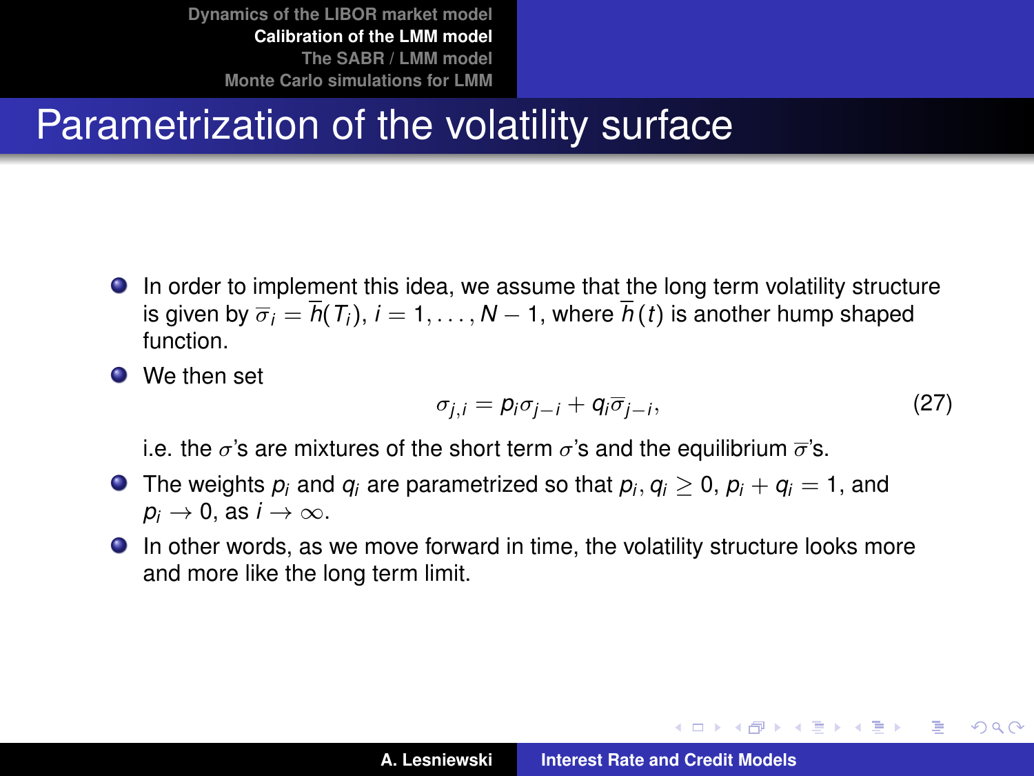# Parametrization of the volatility surface

- In order to implement this idea, we assume that the long term volatility structure is given by $\overline{\sigma}_i = \overline{h}(T_i)$, $i = 1, \ldots, N-1$, where $\overline{h}(t)$ is another hump shaped function.
- We then set

$$\sigma_{j,i} = p_i \sigma_{j-i} + q_i \overline{\sigma}_{j-i}, \tag{27}$$

  i.e. the $\sigma$'s are mixtures of the short term $\sigma$'s and the equilibrium $\overline{\sigma}$'s.
- The weights $p_i$ and $q_i$ are parametrized so that $p_i, q_i \geq 0$, $p_i + q_i = 1$, and $p_i \to 0$, as $i \to \infty$.
- In other words, as we move forward in time, the volatility structure looks more and more like the long term limit.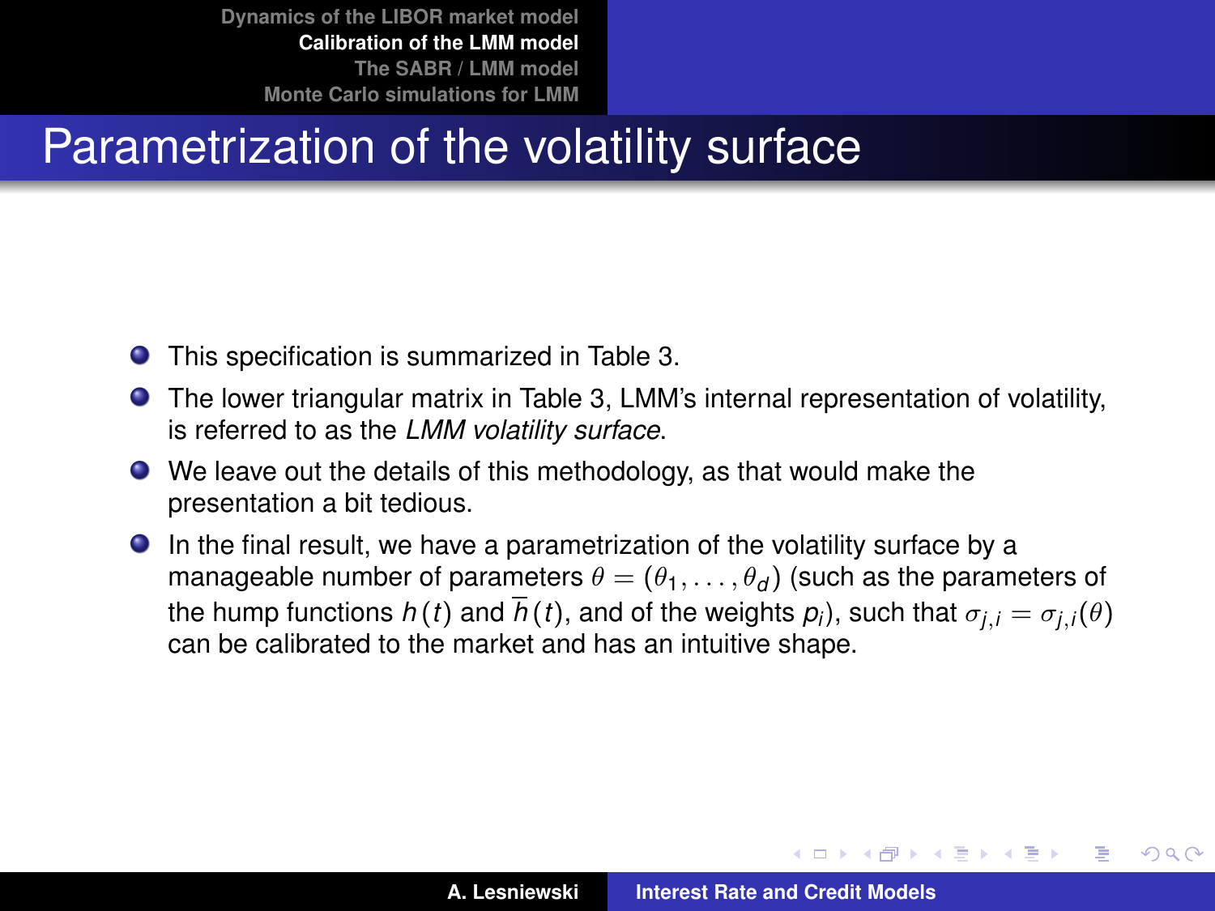# Parametrization of the volatility surface

- This specification is summarized in Table 3.
- The lower triangular matrix in Table 3, LMM's internal representation of volatility, is referred to as the *LMM volatility surface*.
- We leave out the details of this methodology, as that would make the presentation a bit tedious.
- In the final result, we have a parametrization of the volatility surface by a manageable number of parameters $\theta = (\theta_1, \ldots, \theta_d)$ (such as the parameters of the hump functions $h(t)$ and $\overline{h}(t)$, and of the weights $p_i$), such that $\sigma_{j,i} = \sigma_{j,i}(\theta)$ can be calibrated to the market and has an intuitive shape.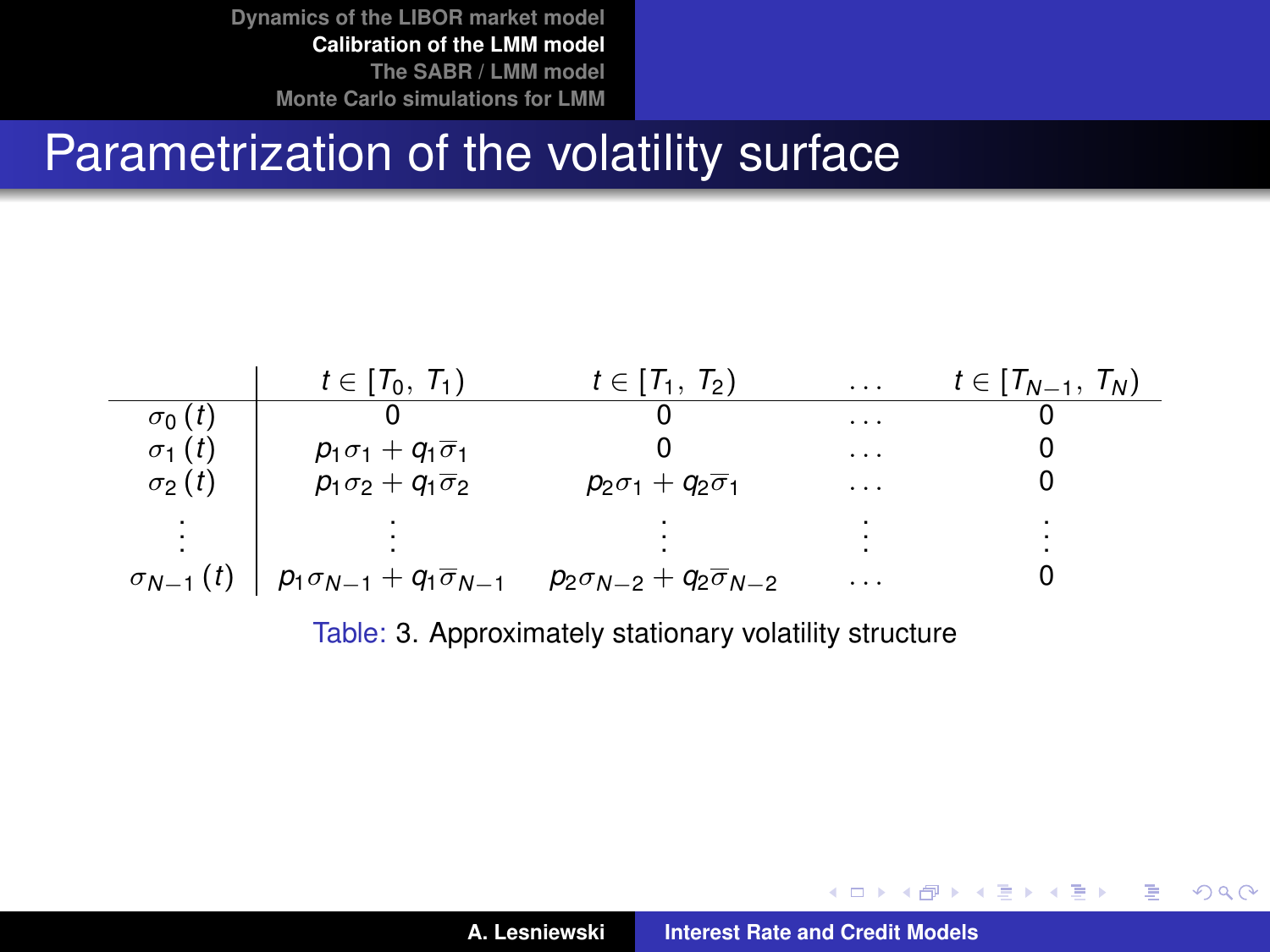# Parametrization of the volatility surface

| | $t \in [T_0, T_1)$ | $t \in [T_1, T_2)$ | $\ldots$ | $t \in [T_{N-1}, T_N)$ |
|---|---|---|---|---|
| $\sigma_0(t)$ | $0$ | $0$ | $\ldots$ | $0$ |
| $\sigma_1(t)$ | $p_1\sigma_1 + q_1\overline{\sigma}_1$ | $0$ | $\ldots$ | $0$ |
| $\sigma_2(t)$ | $p_1\sigma_2 + q_1\overline{\sigma}_2$ | $p_2\sigma_1 + q_2\overline{\sigma}_1$ | $\ldots$ | $0$ |
| $\vdots$ | $\vdots$ | $\vdots$ | $\vdots$ | $\vdots$ |
| $\sigma_{N-1}(t)$ | $p_1\sigma_{N-1} + q_1\overline{\sigma}_{N-1}$ | $p_2\sigma_{N-2} + q_2\overline{\sigma}_{N-2}$ | $\ldots$ | $0$ |

Table: 3. Approximately stationary volatility structure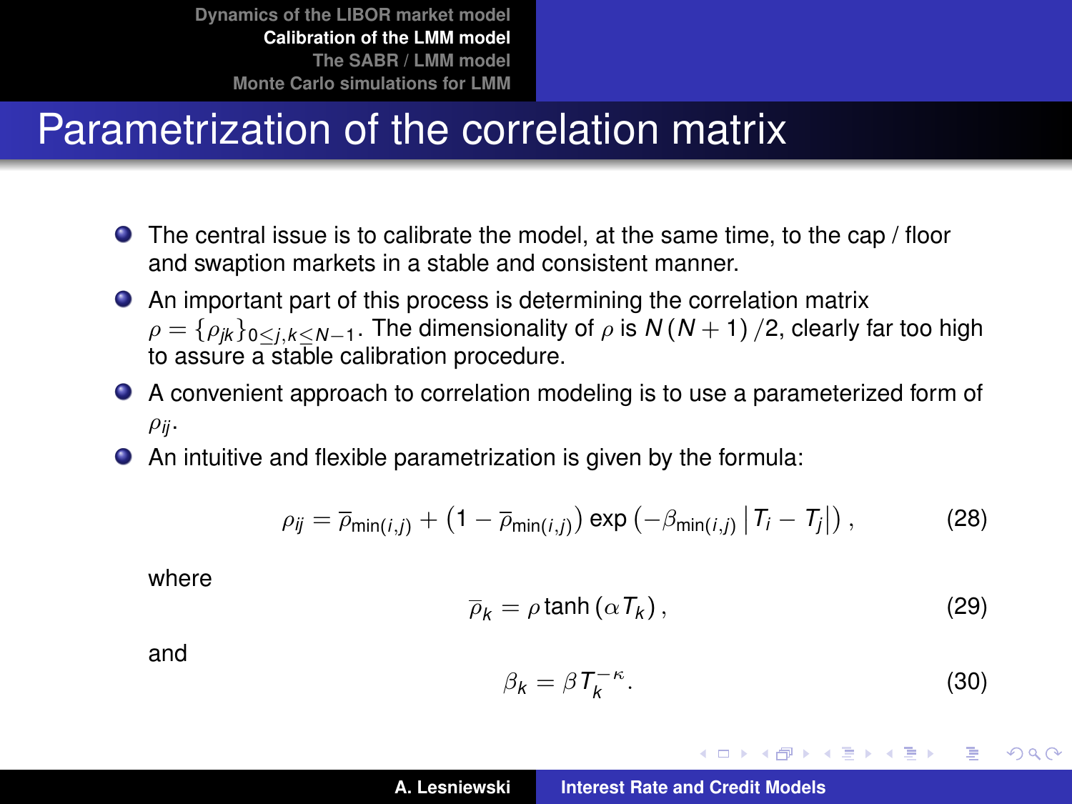# Parametrization of the correlation matrix

- The central issue is to calibrate the model, at the same time, to the cap / floor and swaption markets in a stable and consistent manner.
- An important part of this process is determining the correlation matrix $\rho = \{\rho_{jk}\}_{0 \leq j,k \leq N-1}$. The dimensionality of $\rho$ is $N(N+1)/2$, clearly far too high to assure a stable calibration procedure.
- A convenient approach to correlation modeling is to use a parameterized form of $\rho_{ij}$.
- An intuitive and flexible parametrization is given by the formula:

$$\rho_{ij} = \overline{\rho}_{\min(i,j)} + \left(1 - \overline{\rho}_{\min(i,j)}\right) \exp\left(-\beta_{\min(i,j)} \left|T_i - T_j\right|\right), \tag{28}$$

where

$$\overline{\rho}_k = \rho \tanh\left(\alpha T_k\right), \tag{29}$$

and

$$\beta_k = \beta T_k^{-\kappa}. \tag{30}$$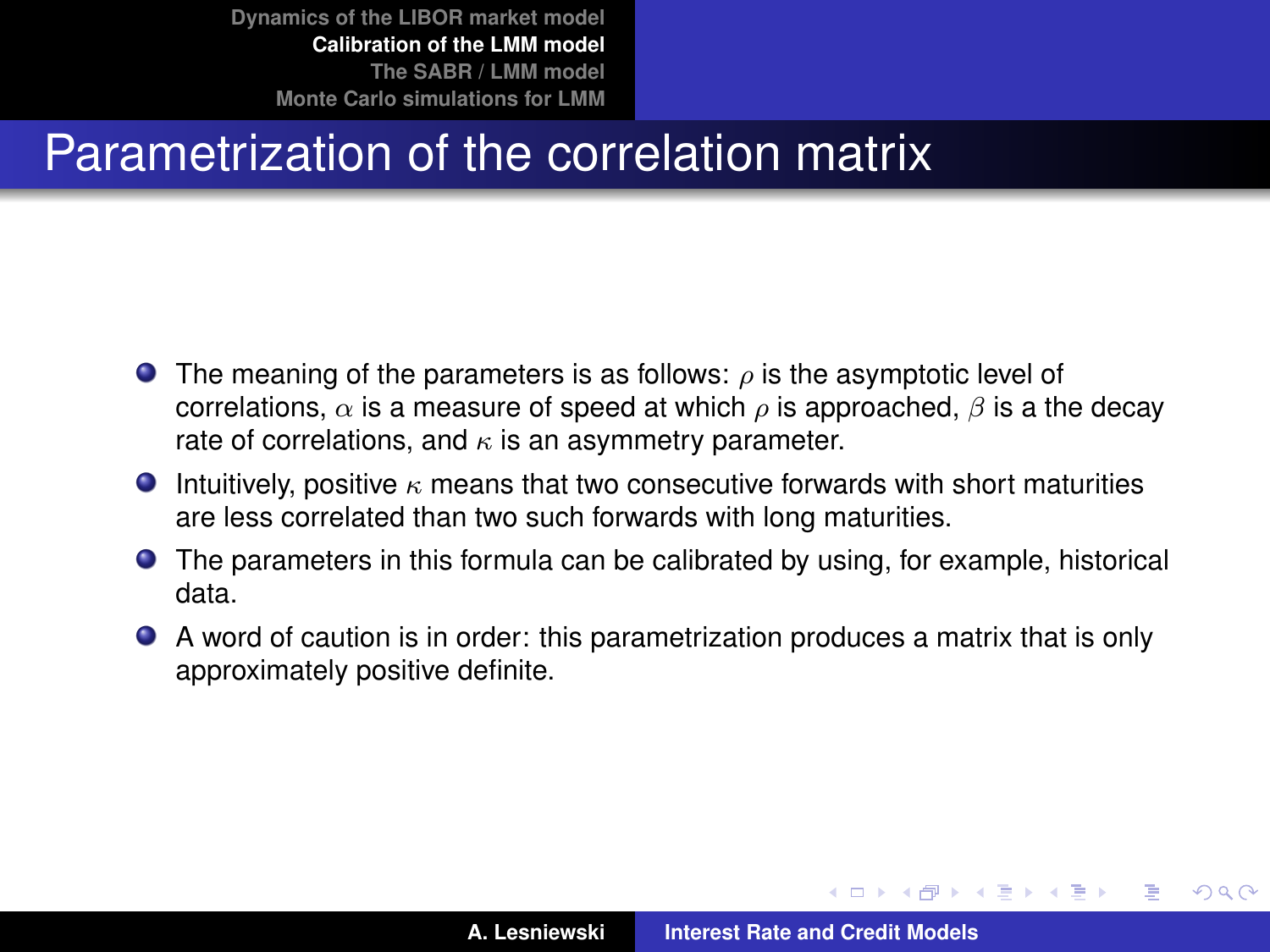# Parametrization of the correlation matrix

- The meaning of the parameters is as follows: $\rho$ is the asymptotic level of correlations, $\alpha$ is a measure of speed at which $\rho$ is approached, $\beta$ is a the decay rate of correlations, and $\kappa$ is an asymmetry parameter.
- Intuitively, positive $\kappa$ means that two consecutive forwards with short maturities are less correlated than two such forwards with long maturities.
- The parameters in this formula can be calibrated by using, for example, historical data.
- A word of caution is in order: this parametrization produces a matrix that is only approximately positive definite.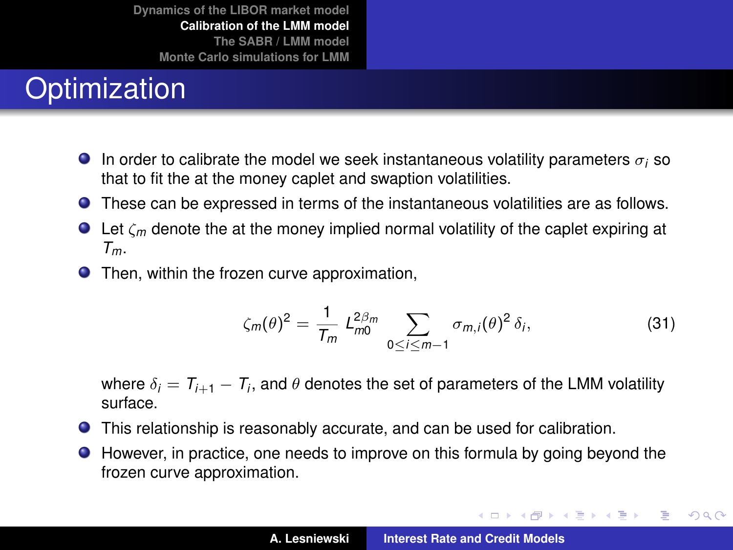# Optimization

- In order to calibrate the model we seek instantaneous volatility parameters $\sigma_i$ so that to fit the at the money caplet and swaption volatilities.
- These can be expressed in terms of the instantaneous volatilities are as follows.
- Let $\zeta_m$ denote the at the money implied normal volatility of the caplet expiring at $T_m$.
- Then, within the frozen curve approximation,

$$\zeta_m(\theta)^2 = \frac{1}{T_m} L_{m0}^{2\beta_m} \sum_{0 \le i \le m-1} \sigma_{m,i}(\theta)^2 \, \delta_i, \tag{31}$$

  where $\delta_i = T_{i+1} - T_i$, and $\theta$ denotes the set of parameters of the LMM volatility surface.

- This relationship is reasonably accurate, and can be used for calibration.
- However, in practice, one needs to improve on this formula by going beyond the frozen curve approximation.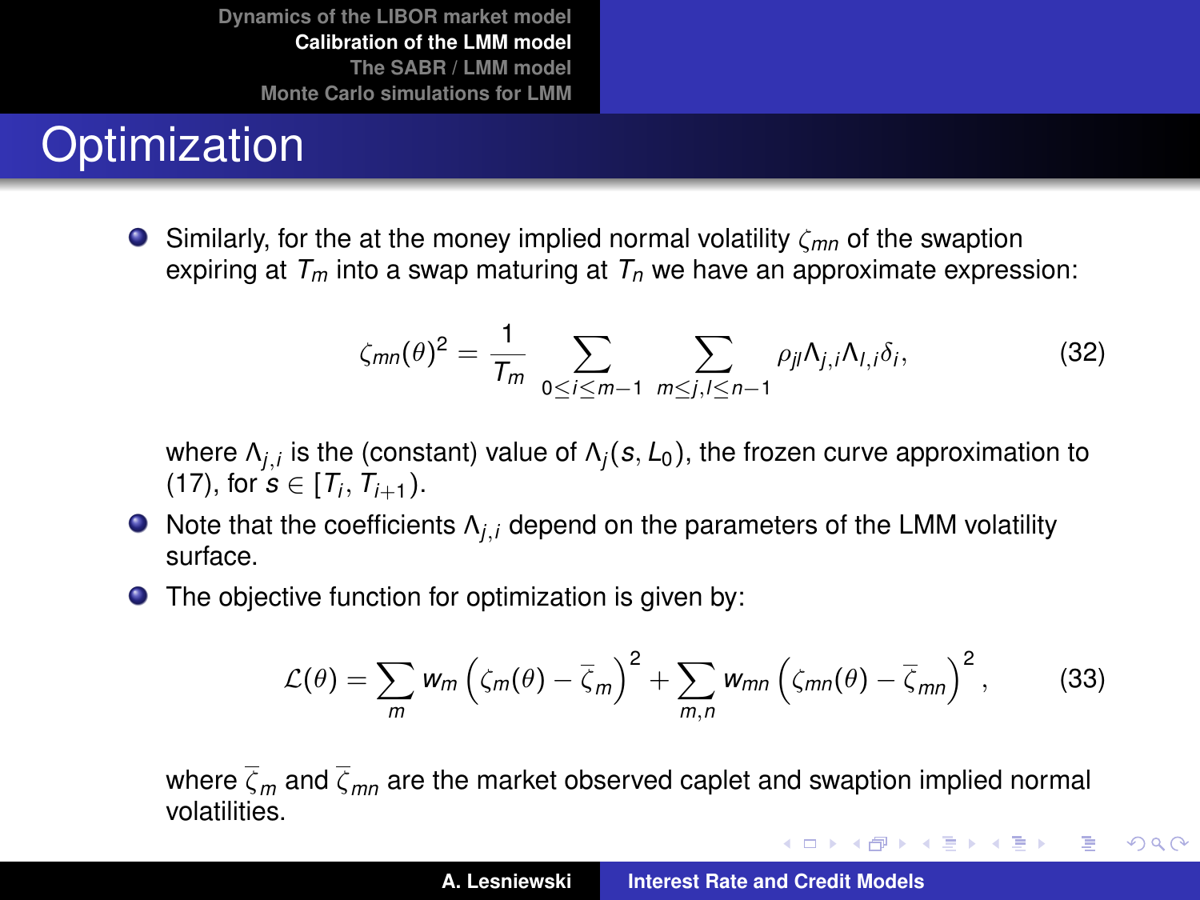# Optimization

- Similarly, for the at the money implied normal volatility $\zeta_{mn}$ of the swaption expiring at $T_m$ into a swap maturing at $T_n$ we have an approximate expression:

$$\zeta_{mn}(\theta)^2 = \frac{1}{T_m} \sum_{0 \le i \le m-1} \sum_{m \le j, l \le n-1} \rho_{jl} \Lambda_{j,i} \Lambda_{l,i} \delta_i, \tag{32}$$

  where $\Lambda_{j,i}$ is the (constant) value of $\Lambda_j(s, L_0)$, the frozen curve approximation to (17), for $s \in [T_i, T_{i+1})$.

- Note that the coefficients $\Lambda_{j,i}$ depend on the parameters of the LMM volatility surface.
- The objective function for optimization is given by:

$$\mathcal{L}(\theta) = \sum_m w_m \left( \zeta_m(\theta) - \bar{\zeta}_m \right)^2 + \sum_{m,n} w_{mn} \left( \zeta_{mn}(\theta) - \bar{\zeta}_{mn} \right)^2, \tag{33}$$

  where $\bar{\zeta}_m$ and $\bar{\zeta}_{mn}$ are the market observed caplet and swaption implied normal volatilities.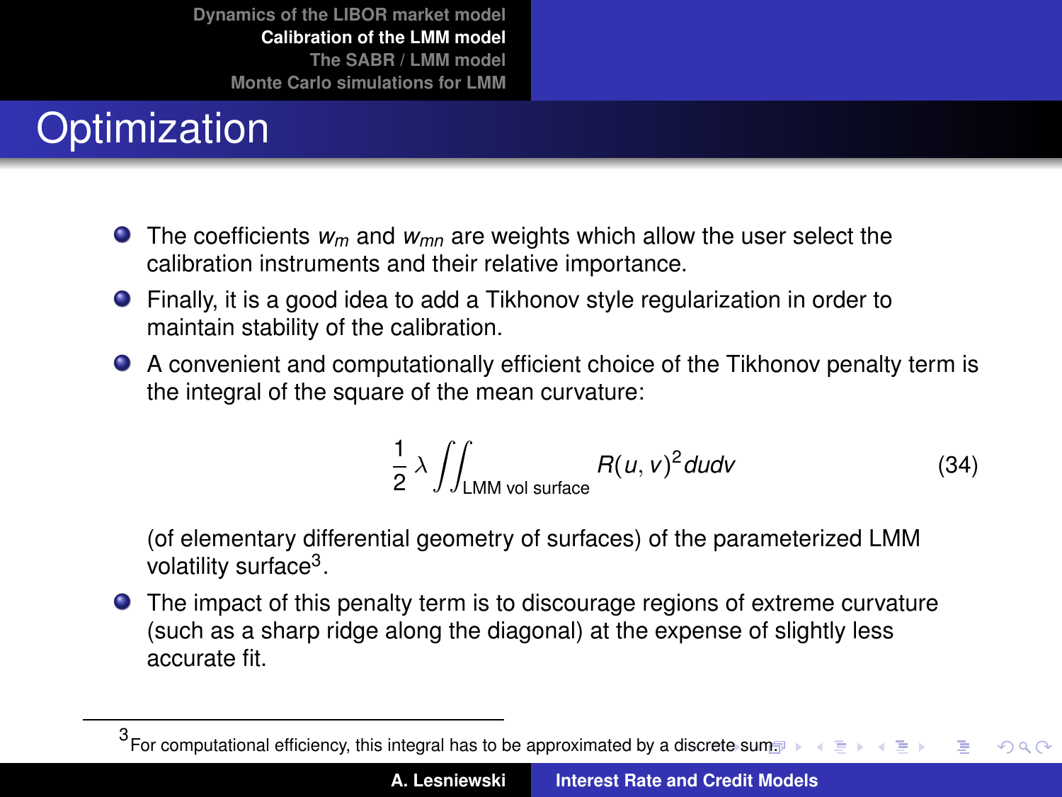# Optimization

- The coefficients $w_m$ and $w_{mn}$ are weights which allow the user select the calibration instruments and their relative importance.
- Finally, it is a good idea to add a Tikhonov style regularization in order to maintain stability of the calibration.
- A convenient and computationally efficient choice of the Tikhonov penalty term is the integral of the square of the mean curvature:

$$\frac{1}{2}\lambda \iint_{\text{LMM vol surface}} R(u,v)^2 du dv \tag{34}$$

  (of elementary differential geometry of surfaces) of the parameterized LMM volatility surface[3].
- The impact of this penalty term is to discourage regions of extreme curvature (such as a sharp ridge along the diagonal) at the expense of slightly less accurate fit.

[3] For computational efficiency, this integral has to be approximated by a discrete sum.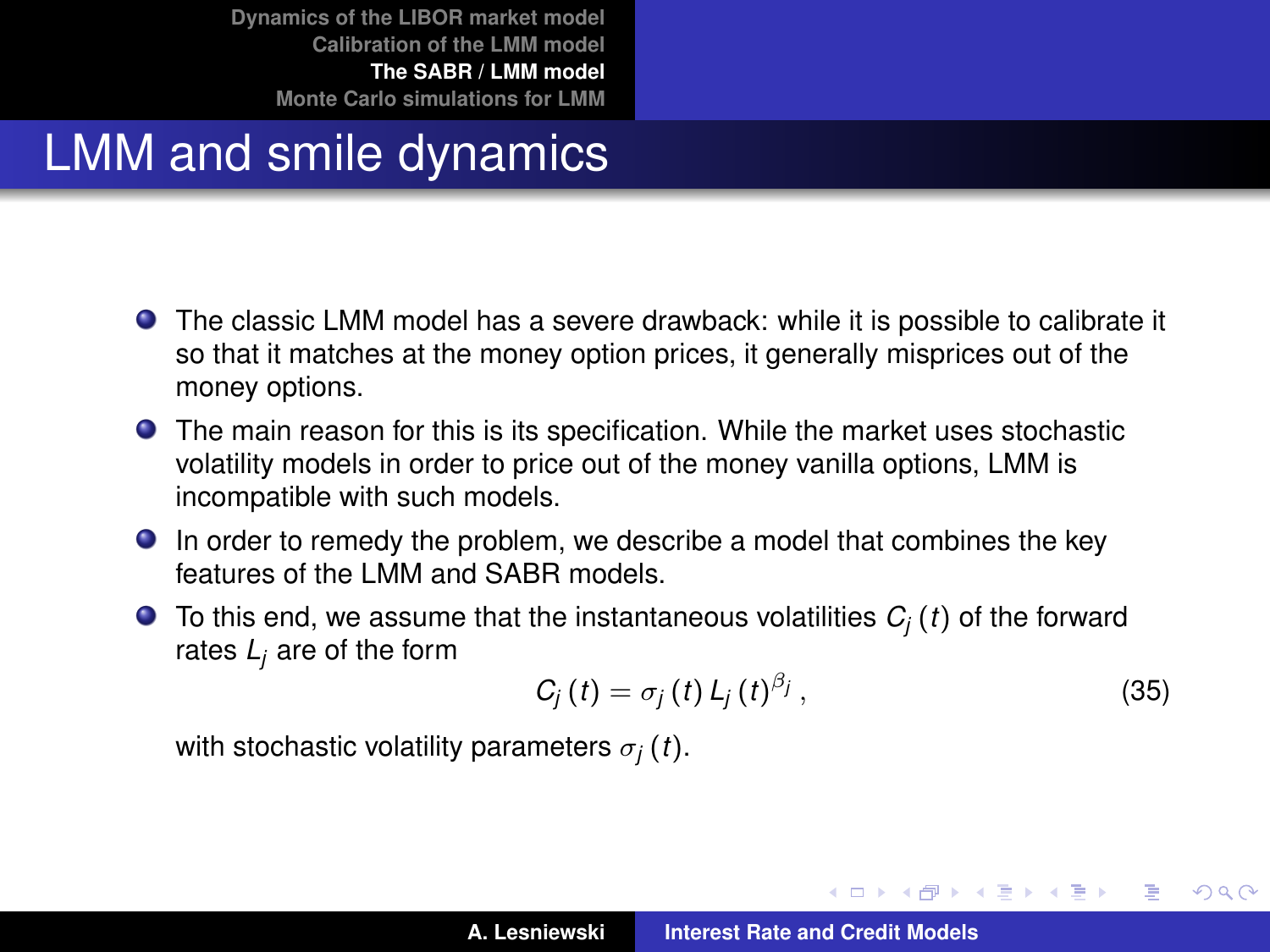# LMM and smile dynamics

- The classic LMM model has a severe drawback: while it is possible to calibrate it so that it matches at the money option prices, it generally misprices out of the money options.
- The main reason for this is its specification. While the market uses stochastic volatility models in order to price out of the money vanilla options, LMM is incompatible with such models.
- In order to remedy the problem, we describe a model that combines the key features of the LMM and SABR models.
- To this end, we assume that the instantaneous volatilities $C_j(t)$ of the forward rates $L_j$ are of the form

$$C_j(t) = \sigma_j(t) L_j(t)^{\beta_j}, \tag{35}$$

  with stochastic volatility parameters $\sigma_j(t)$.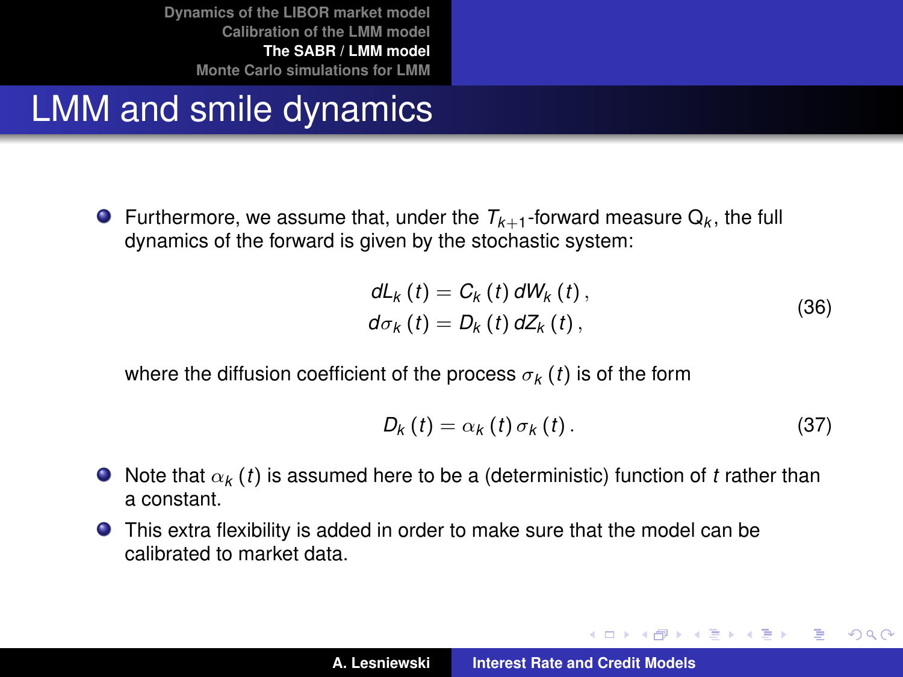# LMM and smile dynamics

- Furthermore, we assume that, under the $T_{k+1}$-forward measure $\mathsf{Q}_k$, the full dynamics of the forward is given by the stochastic system:

$$
\begin{aligned}
dL_k(t) &= C_k(t)\, dW_k(t), \\
d\sigma_k(t) &= D_k(t)\, dZ_k(t),
\end{aligned}
\tag{36}
$$

  where the diffusion coefficient of the process $\sigma_k(t)$ is of the form

$$
D_k(t) = \alpha_k(t)\, \sigma_k(t). \tag{37}
$$

- Note that $\alpha_k(t)$ is assumed here to be a (deterministic) function of $t$ rather than a constant.
- This extra flexibility is added in order to make sure that the model can be calibrated to market data.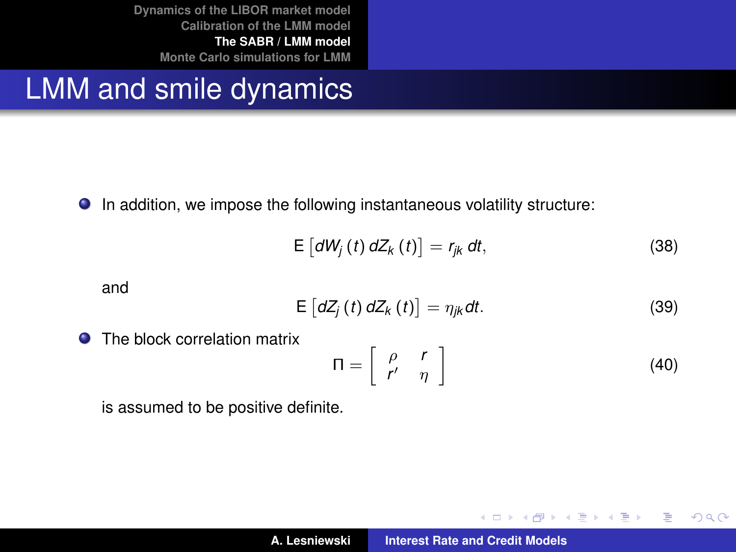# LMM and smile dynamics

- In addition, we impose the following instantaneous volatility structure:

$$\mathsf{E}\left[dW_j(t)\, dZ_k(t)\right] = r_{jk}\, dt, \tag{38}$$

  and

$$\mathsf{E}\left[dZ_j(t)\, dZ_k(t)\right] = \eta_{jk}\, dt. \tag{39}$$

- The block correlation matrix

$$\Pi = \begin{bmatrix} \rho & r \\ r' & \eta \end{bmatrix} \tag{40}$$

  is assumed to be positive definite.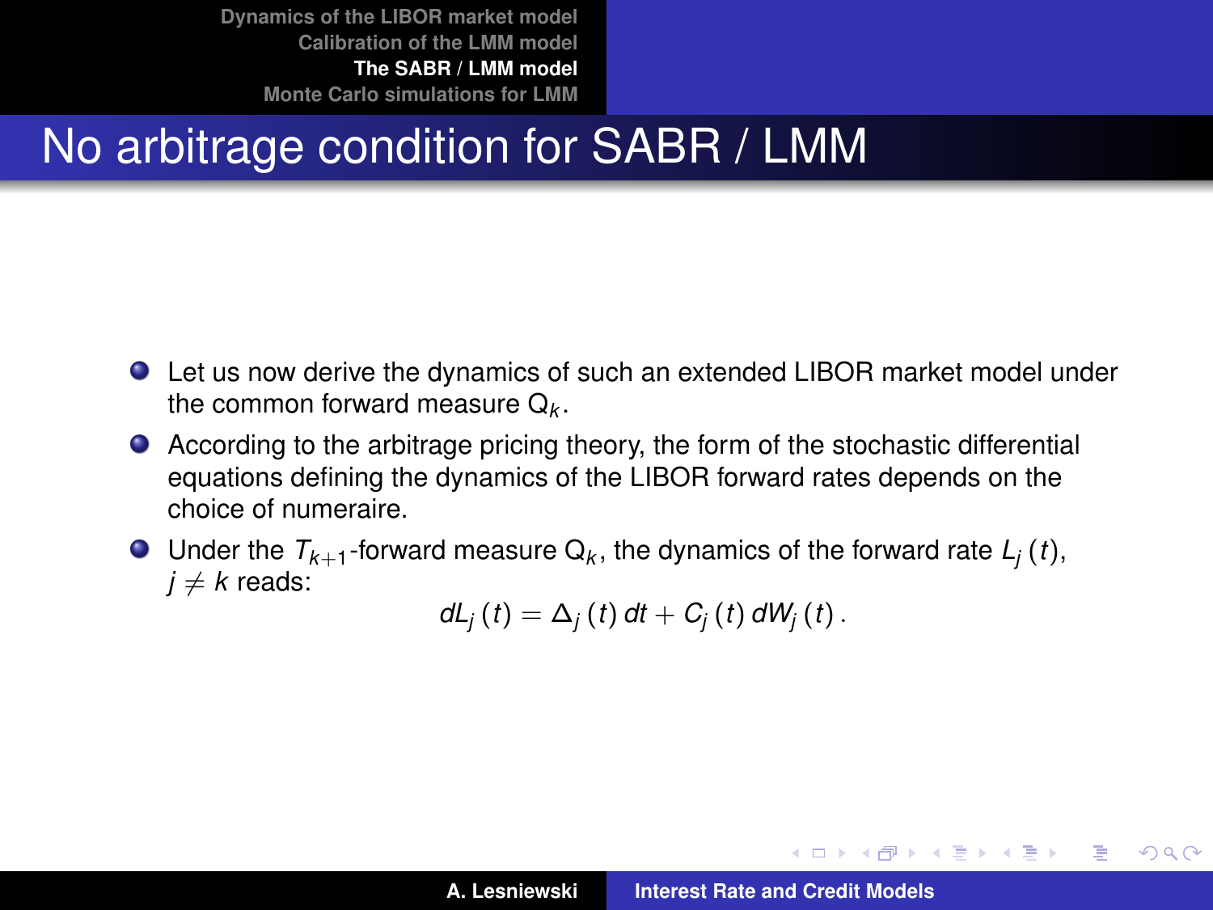# No arbitrage condition for SABR / LMM

- Let us now derive the dynamics of such an extended LIBOR market model under the common forward measure $\mathsf{Q}_k$.
- According to the arbitrage pricing theory, the form of the stochastic differential equations defining the dynamics of the LIBOR forward rates depends on the choice of numeraire.
- Under the $T_{k+1}$-forward measure $\mathsf{Q}_k$, the dynamics of the forward rate $L_j(t)$, $j \neq k$ reads:

$$dL_j(t) = \Delta_j(t)\,dt + C_j(t)\,dW_j(t)\,.$$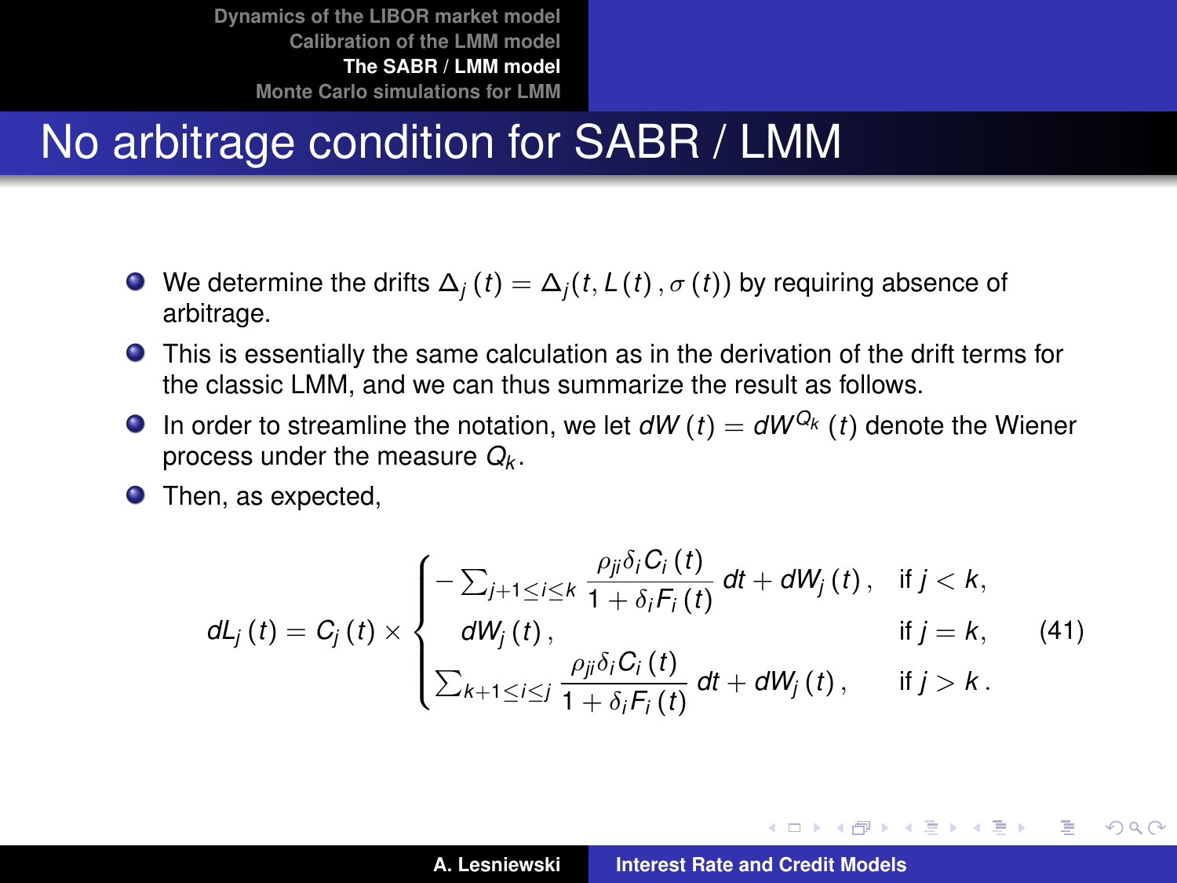# No arbitrage condition for SABR / LMM

- We determine the drifts $\Delta_j(t) = \Delta_j(t, L(t), \sigma(t))$ by requiring absence of arbitrage.
- This is essentially the same calculation as in the derivation of the drift terms for the classic LMM, and we can thus summarize the result as follows.
- In order to streamline the notation, we let $dW(t) = dW^{Q_k}(t)$ denote the Wiener process under the measure $Q_k$.
- Then, as expected,

$$
dL_j(t) = C_j(t) \times \begin{cases} -\sum_{j+1 \le i \le k} \dfrac{\rho_{ji}\delta_i C_i(t)}{1+\delta_i F_i(t)}\, dt + dW_j(t), & \text{if } j < k, \\ dW_j(t), & \text{if } j = k, \\ \sum_{k+1 \le i \le j} \dfrac{\rho_{ji}\delta_i C_i(t)}{1+\delta_i F_i(t)}\, dt + dW_j(t), & \text{if } j > k. \end{cases} \tag{41}
$$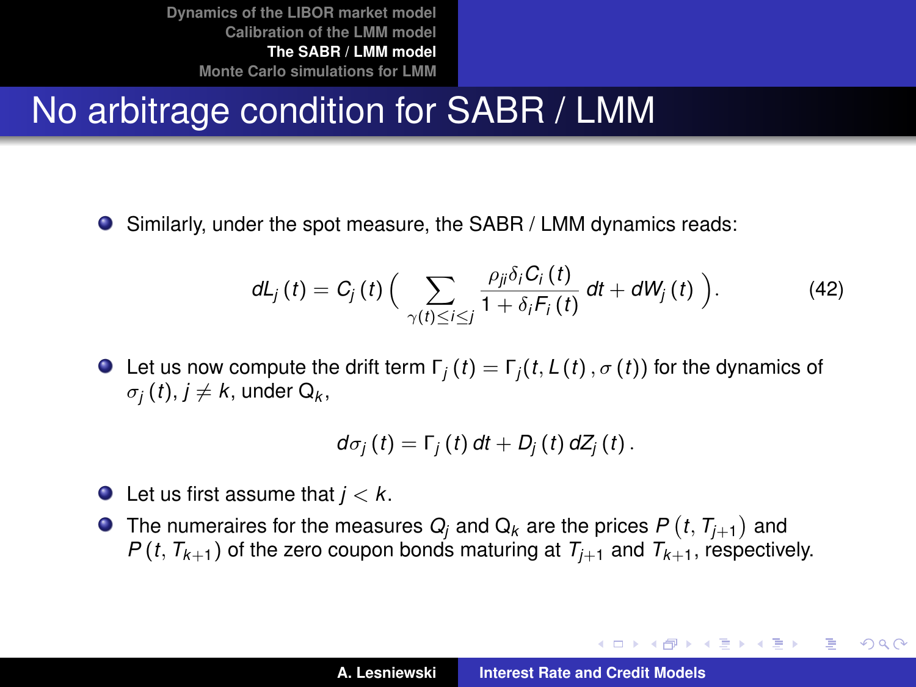# No arbitrage condition for SABR / LMM

- Similarly, under the spot measure, the SABR / LMM dynamics reads:

$$dL_j(t) = C_j(t) \Big( \sum_{\gamma(t) \leq i \leq j} \frac{\rho_{ji} \delta_i C_i(t)}{1 + \delta_i F_i(t)} \, dt + dW_j(t) \Big). \tag{42}$$

- Let us now compute the drift term $\Gamma_j(t) = \Gamma_j(t, L(t), \sigma(t))$ for the dynamics of $\sigma_j(t)$, $j \neq k$, under $\mathsf{Q}_k$,

$$d\sigma_j(t) = \Gamma_j(t) \, dt + D_j(t) \, dZ_j(t).$$

- Let us first assume that $j < k$.
- The numeraires for the measures $Q_j$ and $\mathsf{Q}_k$ are the prices $P(t, T_{j+1})$ and $P(t, T_{k+1})$ of the zero coupon bonds maturing at $T_{j+1}$ and $T_{k+1}$, respectively.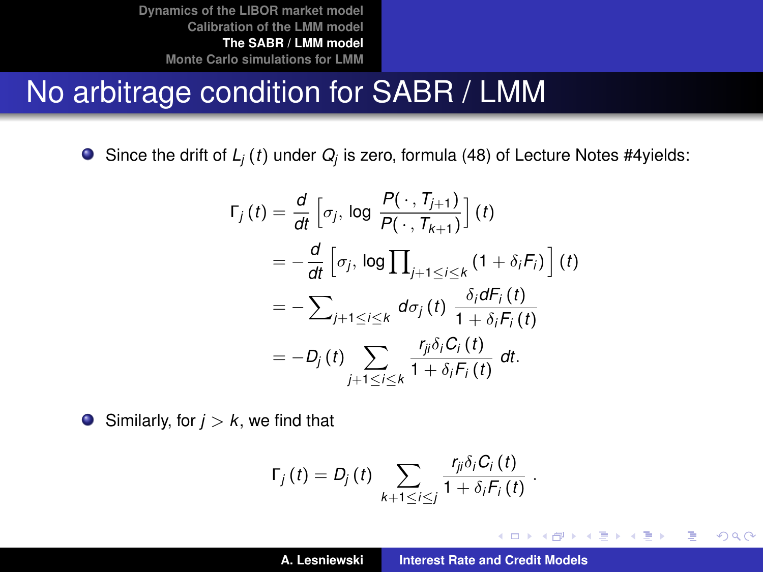# No arbitrage condition for SABR / LMM

- Since the drift of $L_j(t)$ under $Q_j$ is zero, formula (48) of Lecture Notes #4yields:

$$
\begin{aligned}
\Gamma_j(t) &= \frac{d}{dt}\left[\sigma_j, \log \frac{P(\cdot, T_{j+1})}{P(\cdot, T_{k+1})}\right](t) \\
&= -\frac{d}{dt}\left[\sigma_j, \log \prod\nolimits_{j+1 \le i \le k} (1 + \delta_i F_i)\right](t) \\
&= -\sum\nolimits_{j+1 \le i \le k} d\sigma_j(t) \, \frac{\delta_i dF_i(t)}{1 + \delta_i F_i(t)} \\
&= -D_j(t) \sum_{j+1 \le i \le k} \frac{r_{ji} \delta_i C_i(t)}{1 + \delta_i F_i(t)} \, dt.
\end{aligned}
$$

- Similarly, for $j > k$, we find that

$$
\Gamma_j(t) = D_j(t) \sum_{k+1 \le i \le j} \frac{r_{ji} \delta_i C_i(t)}{1 + \delta_i F_i(t)} .
$$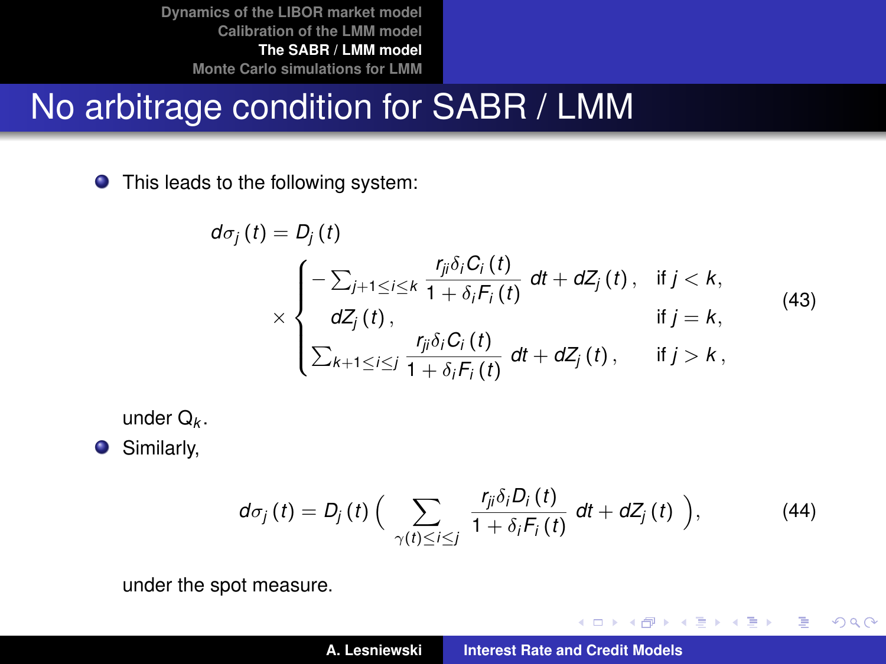# No arbitrage condition for SABR / LMM

- This leads to the following system:

$$d\sigma_j(t) = D_j(t) \times \begin{cases} -\sum_{j+1 \le i \le k} \dfrac{r_{ji}\delta_i C_i(t)}{1+\delta_i F_i(t)}\, dt + dZ_j(t), & \text{if } j < k, \\ dZ_j(t), & \text{if } j = k, \\ \sum_{k+1 \le i \le j} \dfrac{r_{ji}\delta_i C_i(t)}{1+\delta_i F_i(t)}\, dt + dZ_j(t), & \text{if } j > k, \end{cases} \tag{43}$$

  under $Q_k$.

- Similarly,

$$d\sigma_j(t) = D_j(t) \Big( \sum_{\gamma(t) \le i \le j} \frac{r_{ji}\delta_i D_i(t)}{1+\delta_i F_i(t)}\, dt + dZ_j(t) \Big), \tag{44}$$

  under the spot measure.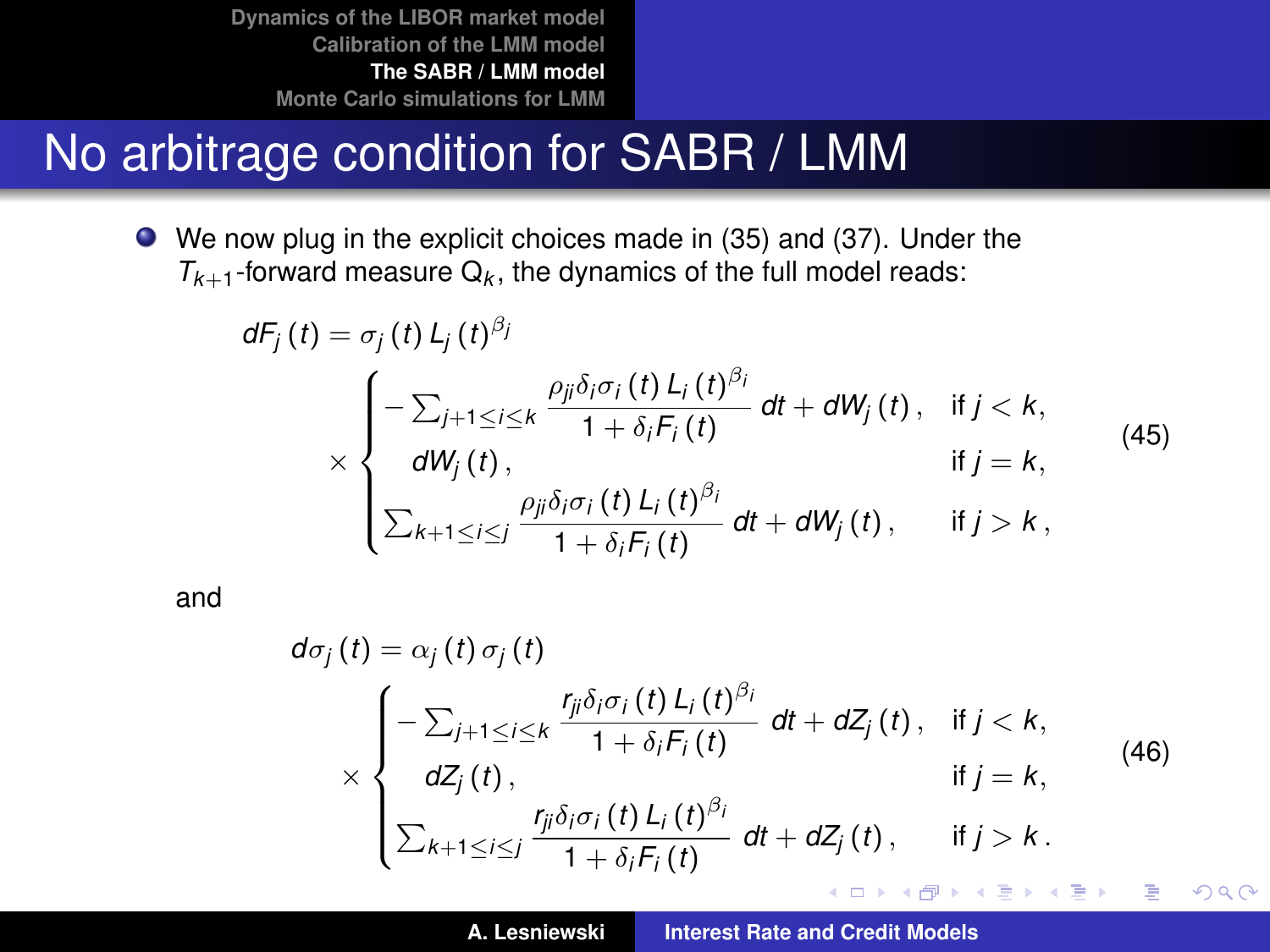# No arbitrage condition for SABR / LMM

- We now plug in the explicit choices made in (35) and (37). Under the $T_{k+1}$-forward measure $\mathsf{Q}_k$, the dynamics of the full model reads:

$$
dF_j(t) = \sigma_j(t) L_j(t)^{\beta_j} \times \begin{cases} -\sum_{j+1 \le i \le k} \dfrac{\rho_{ji}\delta_i \sigma_i(t) L_i(t)^{\beta_i}}{1+\delta_i F_i(t)} dt + dW_j(t), & \text{if } j < k, \\ dW_j(t), & \text{if } j = k, \\ \sum_{k+1 \le i \le j} \dfrac{\rho_{ji}\delta_i \sigma_i(t) L_i(t)^{\beta_i}}{1+\delta_i F_i(t)} dt + dW_j(t), & \text{if } j > k, \end{cases} \tag{45}
$$

and

$$
d\sigma_j(t) = \alpha_j(t) \sigma_j(t) \times \begin{cases} -\sum_{j+1 \le i \le k} \dfrac{r_{ji}\delta_i \sigma_i(t) L_i(t)^{\beta_i}}{1+\delta_i F_i(t)} dt + dZ_j(t), & \text{if } j < k, \\ dZ_j(t), & \text{if } j = k, \\ \sum_{k+1 \le i \le j} \dfrac{r_{ji}\delta_i \sigma_i(t) L_i(t)^{\beta_i}}{1+\delta_i F_i(t)} dt + dZ_j(t), & \text{if } j > k. \end{cases} \tag{46}
$$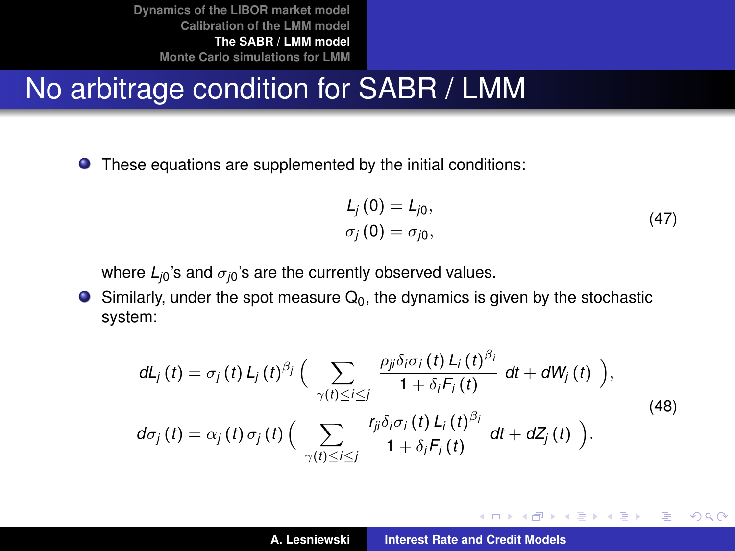# No arbitrage condition for SABR / LMM

- These equations are supplemented by the initial conditions:

$$
\begin{aligned}
L_j(0) &= L_{j0}, \\
\sigma_j(0) &= \sigma_{j0},
\end{aligned}
\tag{47}
$$

  where $L_{j0}$'s and $\sigma_{j0}$'s are the currently observed values.

- Similarly, under the spot measure $\mathsf{Q}_0$, the dynamics is given by the stochastic system:

$$
\begin{aligned}
dL_j(t) &= \sigma_j(t) L_j(t)^{\beta_j} \Big( \sum_{\gamma(t) \leq i \leq j} \frac{\rho_{ji} \delta_i \sigma_i(t) L_i(t)^{\beta_i}}{1 + \delta_i F_i(t)} \, dt + dW_j(t) \Big), \\
d\sigma_j(t) &= \alpha_j(t) \sigma_j(t) \Big( \sum_{\gamma(t) \leq i \leq j} \frac{r_{ji} \delta_i \sigma_i(t) L_i(t)^{\beta_i}}{1 + \delta_i F_i(t)} \, dt + dZ_j(t) \Big).
\end{aligned}
\tag{48}
$$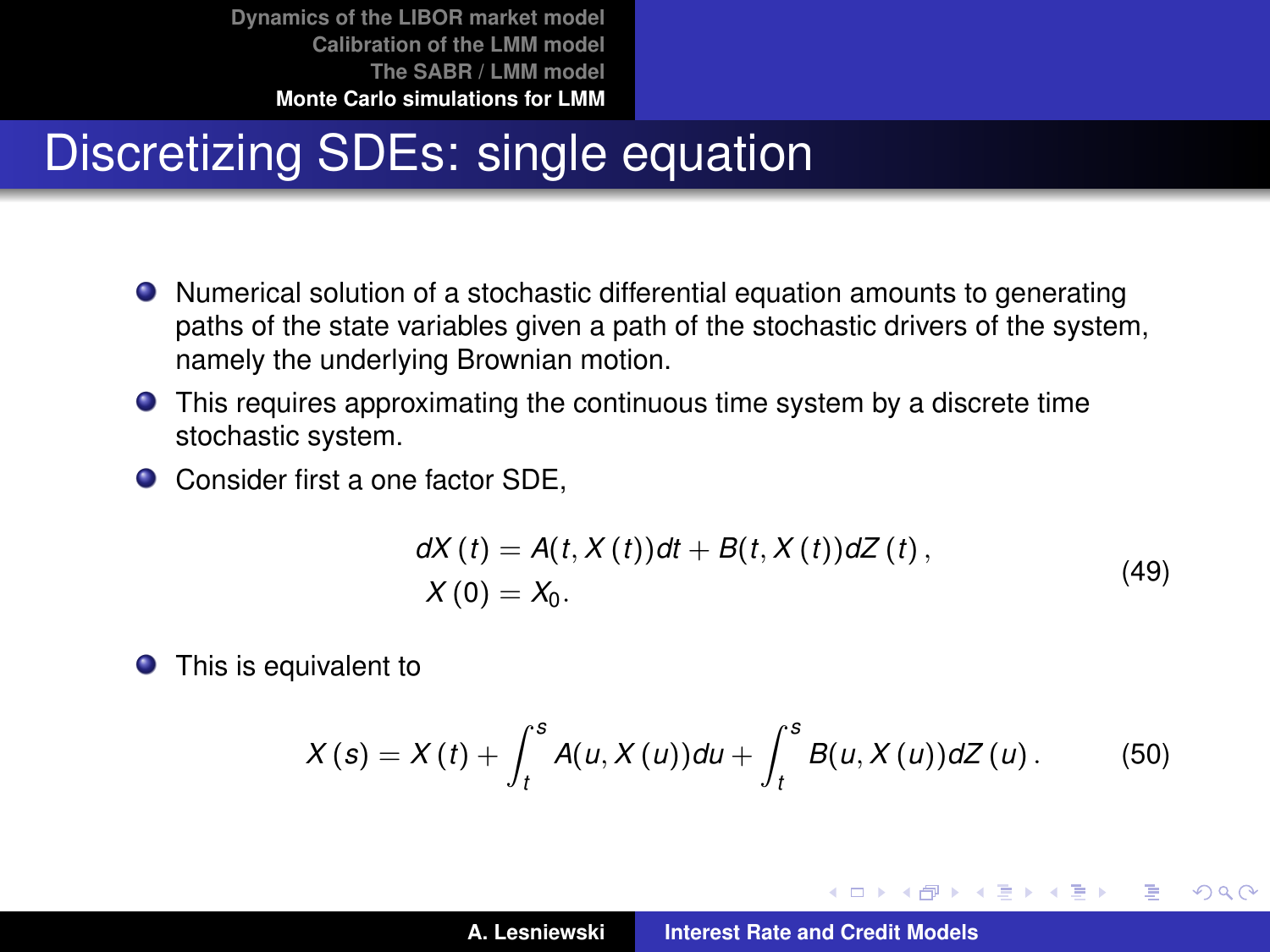## Discretizing SDEs: single equation

- Numerical solution of a stochastic differential equation amounts to generating paths of the state variables given a path of the stochastic drivers of the system, namely the underlying Brownian motion.
- This requires approximating the continuous time system by a discrete time stochastic system.
- Consider first a one factor SDE,

$$
\begin{aligned}
dX(t) &= A(t, X(t))dt + B(t, X(t))dZ(t), \\
X(0) &= X_0.
\end{aligned}
\tag{49}
$$

- This is equivalent to

$$
X(s) = X(t) + \int_t^s A(u, X(u))du + \int_t^s B(u, X(u))dZ(u). \tag{50}
$$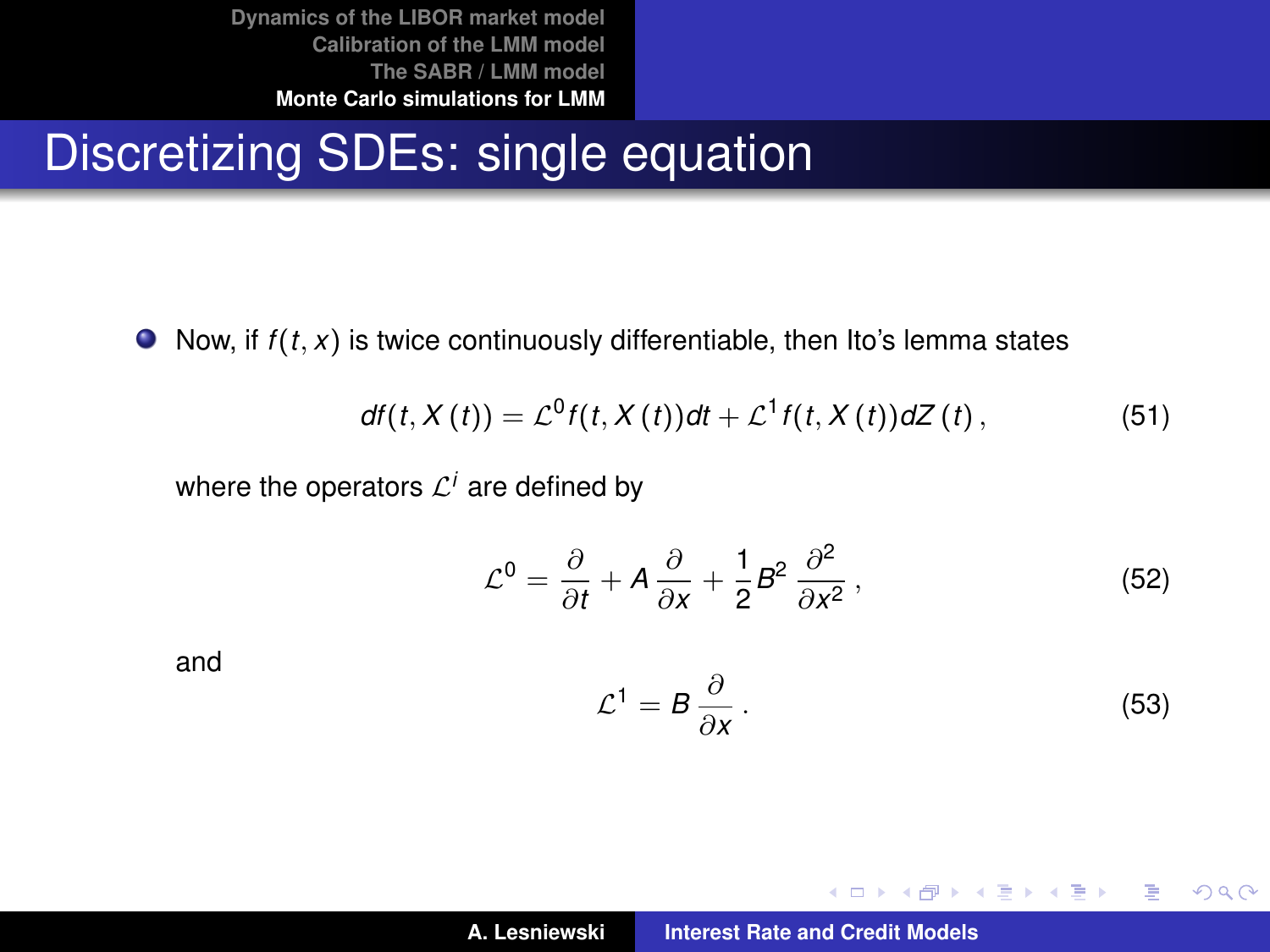## Discretizing SDEs: single equation

- Now, if $f(t, x)$ is twice continuously differentiable, then Ito's lemma states

$$df(t, X(t)) = \mathcal{L}^0 f(t, X(t))dt + \mathcal{L}^1 f(t, X(t))dZ(t), \tag{51}$$

where the operators $\mathcal{L}^i$ are defined by

$$\mathcal{L}^0 = \frac{\partial}{\partial t} + A\frac{\partial}{\partial x} + \frac{1}{2}B^2\frac{\partial^2}{\partial x^2}, \tag{52}$$

and

$$\mathcal{L}^1 = B\frac{\partial}{\partial x}. \tag{53}$$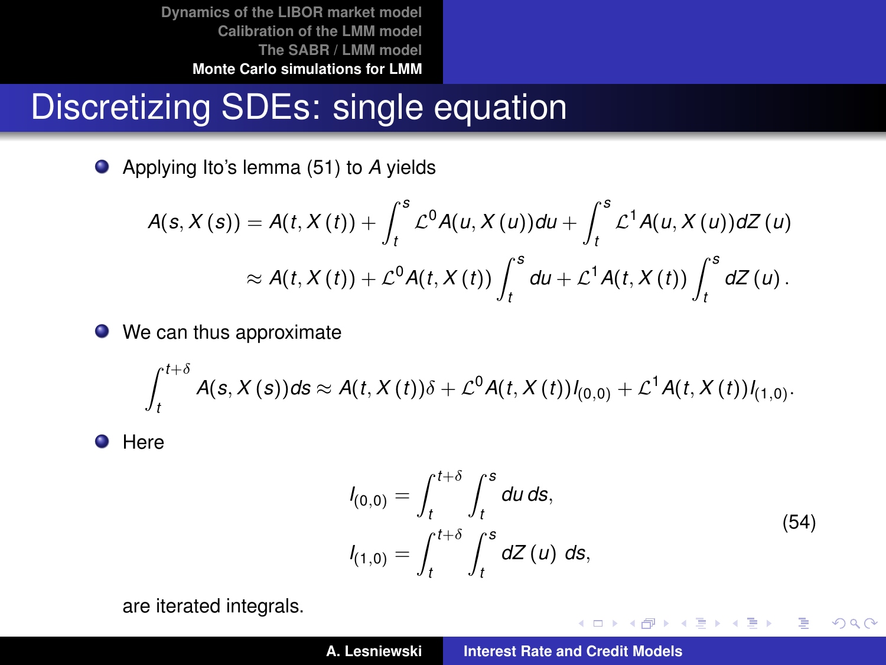# Discretizing SDEs: single equation

- Applying Ito's lemma (51) to $A$ yields

$$
\begin{aligned}
A(s, X(s)) &= A(t, X(t)) + \int_t^s \mathcal{L}^0 A(u, X(u)) du + \int_t^s \mathcal{L}^1 A(u, X(u)) dZ(u) \\
&\approx A(t, X(t)) + \mathcal{L}^0 A(t, X(t)) \int_t^s du + \mathcal{L}^1 A(t, X(t)) \int_t^s dZ(u).
\end{aligned}
$$

- We can thus approximate

$$
\int_t^{t+\delta} A(s, X(s)) ds \approx A(t, X(t))\delta + \mathcal{L}^0 A(t, X(t)) I_{(0,0)} + \mathcal{L}^1 A(t, X(t)) I_{(1,0)}.
$$

- Here

$$
\begin{aligned}
I_{(0,0)} &= \int_t^{t+\delta} \int_t^s du \, ds, \\
I_{(1,0)} &= \int_t^{t+\delta} \int_t^s dZ(u) \; ds,
\end{aligned}
\tag{54}
$$

are iterated integrals.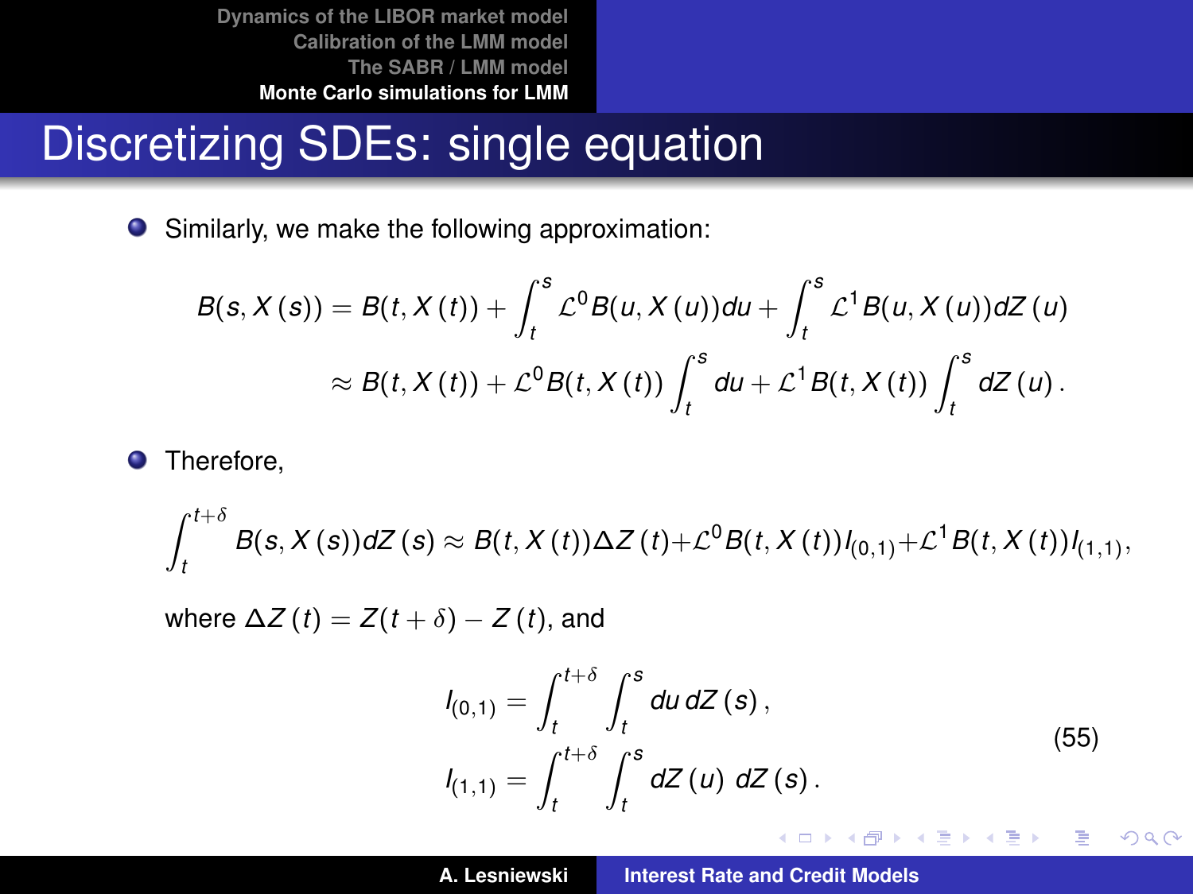# Discretizing SDEs: single equation

- Similarly, we make the following approximation:

$$
\begin{aligned}
B(s, X(s)) &= B(t, X(t)) + \int_t^s \mathcal{L}^0 B(u, X(u)) du + \int_t^s \mathcal{L}^1 B(u, X(u)) dZ(u) \\
&\approx B(t, X(t)) + \mathcal{L}^0 B(t, X(t)) \int_t^s du + \mathcal{L}^1 B(t, X(t)) \int_t^s dZ(u) .
\end{aligned}
$$

- Therefore,

$$
\int_t^{t+\delta} B(s, X(s)) dZ(s) \approx B(t, X(t)) \Delta Z(t) + \mathcal{L}^0 B(t, X(t)) I_{(0,1)} + \mathcal{L}^1 B(t, X(t)) I_{(1,1)},
$$

where $\Delta Z(t) = Z(t+\delta) - Z(t)$, and

$$
\begin{aligned}
I_{(0,1)} &= \int_t^{t+\delta} \int_t^s du \, dZ(s) , \\
I_{(1,1)} &= \int_t^{t+\delta} \int_t^s dZ(u) \; dZ(s) .
\end{aligned}
\tag{55}
$$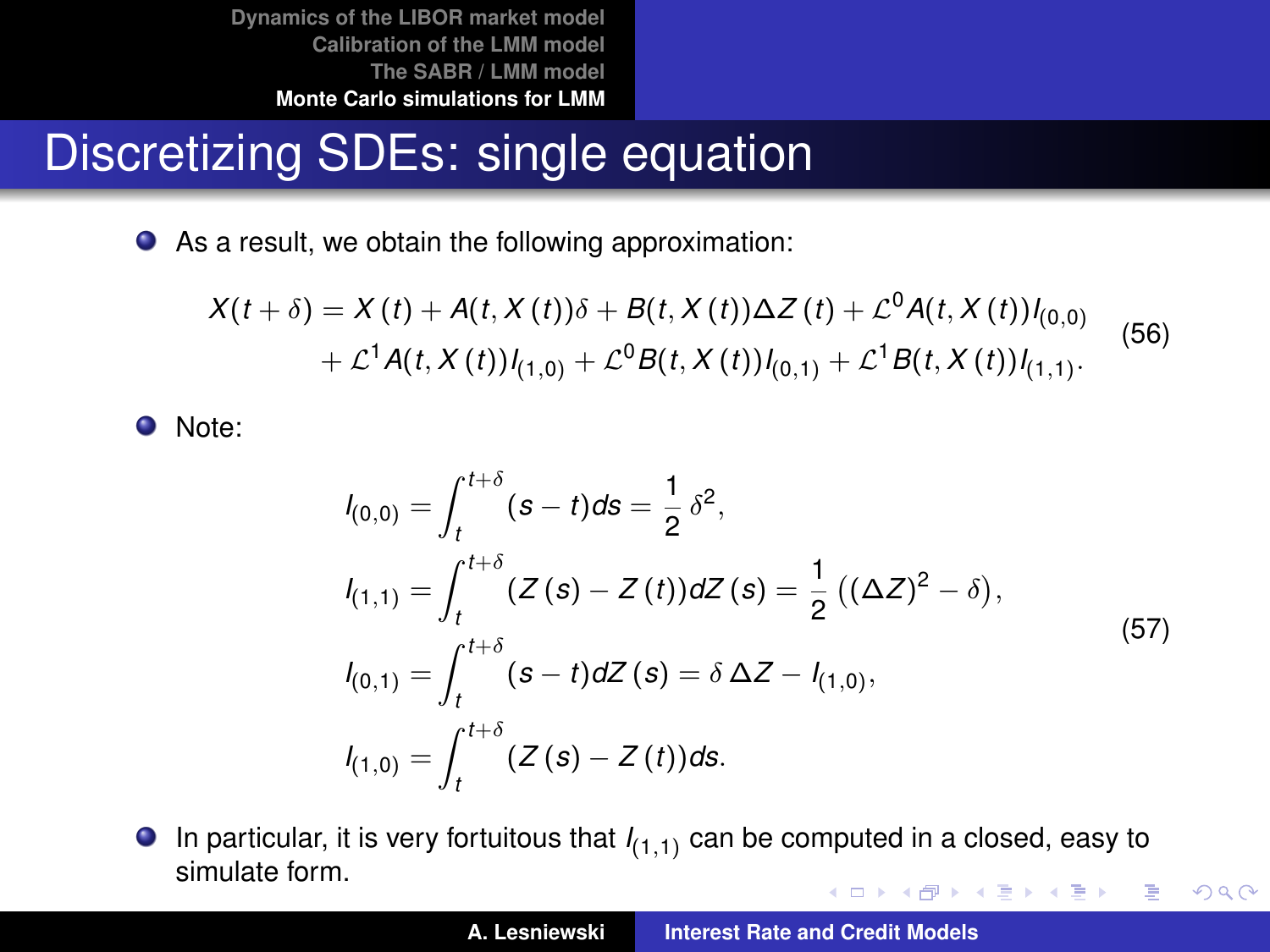# Discretizing SDEs: single equation

- As a result, we obtain the following approximation:

$$
\begin{aligned}
X(t+\delta) = X(t) + A(t, X(t))\delta + B(t, X(t))\Delta Z(t) + \mathcal{L}^0 A(t, X(t)) I_{(0,0)} \\
+ \mathcal{L}^1 A(t, X(t)) I_{(1,0)} + \mathcal{L}^0 B(t, X(t)) I_{(0,1)} + \mathcal{L}^1 B(t, X(t)) I_{(1,1)}.
\end{aligned}
\tag{56}
$$

- Note:

$$
\begin{aligned}
I_{(0,0)} &= \int_t^{t+\delta} (s-t)ds = \frac{1}{2}\,\delta^2, \\
I_{(1,1)} &= \int_t^{t+\delta} (Z(s) - Z(t))dZ(s) = \frac{1}{2}\left((\Delta Z)^2 - \delta\right), \\
I_{(0,1)} &= \int_t^{t+\delta} (s-t)dZ(s) = \delta\,\Delta Z - I_{(1,0)}, \\
I_{(1,0)} &= \int_t^{t+\delta} (Z(s) - Z(t))ds.
\end{aligned}
\tag{57}
$$

- In particular, it is very fortuitous that $I_{(1,1)}$ can be computed in a closed, easy to simulate form.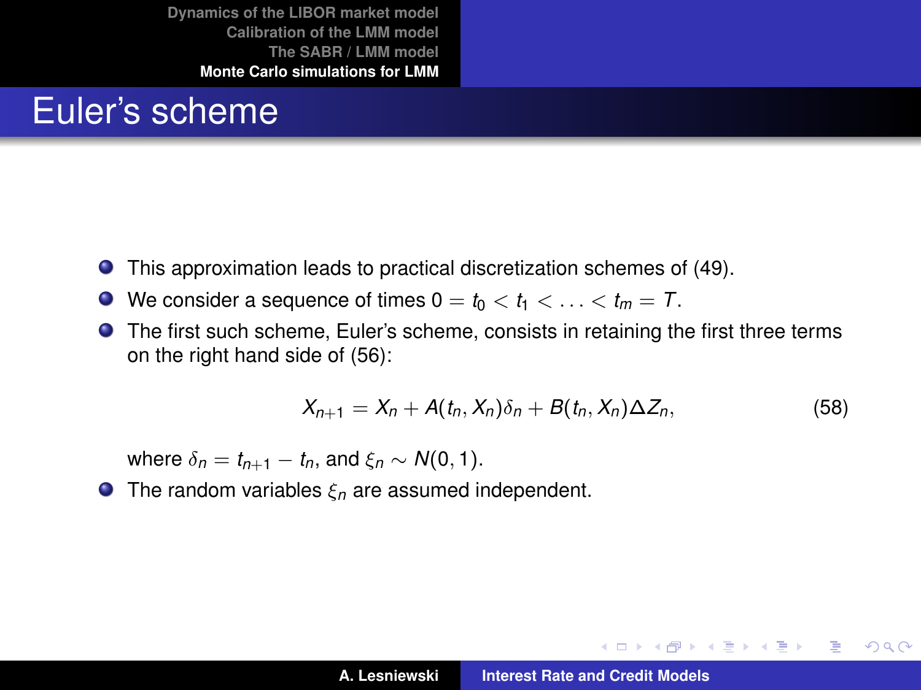# Euler's scheme

- This approximation leads to practical discretization schemes of (49).
- We consider a sequence of times $0 = t_0 < t_1 < \ldots < t_m = T$.
- The first such scheme, Euler's scheme, consists in retaining the first three terms on the right hand side of (56):

$$X_{n+1} = X_n + A(t_n, X_n)\delta_n + B(t_n, X_n)\Delta Z_n, \tag{58}$$

  where $\delta_n = t_{n+1} - t_n$, and $\xi_n \sim N(0, 1)$.
- The random variables $\xi_n$ are assumed independent.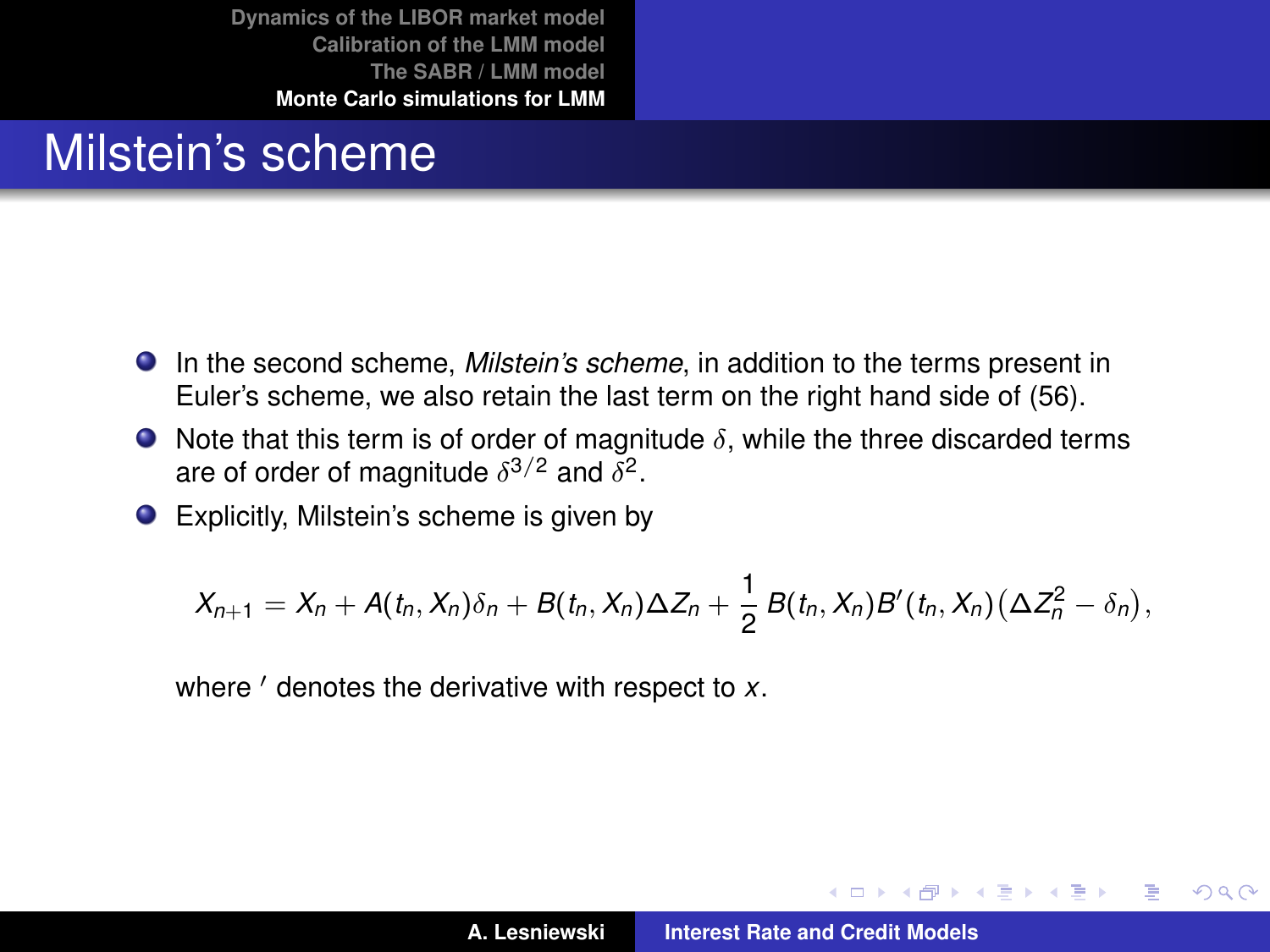# Milstein's scheme

- In the second scheme, *Milstein's scheme*, in addition to the terms present in Euler's scheme, we also retain the last term on the right hand side of (56).
- Note that this term is of order of magnitude $\delta$, while the three discarded terms are of order of magnitude $\delta^{3/2}$ and $\delta^2$.
- Explicitly, Milstein's scheme is given by

$$X_{n+1} = X_n + A(t_n, X_n)\delta_n + B(t_n, X_n)\Delta Z_n + \frac{1}{2} B(t_n, X_n) B'(t_n, X_n) \big(\Delta Z_n^2 - \delta_n\big),$$

where $'$ denotes the derivative with respect to $x$.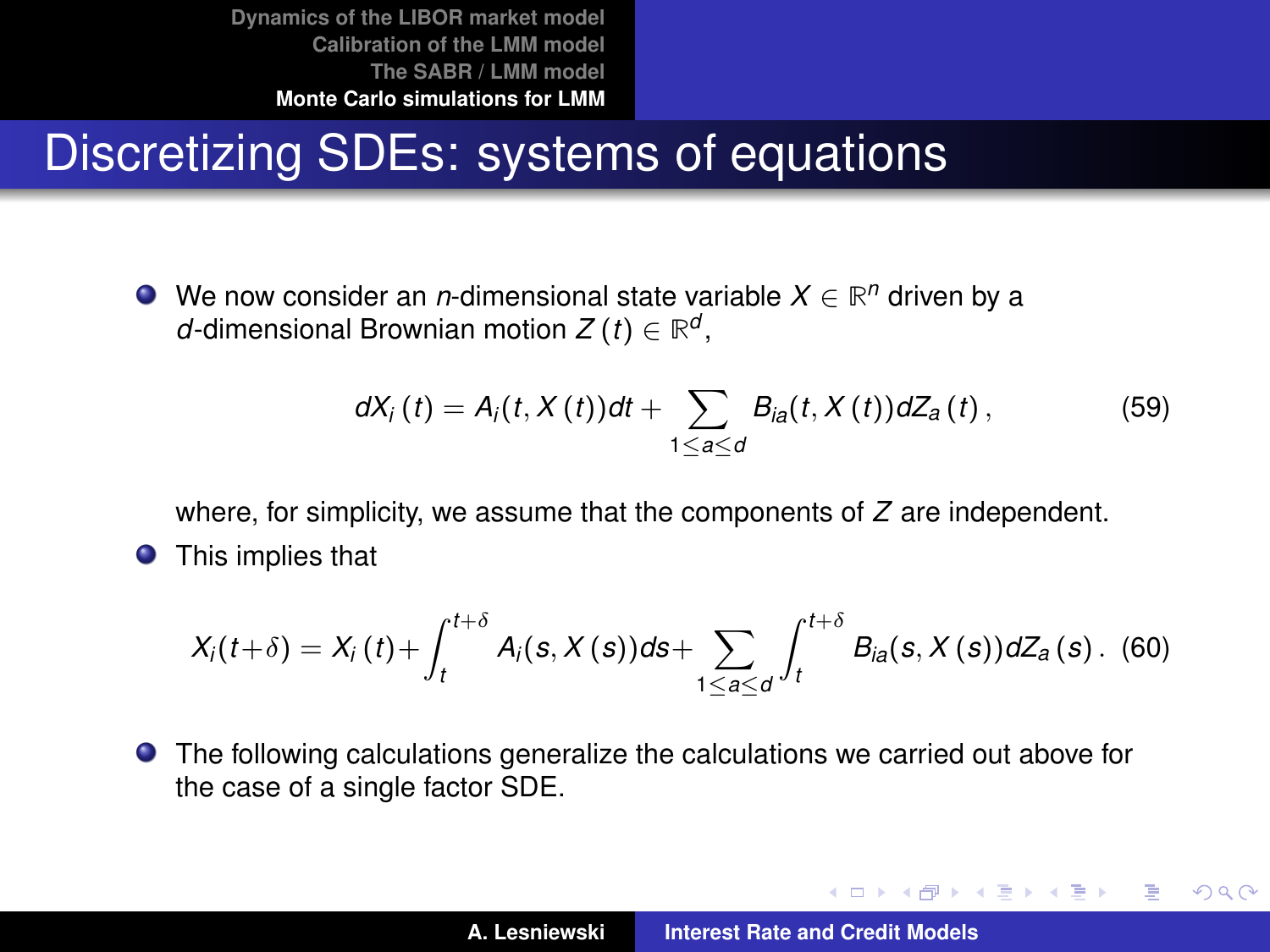# Discretizing SDEs: systems of equations

- We now consider an $n$-dimensional state variable $X \in \mathbb{R}^n$ driven by a $d$-dimensional Brownian motion $Z(t) \in \mathbb{R}^d$,

$$dX_i(t) = A_i(t, X(t))dt + \sum_{1 \le a \le d} B_{ia}(t, X(t))dZ_a(t), \tag{59}$$

  where, for simplicity, we assume that the components of $Z$ are independent.

- This implies that

$$X_i(t+\delta) = X_i(t) + \int_t^{t+\delta} A_i(s, X(s))ds + \sum_{1 \le a \le d} \int_t^{t+\delta} B_{ia}(s, X(s))dZ_a(s). \tag{60}$$

- The following calculations generalize the calculations we carried out above for the case of a single factor SDE.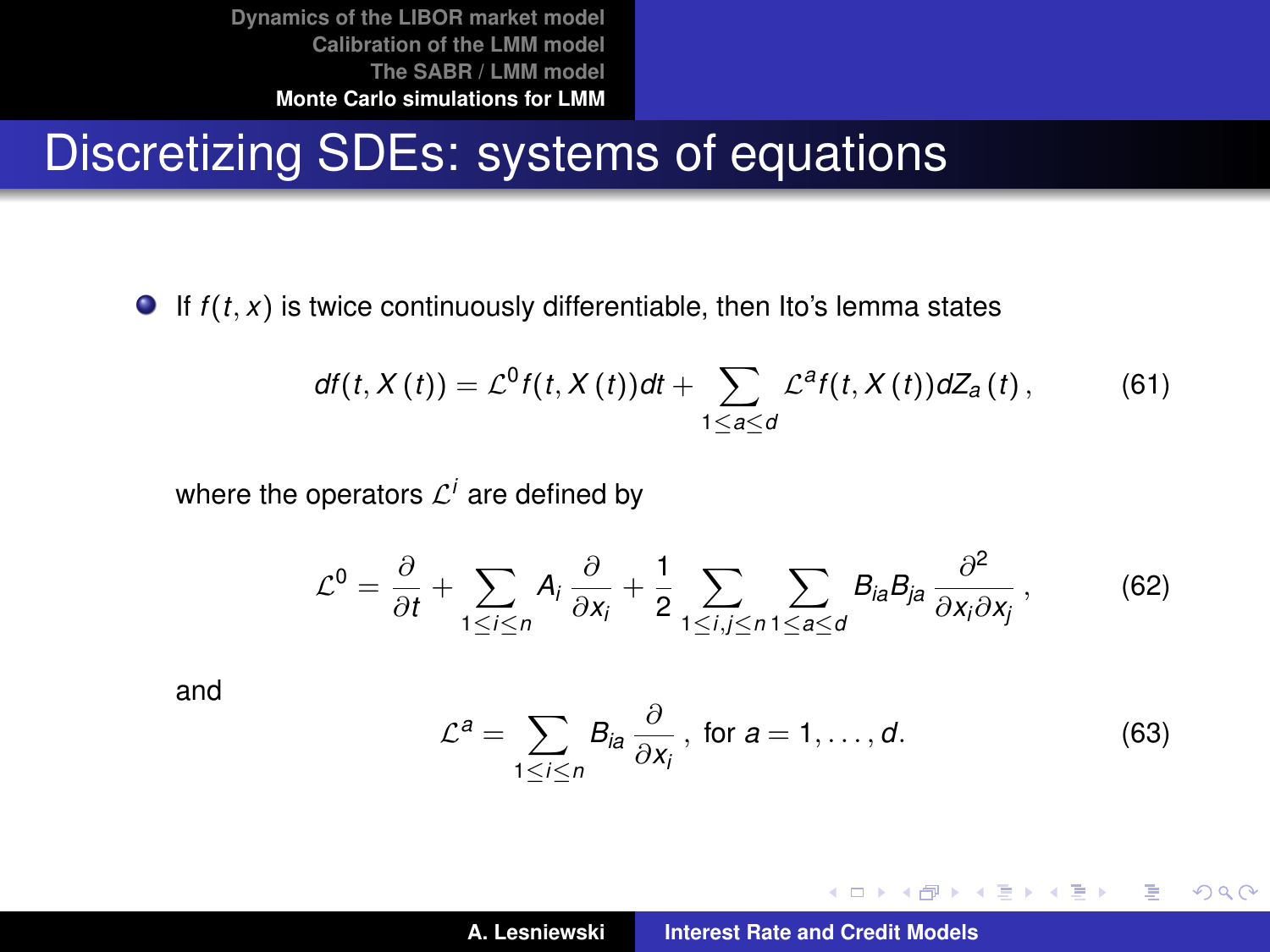# Discretizing SDEs: systems of equations

- If $f(t, x)$ is twice continuously differentiable, then Ito's lemma states

$$df(t, X(t)) = \mathcal{L}^0 f(t, X(t))dt + \sum_{1 \leq a \leq d} \mathcal{L}^a f(t, X(t))dZ_a(t), \tag{61}$$

where the operators $\mathcal{L}^i$ are defined by

$$\mathcal{L}^0 = \frac{\partial}{\partial t} + \sum_{1 \leq i \leq n} A_i \frac{\partial}{\partial x_i} + \frac{1}{2} \sum_{1 \leq i,j \leq n} \sum_{1 \leq a \leq d} B_{ia} B_{ja} \frac{\partial^2}{\partial x_i \partial x_j}, \tag{62}$$

and

$$\mathcal{L}^a = \sum_{1 \leq i \leq n} B_{ia} \frac{\partial}{\partial x_i}, \text{ for } a = 1, \ldots, d. \tag{63}$$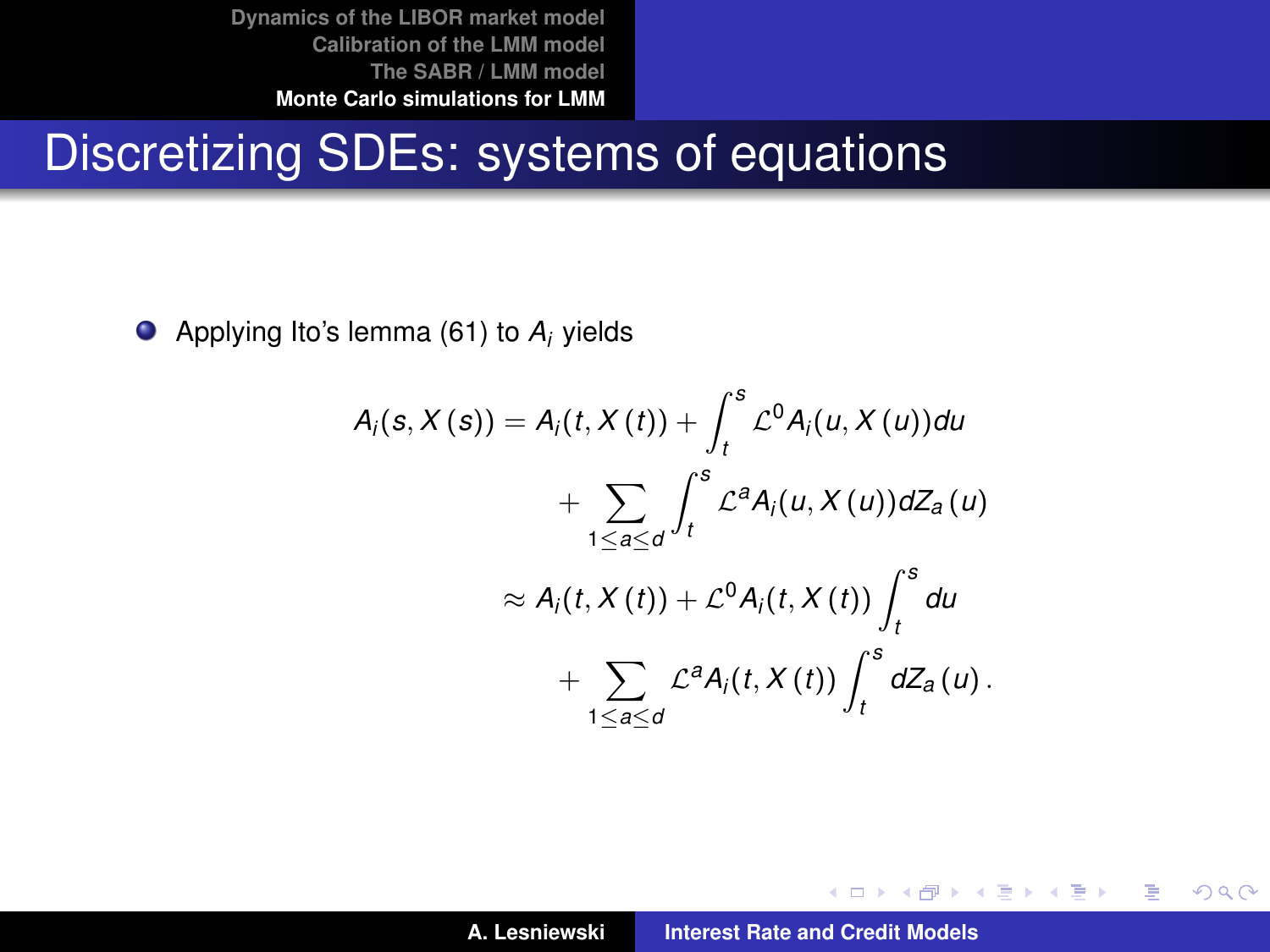## Discretizing SDEs: systems of equations

- Applying Ito's lemma (61) to $A_i$ yields

$$
\begin{aligned}
A_i(s, X(s)) &= A_i(t, X(t)) + \int_t^s \mathcal{L}^0 A_i(u, X(u)) du \\
&\quad + \sum_{1 \le a \le d} \int_t^s \mathcal{L}^a A_i(u, X(u)) dZ_a(u) \\
&\approx A_i(t, X(t)) + \mathcal{L}^0 A_i(t, X(t)) \int_t^s du \\
&\quad + \sum_{1 \le a \le d} \mathcal{L}^a A_i(t, X(t)) \int_t^s dZ_a(u) .
\end{aligned}
$$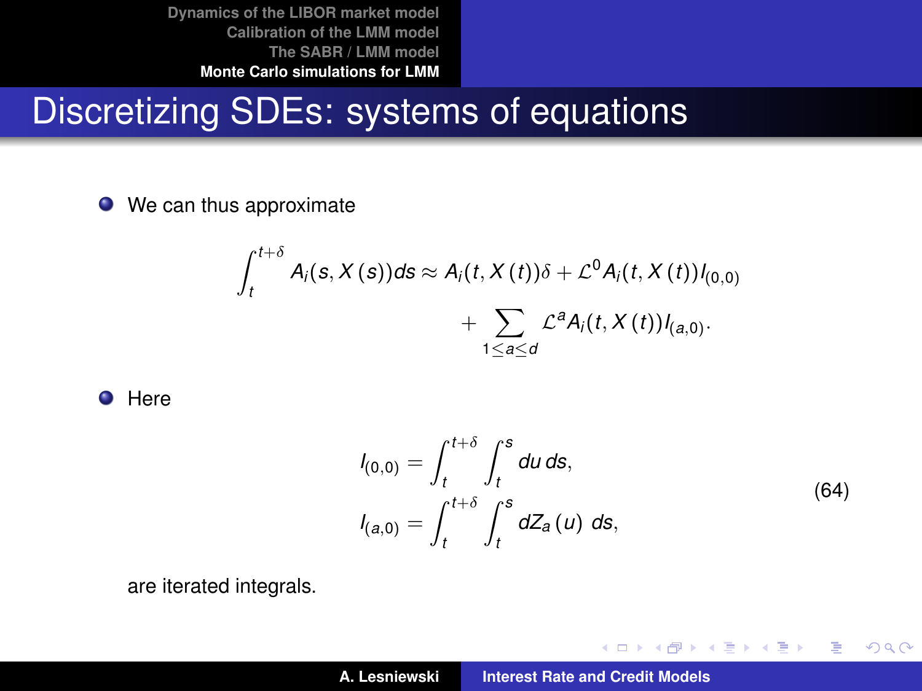# Discretizing SDEs: systems of equations

- We can thus approximate

$$\int_t^{t+\delta} A_i(s, X(s))ds \approx A_i(t, X(t))\delta + \mathcal{L}^0 A_i(t, X(t)) I_{(0,0)} + \sum_{1 \le a \le d} \mathcal{L}^a A_i(t, X(t)) I_{(a,0)}.$$

- Here

$$\begin{aligned} I_{(0,0)} &= \int_t^{t+\delta} \int_t^s du\, ds, \\ I_{(a,0)} &= \int_t^{t+\delta} \int_t^s dZ_a(u)\; ds, \end{aligned} \tag{64}$$

are iterated integrals.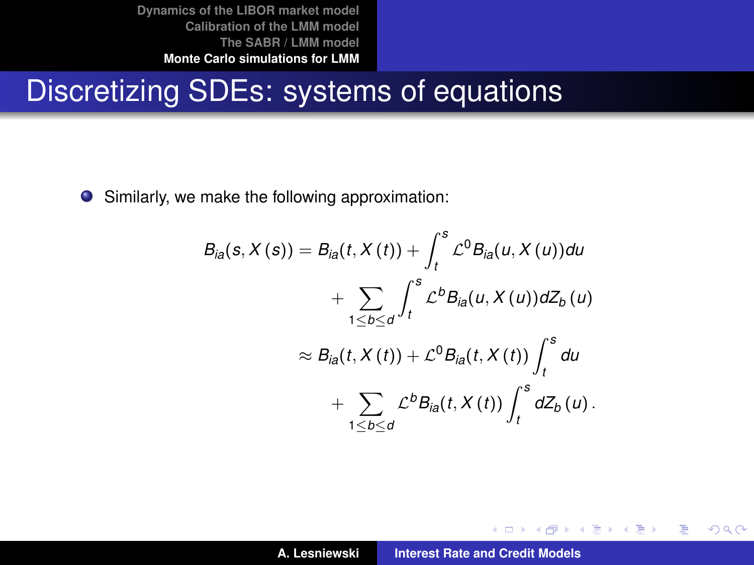# Discretizing SDEs: systems of equations

- Similarly, we make the following approximation:

$$
\begin{aligned}
B_{ia}(s, X(s)) &= B_{ia}(t, X(t)) + \int_t^s \mathcal{L}^0 B_{ia}(u, X(u)) du \\
&\quad + \sum_{1 \leq b \leq d} \int_t^s \mathcal{L}^b B_{ia}(u, X(u)) dZ_b(u) \\
&\approx B_{ia}(t, X(t)) + \mathcal{L}^0 B_{ia}(t, X(t)) \int_t^s du \\
&\quad + \sum_{1 \leq b \leq d} \mathcal{L}^b B_{ia}(t, X(t)) \int_t^s dZ_b(u) \, .
\end{aligned}
$$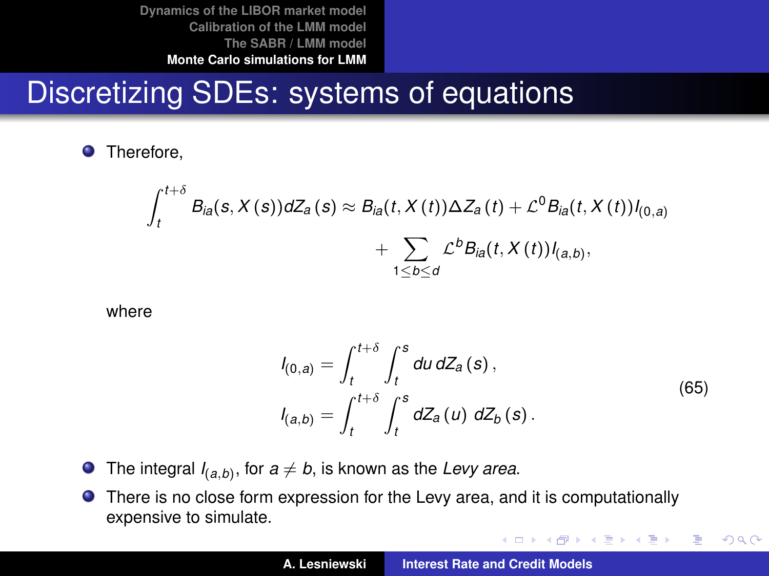# Discretizing SDEs: systems of equations

- Therefore,

$$\int_t^{t+\delta} B_{ia}(s, X(s)) dZ_a(s) \approx B_{ia}(t, X(t)) \Delta Z_a(t) + \mathcal{L}^0 B_{ia}(t, X(t)) I_{(0,a)} + \sum_{1 \le b \le d} \mathcal{L}^b B_{ia}(t, X(t)) I_{(a,b)},$$

where

$$\begin{aligned} I_{(0,a)} &= \int_t^{t+\delta} \int_t^s du \, dZ_a(s), \\ I_{(a,b)} &= \int_t^{t+\delta} \int_t^s dZ_a(u) \, dZ_b(s). \end{aligned} \tag{65}$$

- The integral $I_{(a,b)}$, for $a \neq b$, is known as the *Levy area*.
- There is no close form expression for the Levy area, and it is computationally expensive to simulate.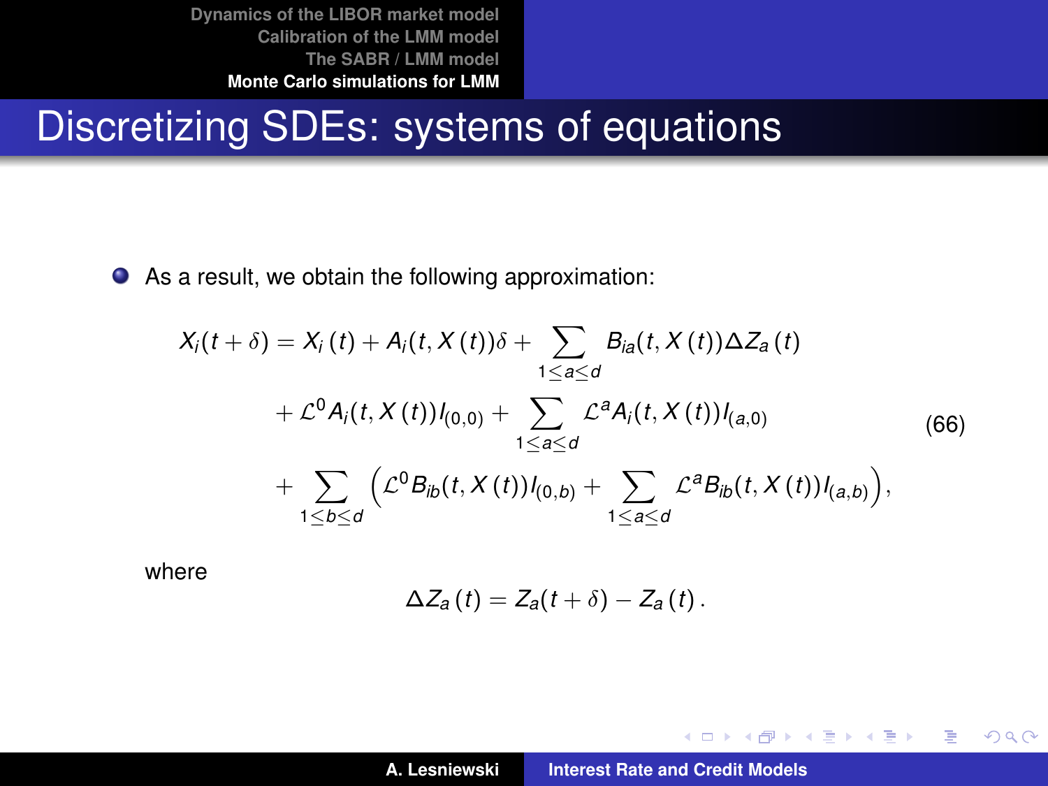## Discretizing SDEs: systems of equations

- As a result, we obtain the following approximation:

$$
\begin{aligned}
X_i(t+\delta) = X_i(t) &+ A_i(t, X(t))\delta + \sum_{1\le a\le d} B_{ia}(t, X(t))\Delta Z_a(t) \\
&+ \mathcal{L}^0 A_i(t, X(t)) I_{(0,0)} + \sum_{1\le a\le d} \mathcal{L}^a A_i(t, X(t)) I_{(a,0)} \\
&+ \sum_{1\le b\le d} \Big( \mathcal{L}^0 B_{ib}(t, X(t)) I_{(0,b)} + \sum_{1\le a\le d} \mathcal{L}^a B_{ib}(t, X(t)) I_{(a,b)} \Big),
\end{aligned}
\tag{66}
$$

  where

$$
\Delta Z_a(t) = Z_a(t+\delta) - Z_a(t).
$$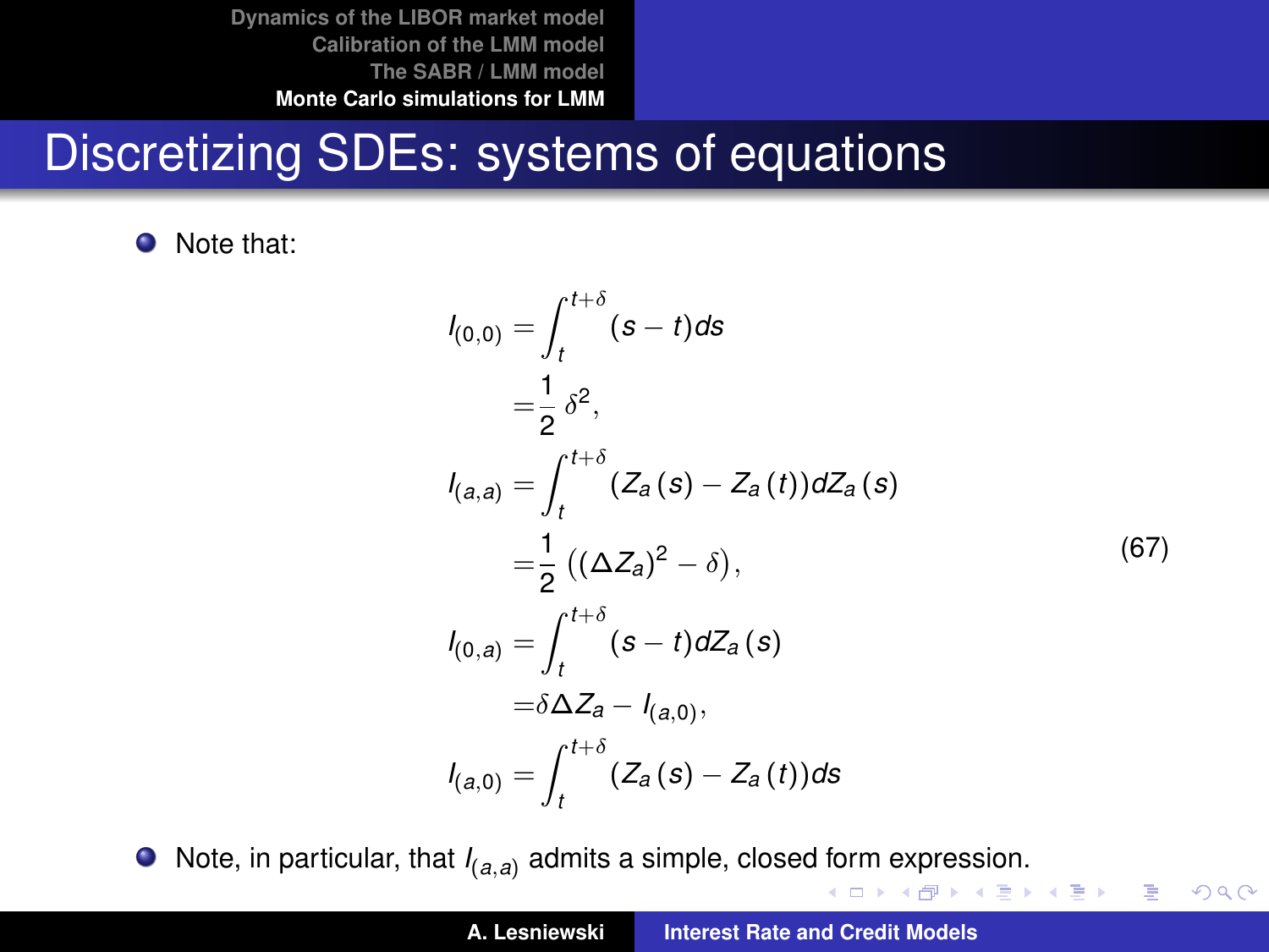## Discretizing SDEs: systems of equations

- Note that:

$$
\begin{aligned}
I_{(0,0)} &= \int_t^{t+\delta} (s-t)ds \\
&= \frac{1}{2}\,\delta^2, \\
I_{(a,a)} &= \int_t^{t+\delta} (Z_a(s) - Z_a(t))dZ_a(s) \\
&= \frac{1}{2}\left((\Delta Z_a)^2 - \delta\right), \\
I_{(0,a)} &= \int_t^{t+\delta} (s-t)dZ_a(s) \\
&= \delta \Delta Z_a - I_{(a,0)}, \\
I_{(a,0)} &= \int_t^{t+\delta} (Z_a(s) - Z_a(t))ds
\end{aligned}
\tag{67}
$$

- Note, in particular, that $I_{(a,a)}$ admits a simple, closed form expression.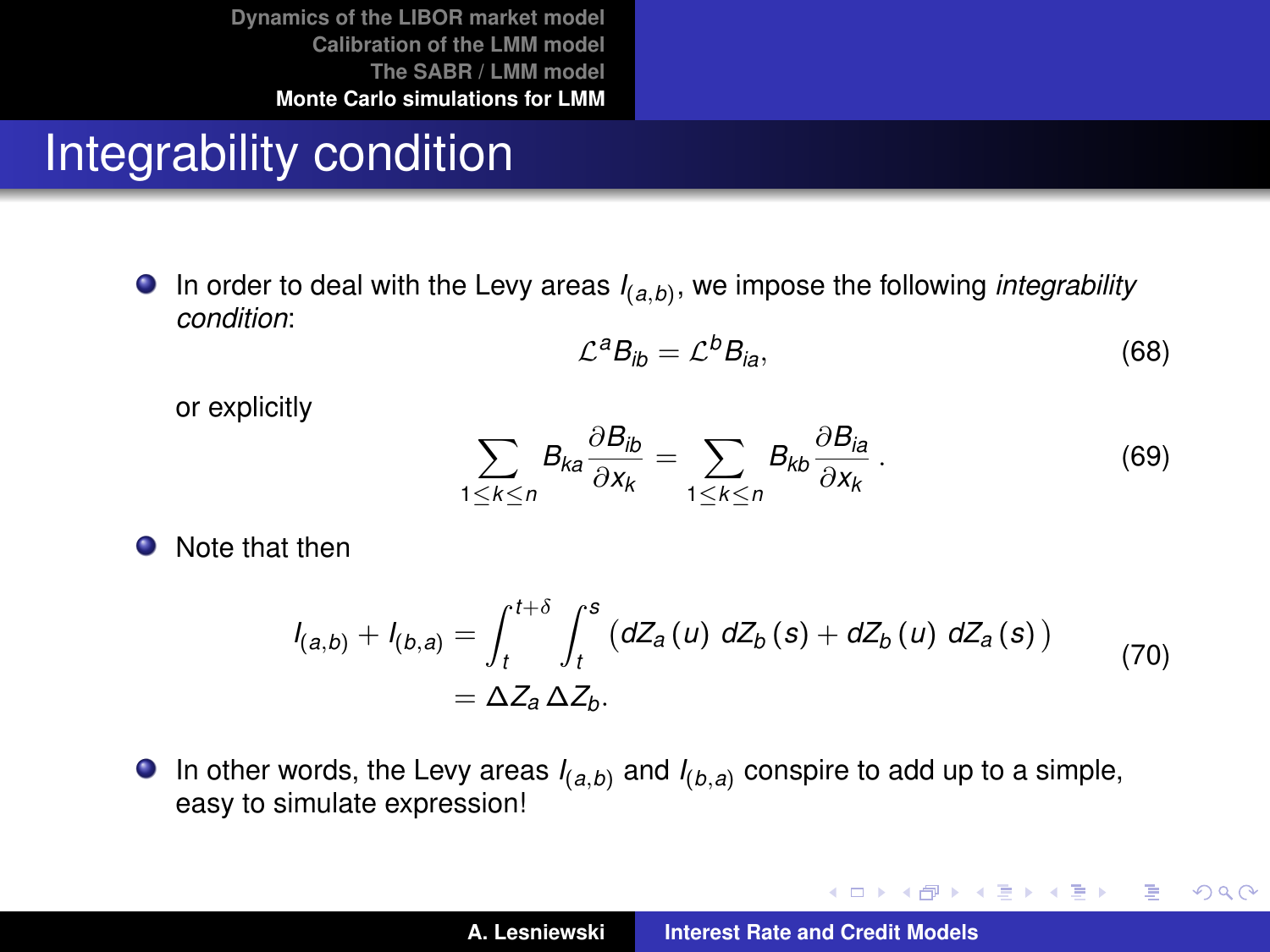# Integrability condition

- In order to deal with the Levy areas $I_{(a,b)}$, we impose the following *integrability condition*:

$$\mathcal{L}^a B_{ib} = \mathcal{L}^b B_{ia}, \tag{68}$$

or explicitly

$$\sum_{1 \leq k \leq n} B_{ka} \frac{\partial B_{ib}}{\partial x_k} = \sum_{1 \leq k \leq n} B_{kb} \frac{\partial B_{ia}}{\partial x_k} . \tag{69}$$

- Note that then

$$\begin{aligned} I_{(a,b)} + I_{(b,a)} &= \int_t^{t+\delta} \int_t^s \left( dZ_a(u)\ dZ_b(s) + dZ_b(u)\ dZ_a(s) \right) \\ &= \Delta Z_a \, \Delta Z_b. \end{aligned} \tag{70}$$

- In other words, the Levy areas $I_{(a,b)}$ and $I_{(b,a)}$ conspire to add up to a simple, easy to simulate expression!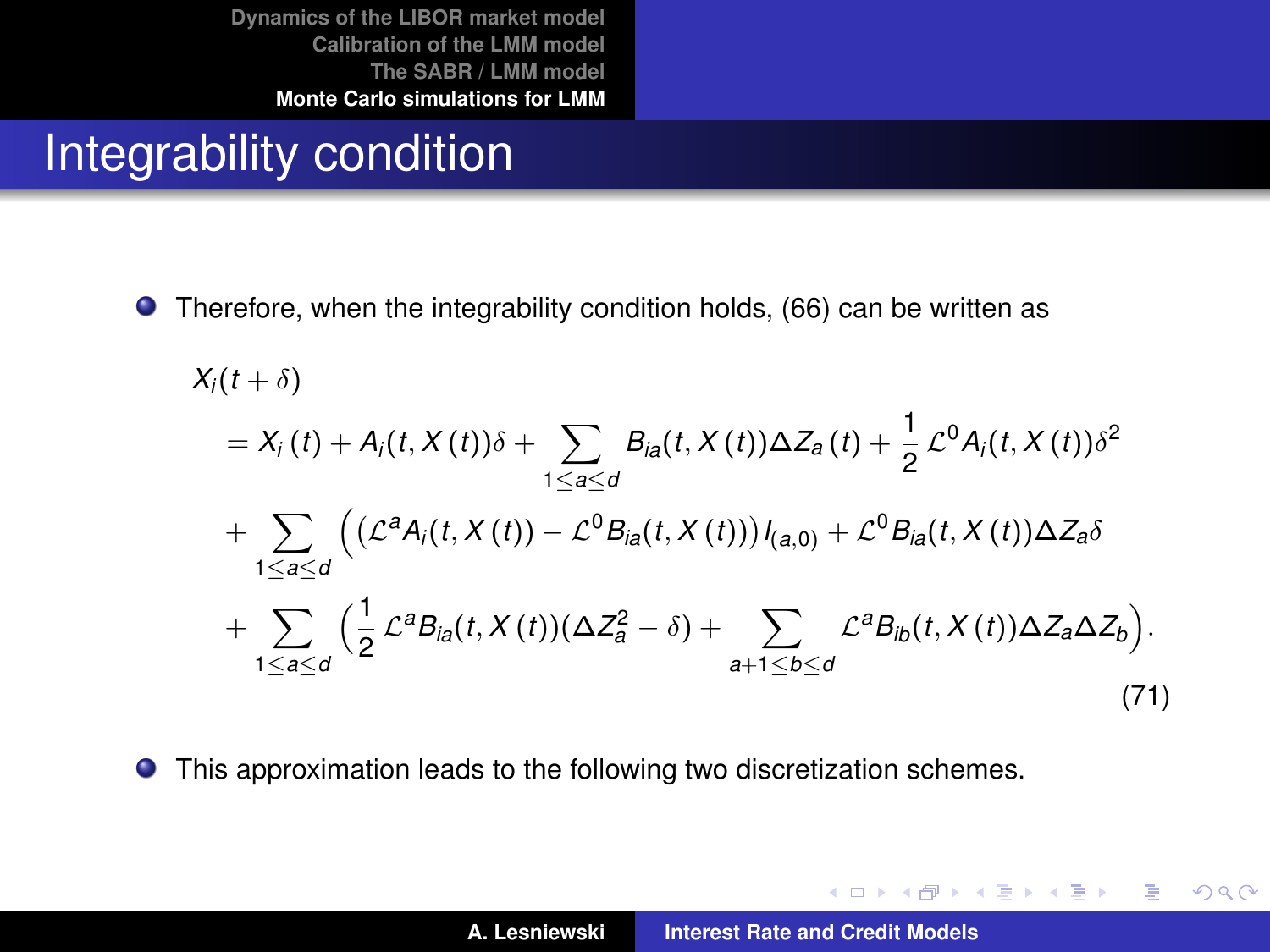# Integrability condition

- Therefore, when the integrability condition holds, (66) can be written as

$$
\begin{aligned}
&X_i(t+\delta) \\
&= X_i(t) + A_i(t, X(t))\delta + \sum_{1\le a\le d} B_{ia}(t, X(t))\Delta Z_a(t) + \frac{1}{2}\,\mathcal{L}^0 A_i(t, X(t))\delta^2 \\
&+ \sum_{1\le a\le d} \Big( \big(\mathcal{L}^a A_i(t, X(t)) - \mathcal{L}^0 B_{ia}(t, X(t))\big) I_{(a,0)} + \mathcal{L}^0 B_{ia}(t, X(t))\Delta Z_a \delta \\
&+ \sum_{1\le a\le d} \Big( \frac{1}{2}\,\mathcal{L}^a B_{ia}(t, X(t))(\Delta Z_a^2 - \delta) + \sum_{a+1\le b\le d} \mathcal{L}^a B_{ib}(t, X(t))\Delta Z_a \Delta Z_b \Big).
\end{aligned}
\tag{71}
$$

- This approximation leads to the following two discretization schemes.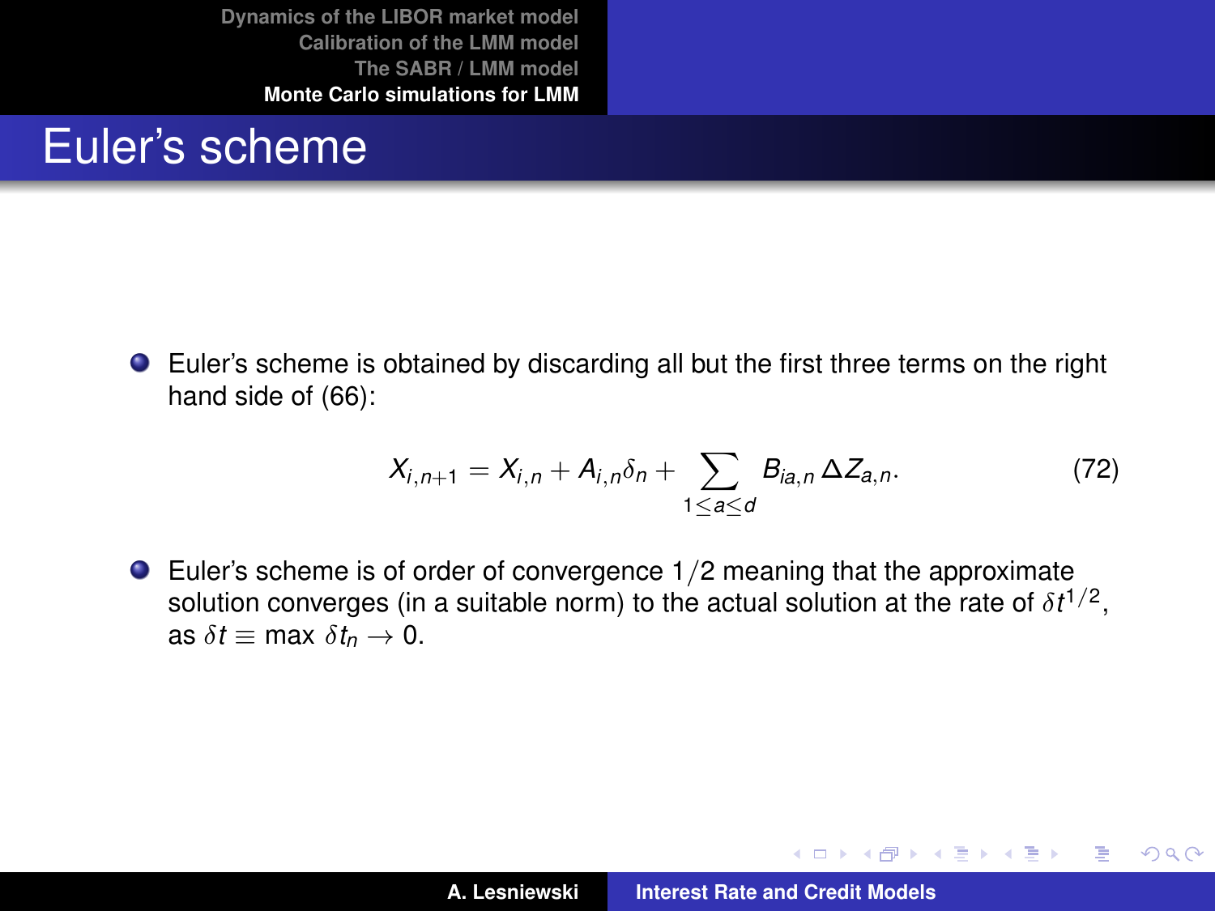# Euler's scheme

- Euler's scheme is obtained by discarding all but the first three terms on the right hand side of (66):

$$X_{i,n+1} = X_{i,n} + A_{i,n}\delta_n + \sum_{1 \le a \le d} B_{ia,n}\, \Delta Z_{a,n}. \tag{72}$$

- Euler's scheme is of order of convergence $1/2$ meaning that the approximate solution converges (in a suitable norm) to the actual solution at the rate of $\delta t^{1/2}$, as $\delta t \equiv \max\ \delta t_n \to 0$.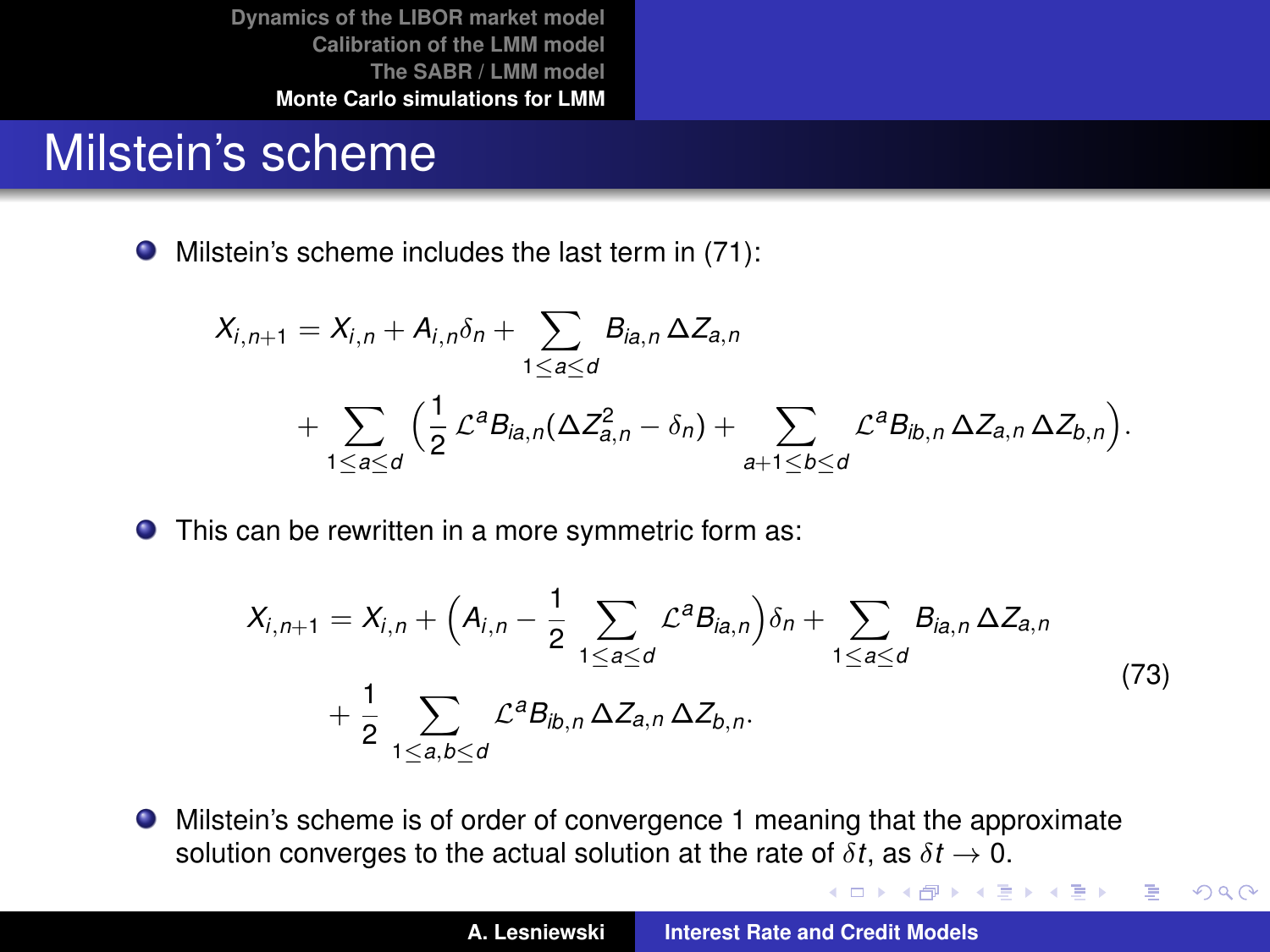# Milstein's scheme

- Milstein's scheme includes the last term in (71):

$$X_{i,n+1} = X_{i,n} + A_{i,n}\delta_n + \sum_{1 \le a \le d} B_{ia,n}\,\Delta Z_{a,n} + \sum_{1 \le a \le d} \Big( \frac{1}{2}\,\mathcal{L}^a B_{ia,n}(\Delta Z_{a,n}^2 - \delta_n) + \sum_{a+1 \le b \le d} \mathcal{L}^a B_{ib,n}\,\Delta Z_{a,n}\,\Delta Z_{b,n} \Big).$$

- This can be rewritten in a more symmetric form as:

$$X_{i,n+1} = X_{i,n} + \Big( A_{i,n} - \frac{1}{2} \sum_{1 \le a \le d} \mathcal{L}^a B_{ia,n} \Big)\delta_n + \sum_{1 \le a \le d} B_{ia,n}\,\Delta Z_{a,n} + \frac{1}{2} \sum_{1 \le a,b \le d} \mathcal{L}^a B_{ib,n}\,\Delta Z_{a,n}\,\Delta Z_{b,n}. \tag{73}$$

- Milstein's scheme is of order of convergence 1 meaning that the approximate solution converges to the actual solution at the rate of $\delta t$, as $\delta t \to 0$.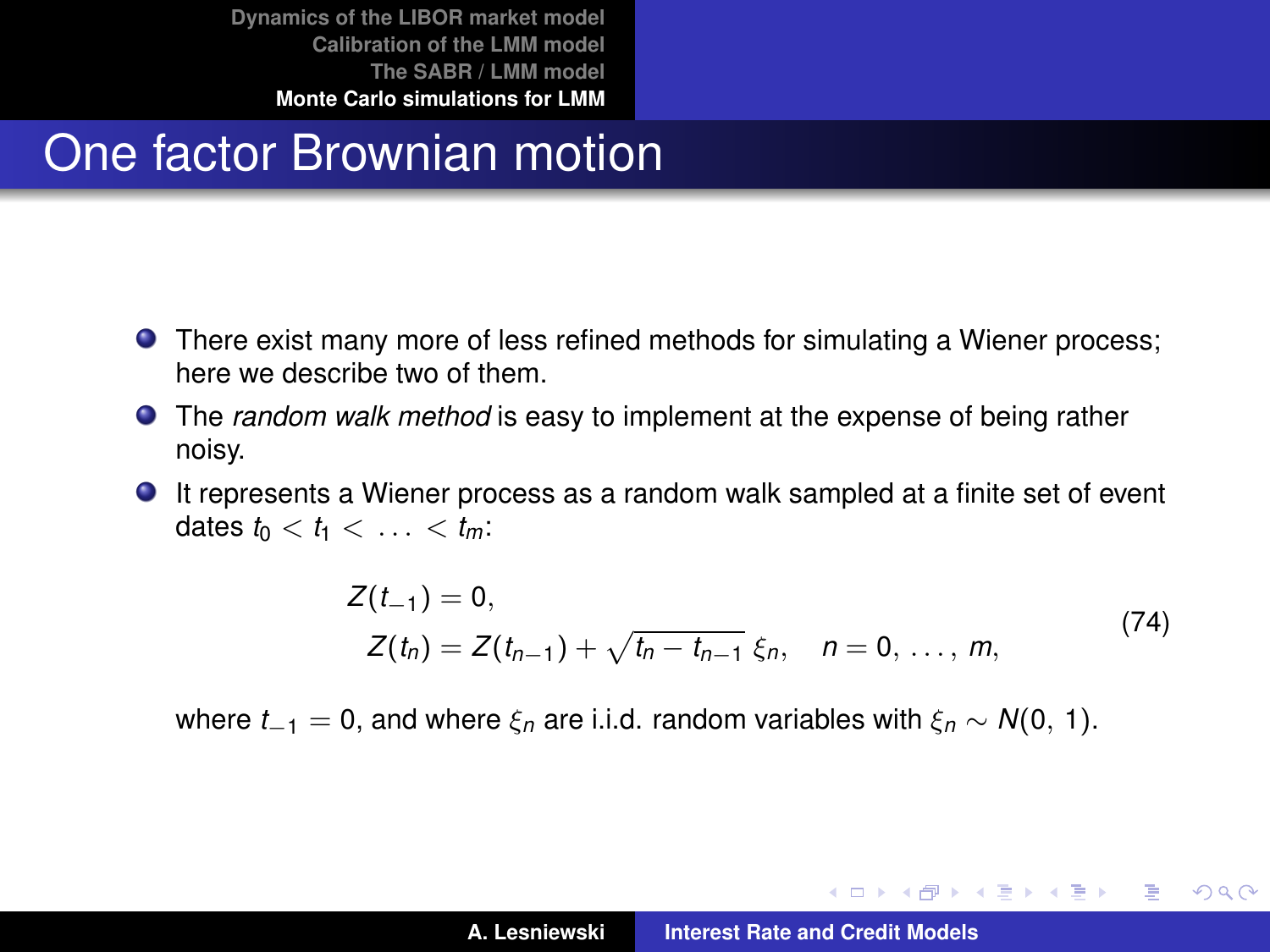# One factor Brownian motion

- There exist many more of less refined methods for simulating a Wiener process; here we describe two of them.
- The *random walk method* is easy to implement at the expense of being rather noisy.
- It represents a Wiener process as a random walk sampled at a finite set of event dates $t_0 < t_1 < \ldots < t_m$:

$$
\begin{aligned}
Z(t_{-1}) &= 0, \\
Z(t_n) &= Z(t_{n-1}) + \sqrt{t_n - t_{n-1}}\, \xi_n, \quad n = 0, \ldots, m,
\end{aligned}
\tag{74}
$$

where $t_{-1} = 0$, and where $\xi_n$ are i.i.d. random variables with $\xi_n \sim N(0, 1)$.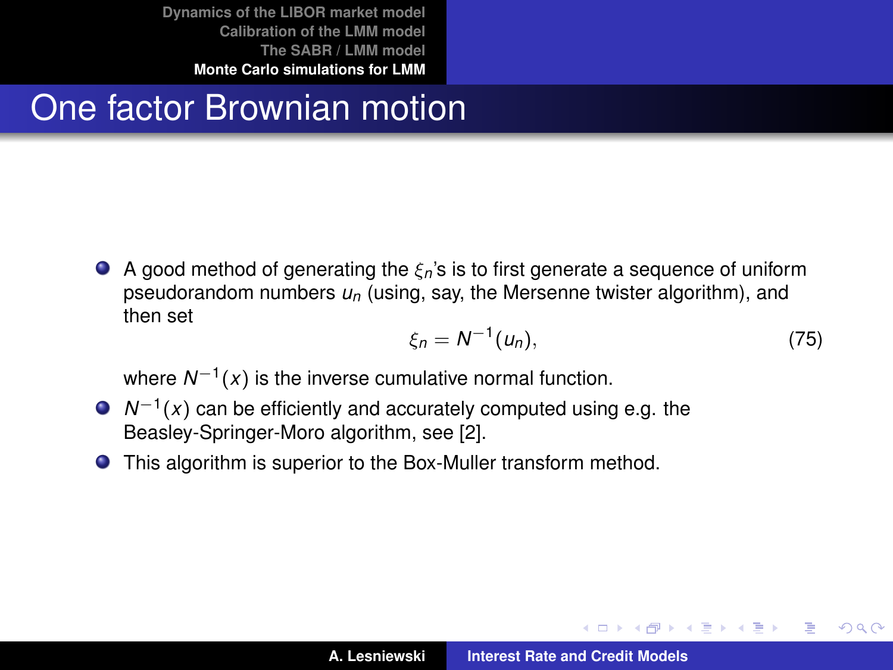# One factor Brownian motion

- A good method of generating the $\xi_n$'s is to first generate a sequence of uniform pseudorandom numbers $u_n$ (using, say, the Mersenne twister algorithm), and then set

$$\xi_n = N^{-1}(u_n), \tag{75}$$

  where $N^{-1}(x)$ is the inverse cumulative normal function.
- $N^{-1}(x)$ can be efficiently and accurately computed using e.g. the Beasley-Springer-Moro algorithm, see [2].
- This algorithm is superior to the Box-Muller transform method.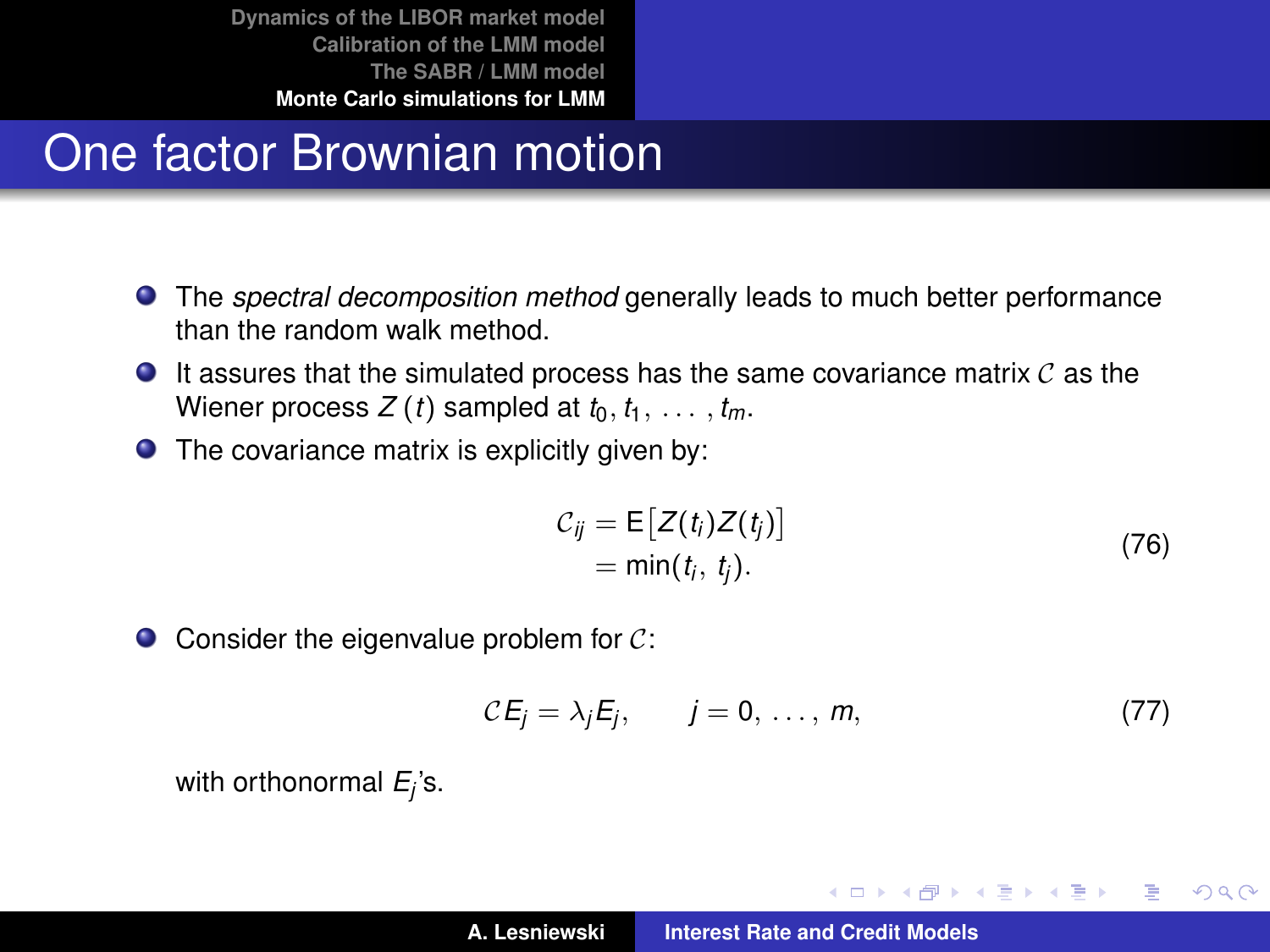# One factor Brownian motion

- The *spectral decomposition method* generally leads to much better performance than the random walk method.
- It assures that the simulated process has the same covariance matrix $\mathcal{C}$ as the Wiener process $Z(t)$ sampled at $t_0, t_1, \ldots, t_m$.
- The covariance matrix is explicitly given by:

$$
\begin{aligned}
\mathcal{C}_{ij} &= \mathsf{E}\big[Z(t_i)Z(t_j)\big] \\
&= \min(t_i,\, t_j).
\end{aligned}
\tag{76}
$$

- Consider the eigenvalue problem for $\mathcal{C}$:

$$
\mathcal{C}E_j = \lambda_j E_j, \qquad j = 0, \ldots, m,
\tag{77}
$$

with orthonormal $E_j$'s.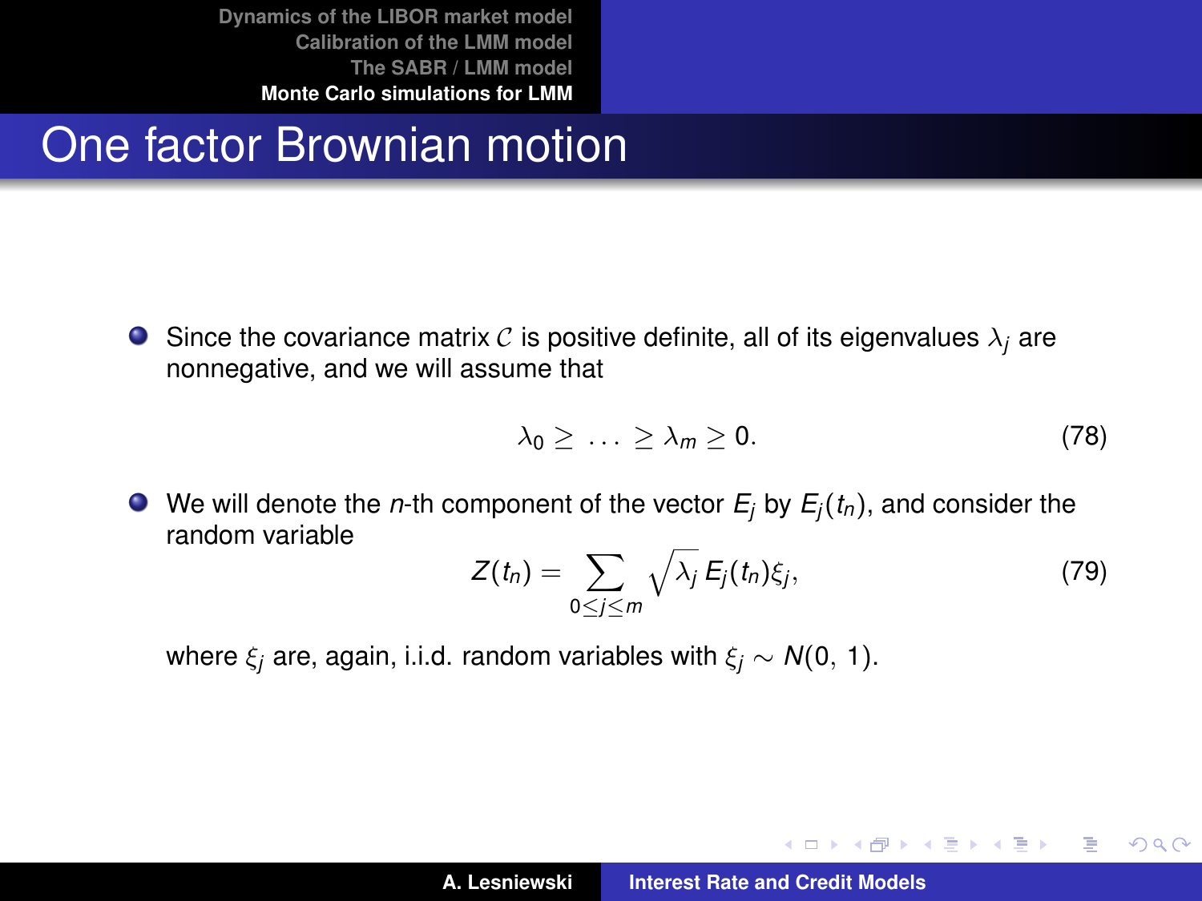# One factor Brownian motion

- Since the covariance matrix $\mathcal{C}$ is positive definite, all of its eigenvalues $\lambda_j$ are nonnegative, and we will assume that

$$\lambda_0 \geq \ldots \geq \lambda_m \geq 0. \tag{78}$$

- We will denote the $n$-th component of the vector $E_j$ by $E_j(t_n)$, and consider the random variable

$$Z(t_n) = \sum_{0 \leq j \leq m} \sqrt{\lambda_j}\, E_j(t_n) \xi_j, \tag{79}$$

where $\xi_j$ are, again, i.i.d. random variables with $\xi_j \sim N(0,\, 1)$.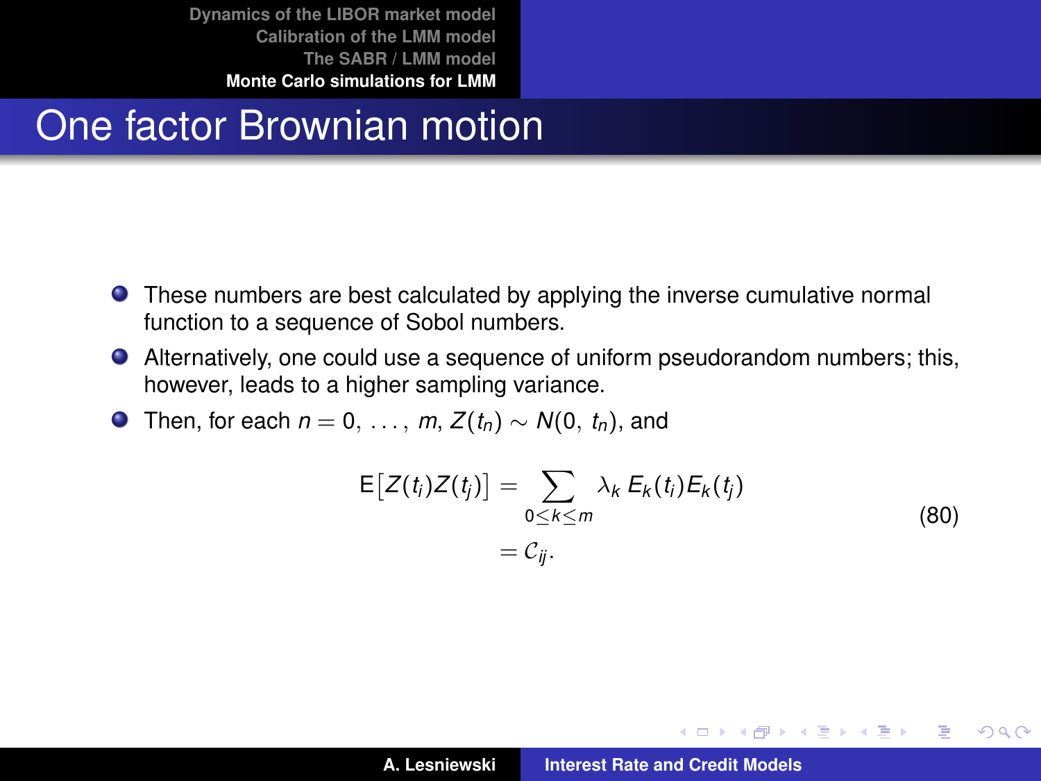# One factor Brownian motion

- These numbers are best calculated by applying the inverse cumulative normal function to a sequence of Sobol numbers.
- Alternatively, one could use a sequence of uniform pseudorandom numbers; this, however, leads to a higher sampling variance.
- Then, for each $n = 0, \ldots, m$, $Z(t_n) \sim N(0, t_n)$, and

$$
\begin{aligned}
\mathrm{E}\big[Z(t_i)Z(t_j)\big] &= \sum_{0 \leq k \leq m} \lambda_k \, E_k(t_i) E_k(t_j) \\
&= \mathcal{C}_{ij}.
\end{aligned}
\tag{80}
$$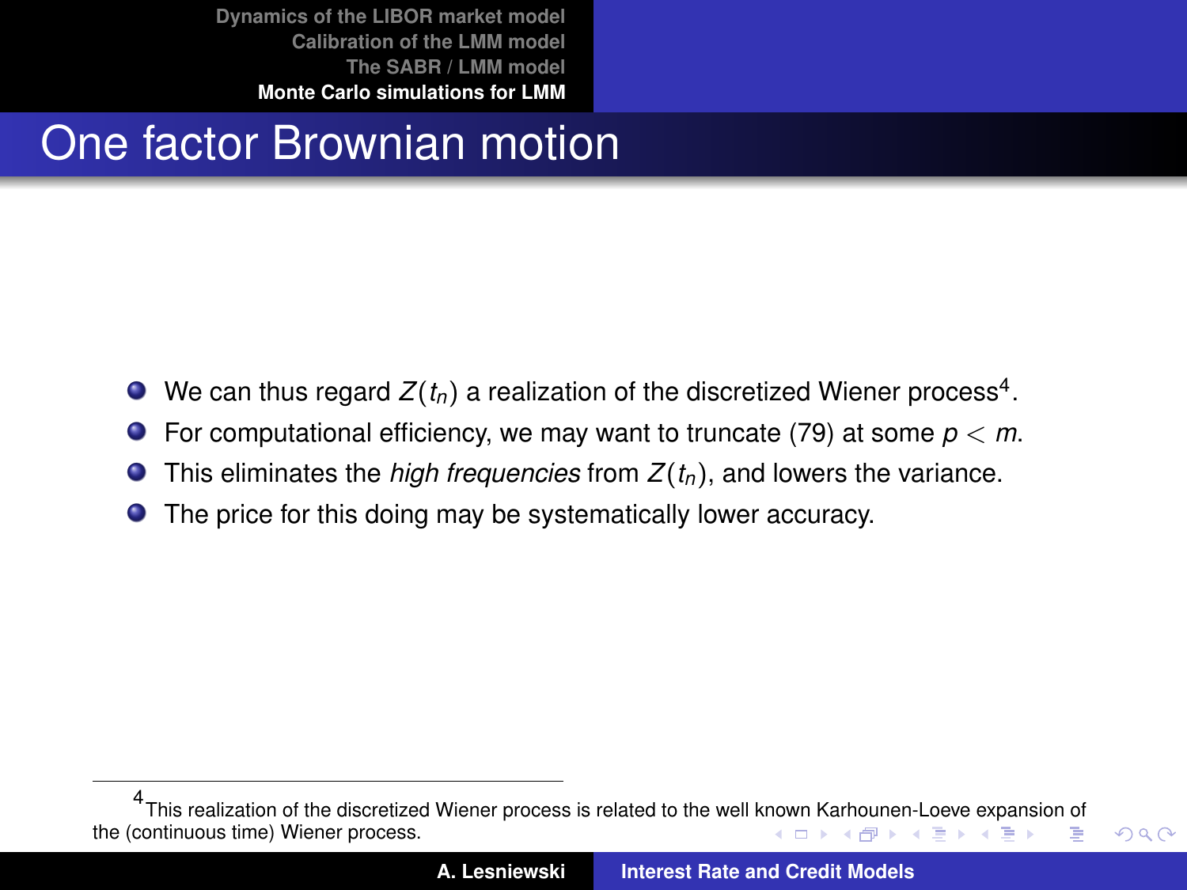# One factor Brownian motion

- We can thus regard $Z(t_n)$ a realization of the discretized Wiener process[4].
- For computational efficiency, we may want to truncate (79) at some $p < m$.
- This eliminates the *high frequencies* from $Z(t_n)$, and lowers the variance.
- The price for this doing may be systematically lower accuracy.

[4] This realization of the discretized Wiener process is related to the well known Karhounen-Loeve expansion of the (continuous time) Wiener process.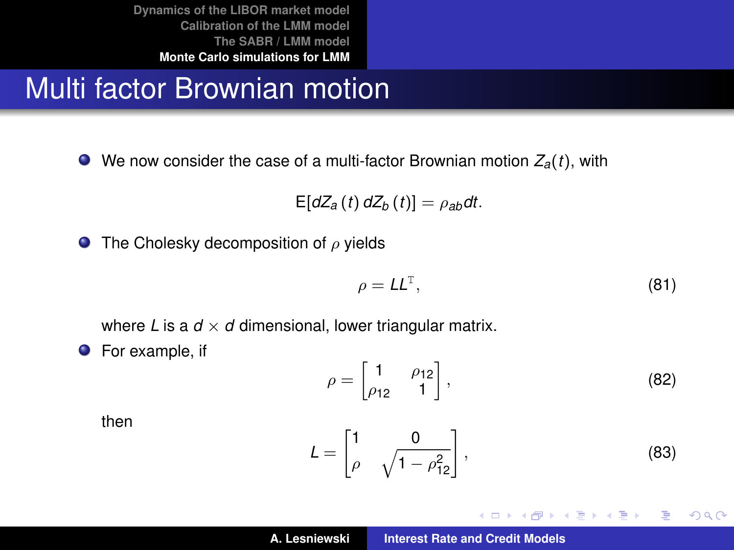# Multi factor Brownian motion

- We now consider the case of a multi-factor Brownian motion $Z_a(t)$, with

$$\mathsf{E}[dZ_a(t)\, dZ_b(t)] = \rho_{ab} dt.$$

- The Cholesky decomposition of $\rho$ yields

$$\rho = LL^{\mathrm{T}}, \tag{81}$$

where $L$ is a $d \times d$ dimensional, lower triangular matrix.

- For example, if

$$\rho = \begin{bmatrix} 1 & \rho_{12} \\ \rho_{12} & 1 \end{bmatrix}, \tag{82}$$

then

$$L = \begin{bmatrix} 1 & 0 \\ \rho & \sqrt{1 - \rho_{12}^2} \end{bmatrix}, \tag{83}$$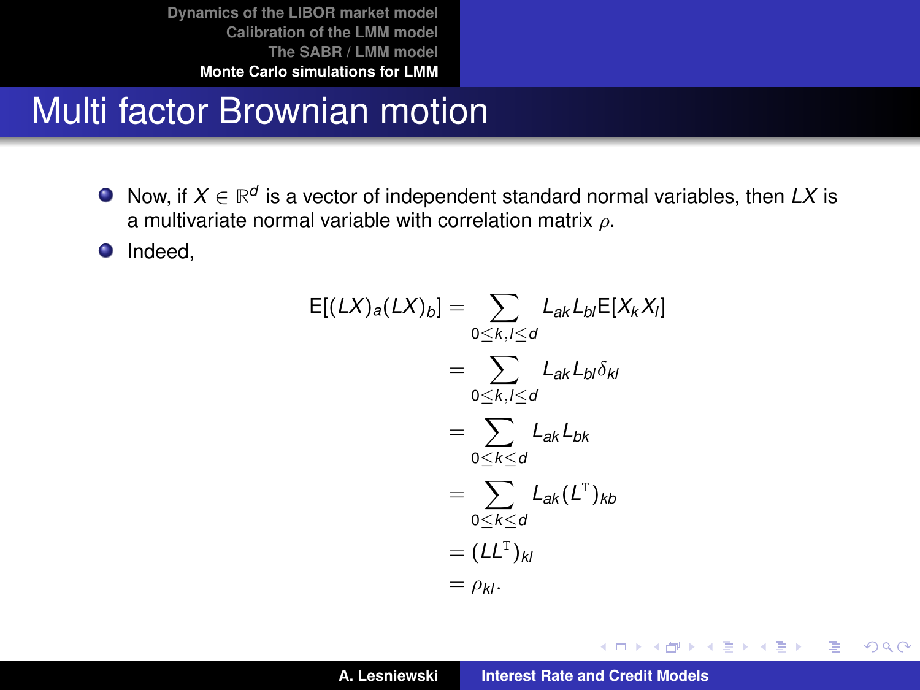# Multi factor Brownian motion

- Now, if $X \in \mathbb{R}^d$ is a vector of independent standard normal variables, then $LX$ is a multivariate normal variable with correlation matrix $\rho$.
- Indeed,

$$
\begin{aligned}
\mathrm{E}[(LX)_a(LX)_b] &= \sum_{0 \leq k,l \leq d} L_{ak} L_{bl} \mathrm{E}[X_k X_l] \\
&= \sum_{0 \leq k,l \leq d} L_{ak} L_{bl} \delta_{kl} \\
&= \sum_{0 \leq k \leq d} L_{ak} L_{bk} \\
&= \sum_{0 \leq k \leq d} L_{ak} (L^{\mathrm{T}})_{kb} \\
&= (LL^{\mathrm{T}})_{kl} \\
&= \rho_{kl}.
\end{aligned}
$$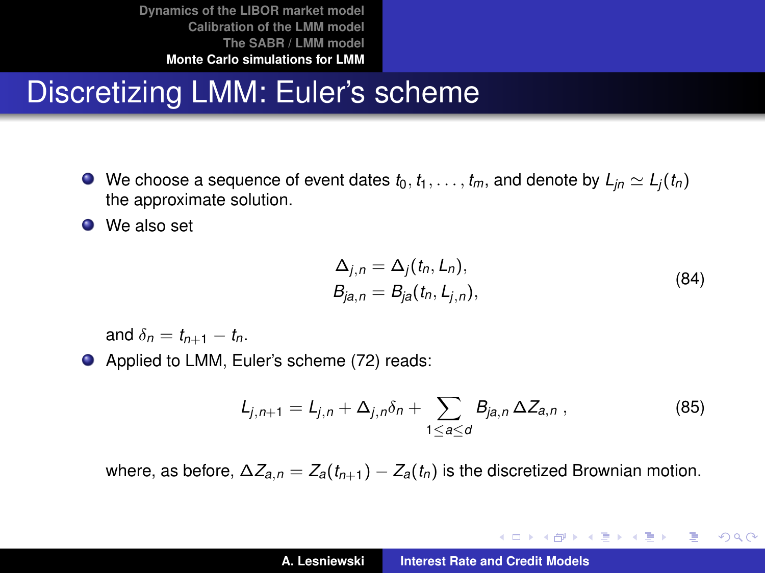# Discretizing LMM: Euler's scheme

- We choose a sequence of event dates $t_0, t_1, \ldots, t_m$, and denote by $L_{jn} \simeq L_j(t_n)$ the approximate solution.
- We also set

$$
\begin{aligned}
\Delta_{j,n} &= \Delta_j(t_n, L_n), \\
B_{ja,n} &= B_{ja}(t_n, L_{j,n}),
\end{aligned}
\tag{84}
$$

  and $\delta_n = t_{n+1} - t_n$.
- Applied to LMM, Euler's scheme (72) reads:

$$
L_{j,n+1} = L_{j,n} + \Delta_{j,n}\delta_n + \sum_{1 \leq a \leq d} B_{ja,n}\, \Delta Z_{a,n}\ , \tag{85}
$$

  where, as before, $\Delta Z_{a,n} = Z_a(t_{n+1}) - Z_a(t_n)$ is the discretized Brownian motion.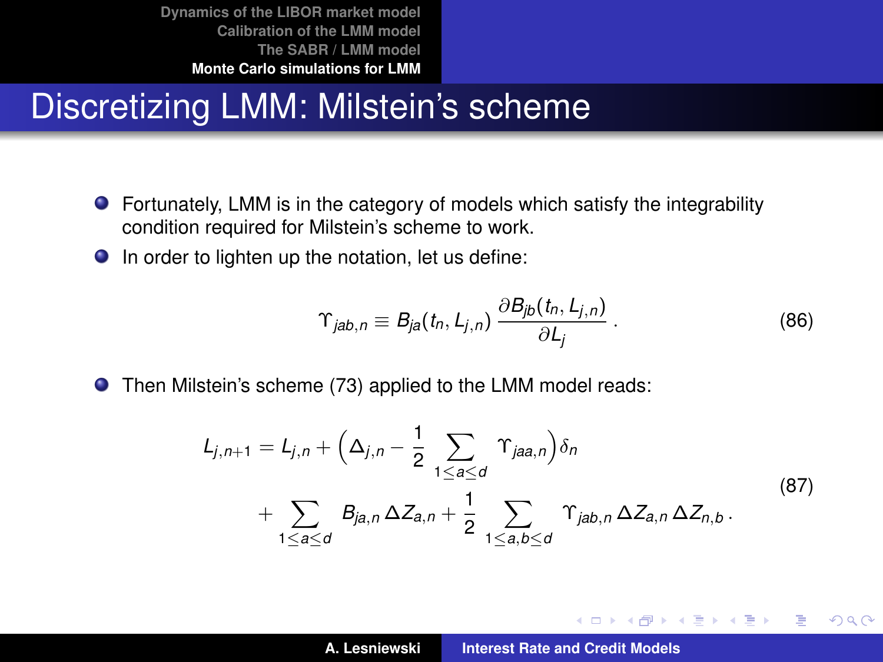# Discretizing LMM: Milstein's scheme

- Fortunately, LMM is in the category of models which satisfy the integrability condition required for Milstein's scheme to work.
- In order to lighten up the notation, let us define:

$$\Upsilon_{jab,n} \equiv B_{ja}(t_n, L_{j,n}) \, \frac{\partial B_{jb}(t_n, L_{j,n})}{\partial L_j} \, . \tag{86}$$

- Then Milstein's scheme (73) applied to the LMM model reads:

$$\begin{aligned} L_{j,n+1} = L_{j,n} &+ \Big(\Delta_{j,n} - \frac{1}{2} \sum_{1 \leq a \leq d} \Upsilon_{jaa,n}\Big) \delta_n \\ &+ \sum_{1 \leq a \leq d} B_{ja,n} \, \Delta Z_{a,n} + \frac{1}{2} \sum_{1 \leq a,b \leq d} \Upsilon_{jab,n} \, \Delta Z_{a,n} \, \Delta Z_{n,b} \, . \end{aligned} \tag{87}$$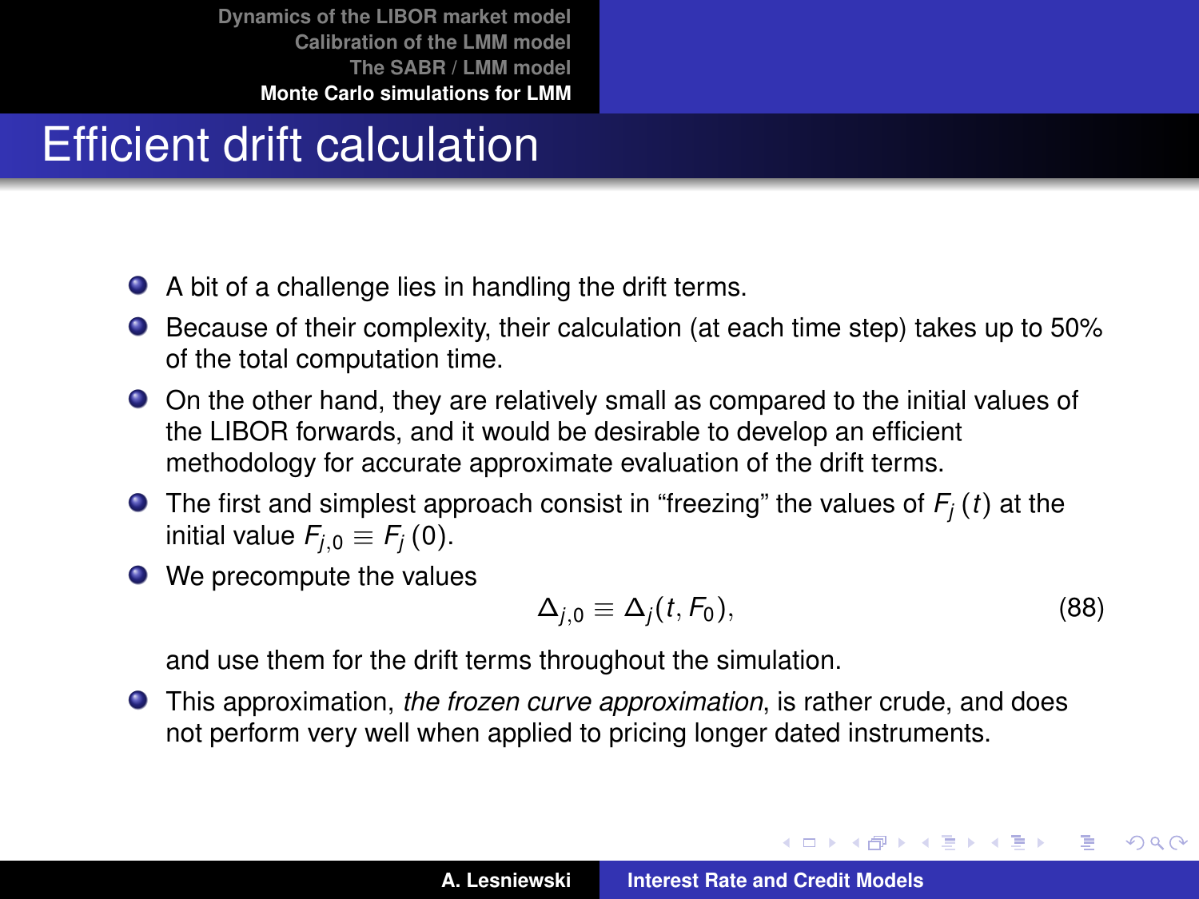# Efficient drift calculation

- A bit of a challenge lies in handling the drift terms.
- Because of their complexity, their calculation (at each time step) takes up to 50% of the total computation time.
- On the other hand, they are relatively small as compared to the initial values of the LIBOR forwards, and it would be desirable to develop an efficient methodology for accurate approximate evaluation of the drift terms.
- The first and simplest approach consist in "freezing" the values of $F_j(t)$ at the initial value $F_{j,0} \equiv F_j(0)$.
- We precompute the values

$$\Delta_{j,0} \equiv \Delta_j(t, F_0), \tag{88}$$

  and use them for the drift terms throughout the simulation.
- This approximation, *the frozen curve approximation*, is rather crude, and does not perform very well when applied to pricing longer dated instruments.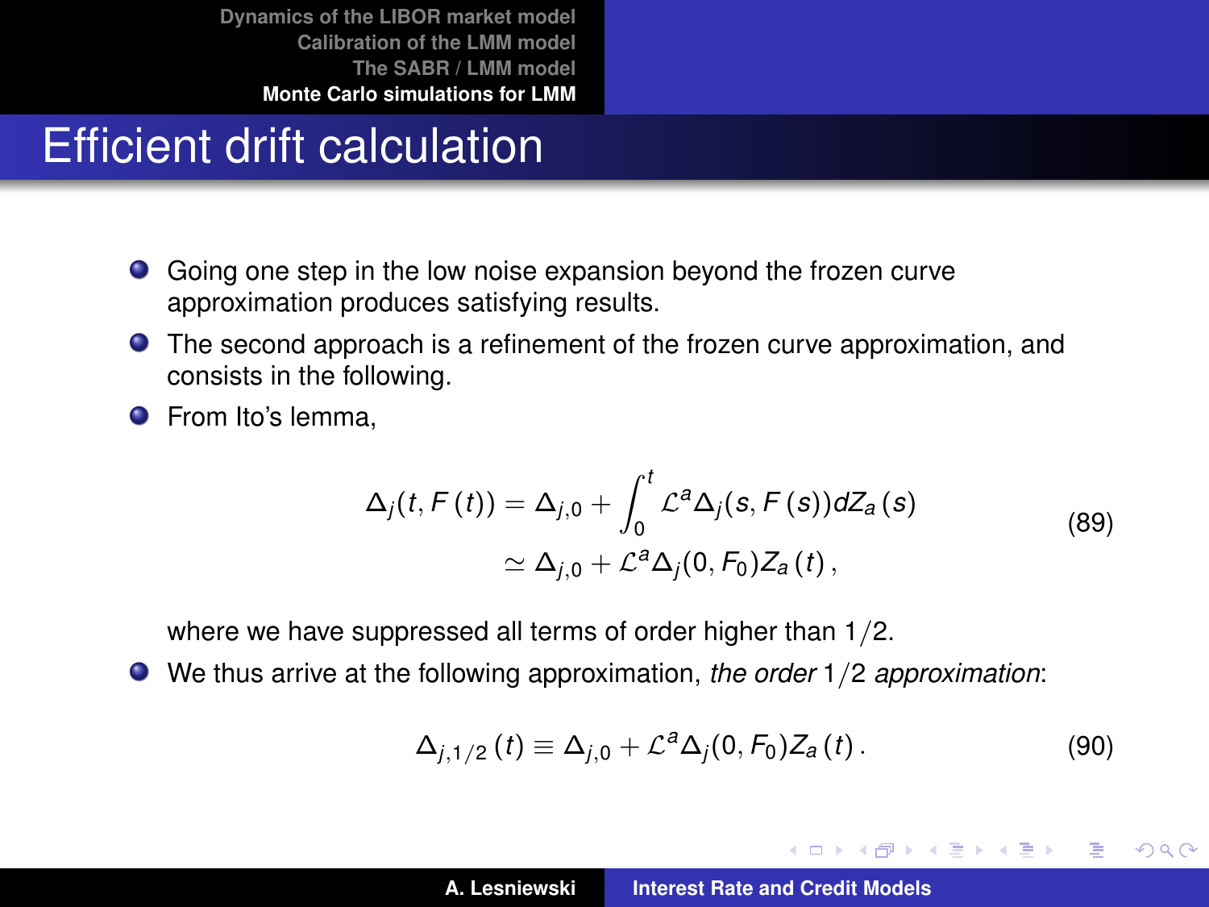# Efficient drift calculation

- Going one step in the low noise expansion beyond the frozen curve approximation produces satisfying results.
- The second approach is a refinement of the frozen curve approximation, and consists in the following.
- From Ito's lemma,

$$
\begin{aligned}
\Delta_j(t, F(t)) &= \Delta_{j,0} + \int_0^t \mathcal{L}^a \Delta_j(s, F(s)) dZ_a(s) \\
&\simeq \Delta_{j,0} + \mathcal{L}^a \Delta_j(0, F_0) Z_a(t),
\end{aligned}
\tag{89}
$$

  where we have suppressed all terms of order higher than $1/2$.
- We thus arrive at the following approximation, *the order* $1/2$ *approximation*:

$$
\Delta_{j,1/2}(t) \equiv \Delta_{j,0} + \mathcal{L}^a \Delta_j(0, F_0) Z_a(t). \tag{90}
$$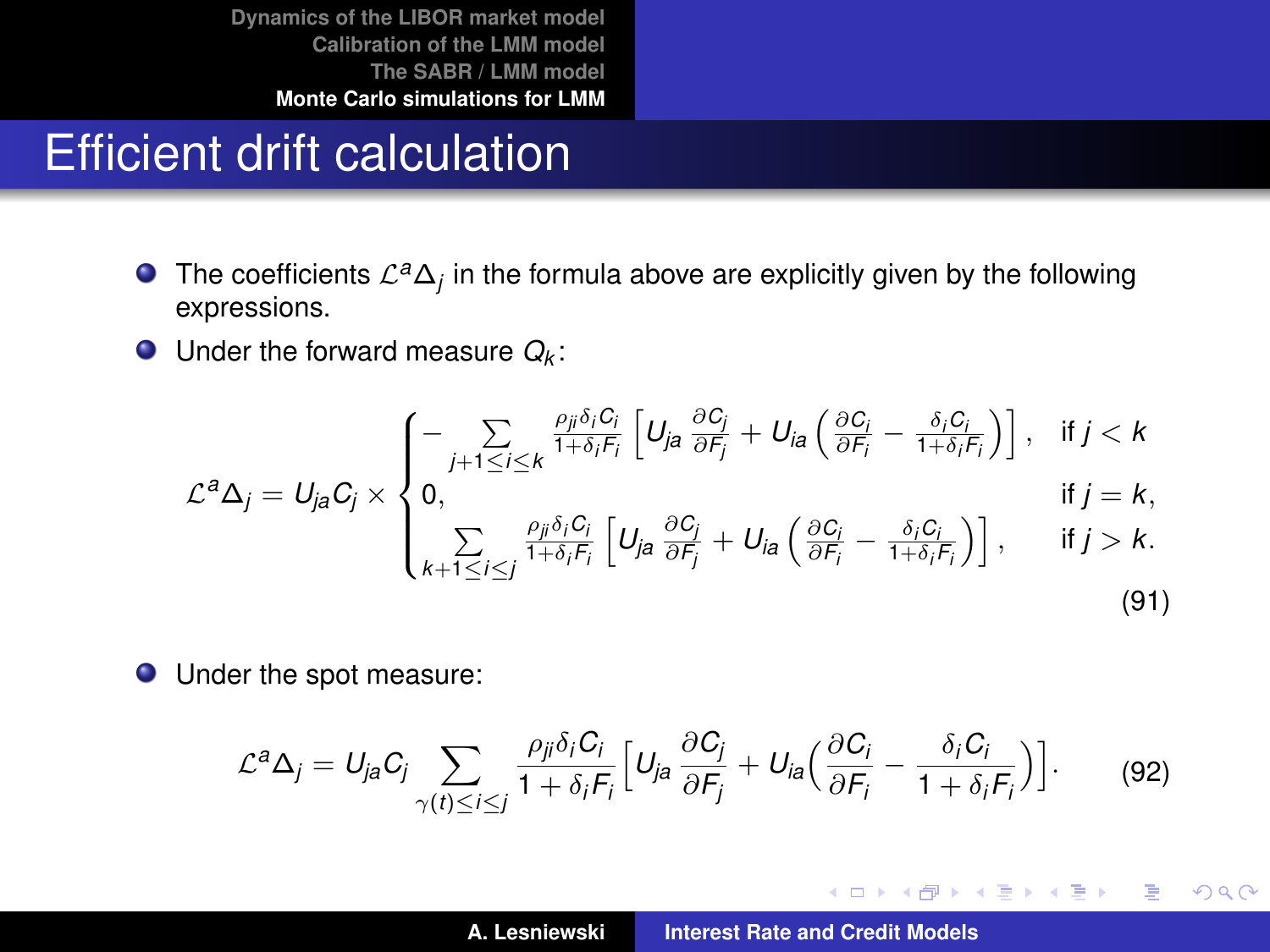# Efficient drift calculation

- The coefficients $\mathcal{L}^a \Delta_j$ in the formula above are explicitly given by the following expressions.
- Under the forward measure $Q_k$:

$$
\mathcal{L}^a \Delta_j = U_{ja} C_j \times \begin{cases} -\sum_{j+1 \le i \le k} \frac{\rho_{ji} \delta_i C_i}{1+\delta_i F_i} \left[ U_{ja} \frac{\partial C_j}{\partial F_j} + U_{ia} \left( \frac{\partial C_i}{\partial F_i} - \frac{\delta_i C_i}{1+\delta_i F_i} \right) \right], & \text{if } j < k \\ 0, & \text{if } j = k, \\ \sum_{k+1 \le i \le j} \frac{\rho_{ji} \delta_i C_i}{1+\delta_i F_i} \left[ U_{ja} \frac{\partial C_j}{\partial F_j} + U_{ia} \left( \frac{\partial C_i}{\partial F_i} - \frac{\delta_i C_i}{1+\delta_i F_i} \right) \right], & \text{if } j > k. \end{cases} \tag{91}
$$

- Under the spot measure:

$$
\mathcal{L}^a \Delta_j = U_{ja} C_j \sum_{\gamma(t) \le i \le j} \frac{\rho_{ji} \delta_i C_i}{1 + \delta_i F_i} \Big[ U_{ja} \frac{\partial C_j}{\partial F_j} + U_{ia} \Big( \frac{\partial C_i}{\partial F_i} - \frac{\delta_i C_i}{1 + \delta_i F_i} \Big) \Big]. \tag{92}
$$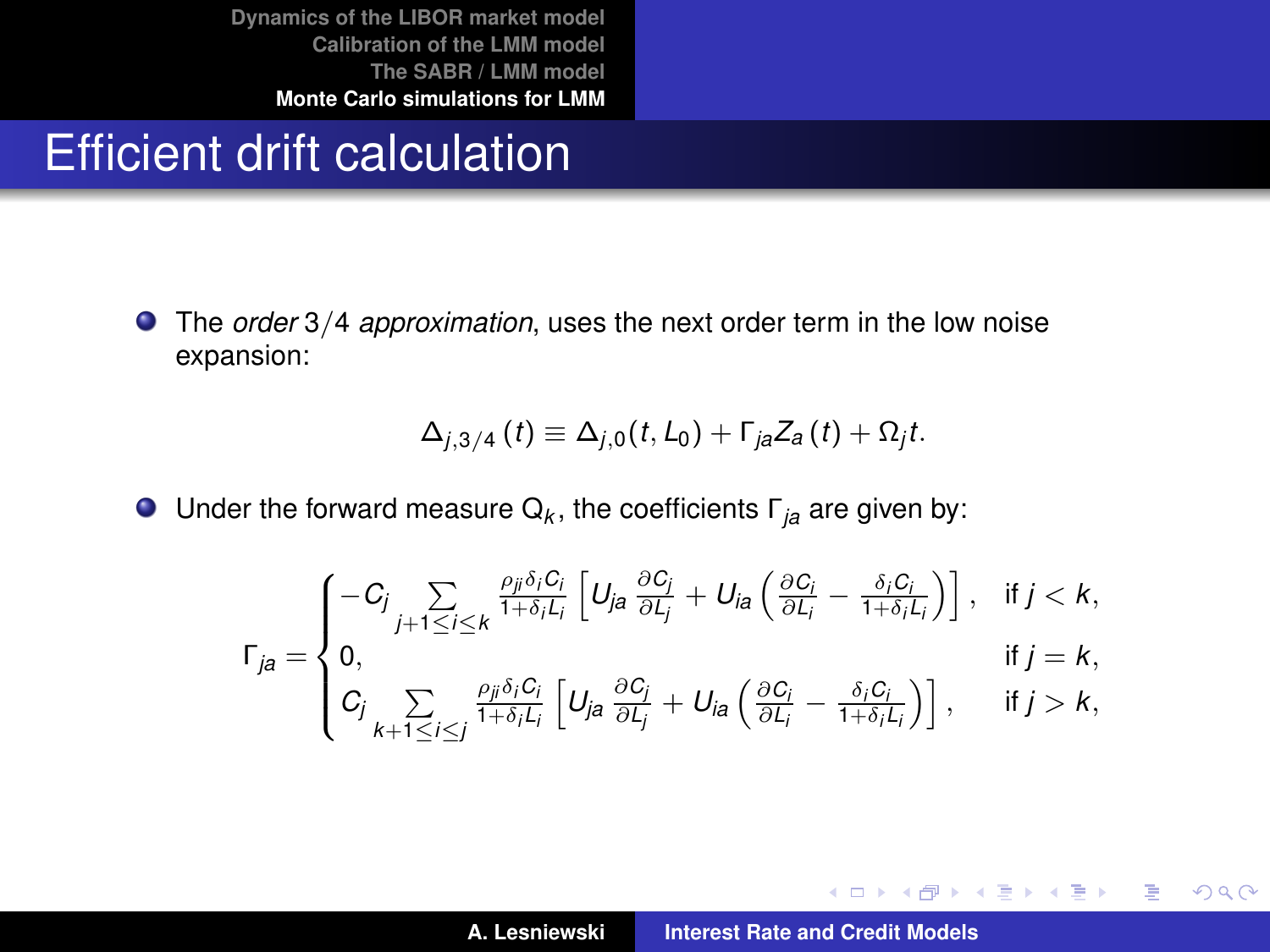# Efficient drift calculation

- The *order* $3/4$ *approximation*, uses the next order term in the low noise expansion:

$$\Delta_{j,3/4}(t) \equiv \Delta_{j,0}(t, L_0) + \Gamma_{ja} Z_a(t) + \Omega_j t.$$

- Under the forward measure $\mathsf{Q}_k$, the coefficients $\Gamma_{ja}$ are given by:

$$\Gamma_{ja} = \begin{cases} -C_j \sum\limits_{j+1 \leq i \leq k} \frac{\rho_{ji}\delta_i C_i}{1+\delta_i L_i} \left[ U_{ja} \frac{\partial C_j}{\partial L_j} + U_{ia} \left( \frac{\partial C_i}{\partial L_i} - \frac{\delta_i C_i}{1+\delta_i L_i} \right) \right], & \text{if } j < k, \\ 0, & \text{if } j = k, \\ C_j \sum\limits_{k+1 \leq i \leq j} \frac{\rho_{ji}\delta_i C_i}{1+\delta_i L_i} \left[ U_{ja} \frac{\partial C_j}{\partial L_j} + U_{ia} \left( \frac{\partial C_i}{\partial L_i} - \frac{\delta_i C_i}{1+\delta_i L_i} \right) \right], & \text{if } j > k, \end{cases}$$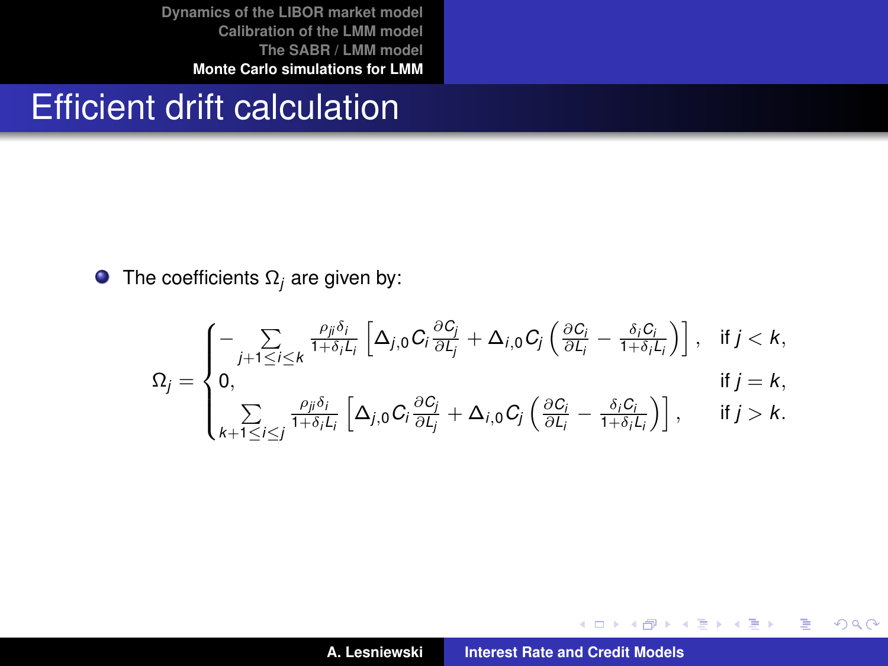# Efficient drift calculation

- The coefficients $\Omega_j$ are given by:

$$
\Omega_j = \begin{cases} -\sum_{j+1 \leq i \leq k} \frac{\rho_{ji}\delta_i}{1+\delta_i L_i} \left[ \Delta_{j,0} C_i \frac{\partial C_j}{\partial L_j} + \Delta_{i,0} C_j \left( \frac{\partial C_i}{\partial L_i} - \frac{\delta_i C_i}{1+\delta_i L_i} \right) \right], & \text{if } j < k, \\ 0, & \text{if } j = k, \\ \sum_{k+1 \leq i \leq j} \frac{\rho_{ji}\delta_i}{1+\delta_i L_i} \left[ \Delta_{j,0} C_i \frac{\partial C_j}{\partial L_j} + \Delta_{i,0} C_j \left( \frac{\partial C_i}{\partial L_i} - \frac{\delta_i C_i}{1+\delta_i L_i} \right) \right], & \text{if } j > k. \end{cases}
$$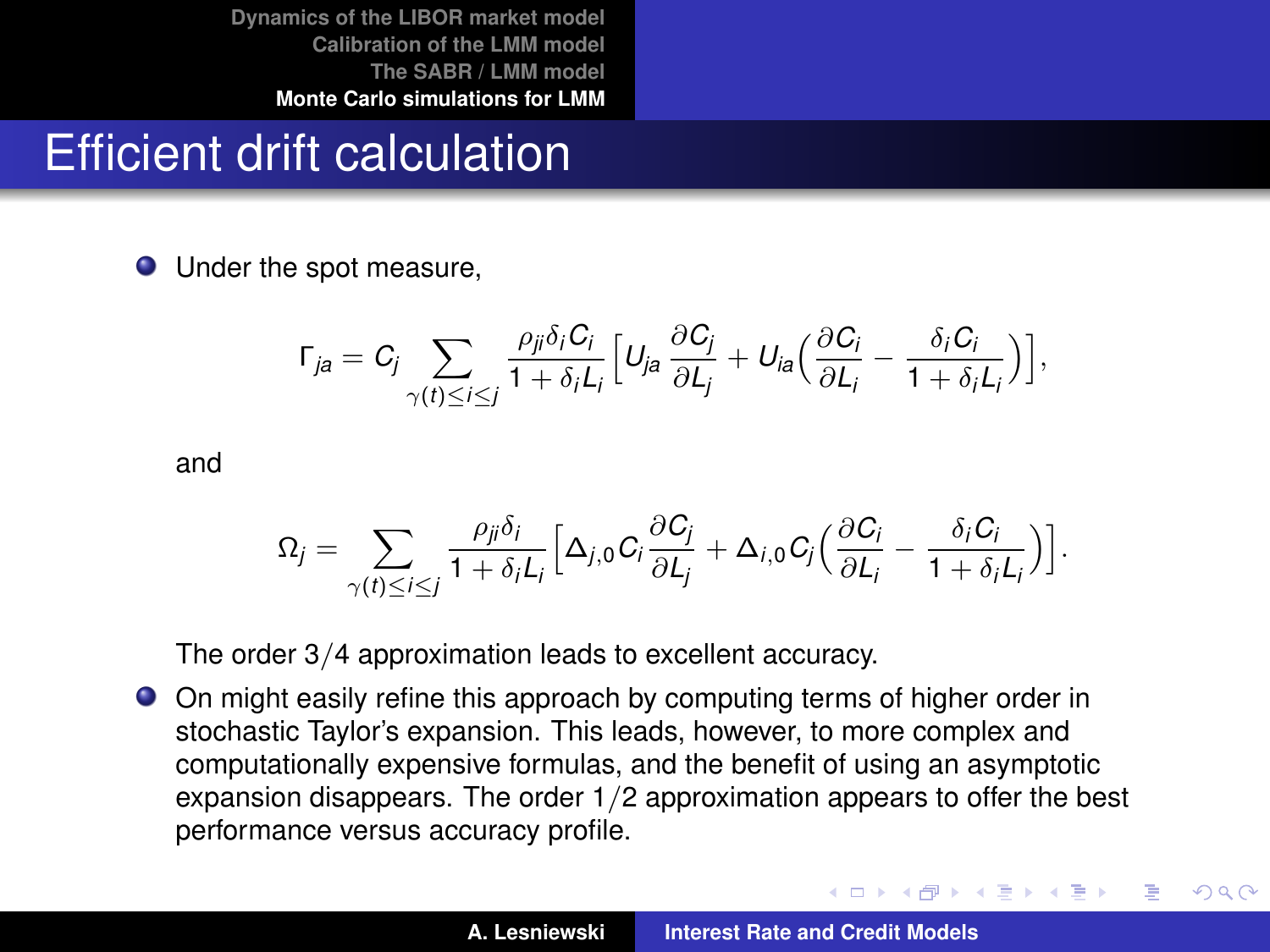# Efficient drift calculation

- Under the spot measure,

$$\Gamma_{ja} = C_j \sum_{\gamma(t) \leq i \leq j} \frac{\rho_{ji} \delta_i C_i}{1 + \delta_i L_i} \Big[ U_{ja} \frac{\partial C_j}{\partial L_j} + U_{ia} \Big( \frac{\partial C_i}{\partial L_i} - \frac{\delta_i C_i}{1 + \delta_i L_i} \Big) \Big],$$

  and

$$\Omega_j = \sum_{\gamma(t) \leq i \leq j} \frac{\rho_{ji} \delta_i}{1 + \delta_i L_i} \Big[ \Delta_{j,0} C_i \frac{\partial C_j}{\partial L_j} + \Delta_{i,0} C_j \Big( \frac{\partial C_i}{\partial L_i} - \frac{\delta_i C_i}{1 + \delta_i L_i} \Big) \Big].$$

  The order $3/4$ approximation leads to excellent accuracy.

- On might easily refine this approach by computing terms of higher order in stochastic Taylor's expansion. This leads, however, to more complex and computationally expensive formulas, and the benefit of using an asymptotic expansion disappears. The order $1/2$ approximation appears to offer the best performance versus accuracy profile.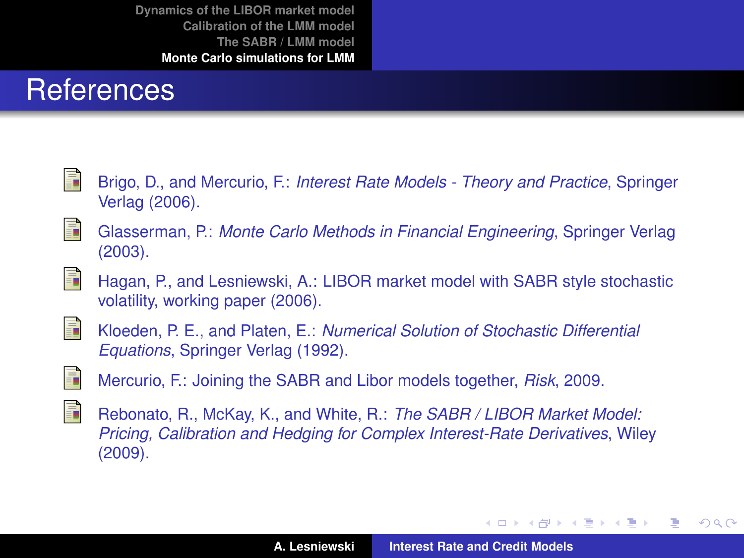# References

- Brigo, D., and Mercurio, F.: *Interest Rate Models - Theory and Practice*, Springer Verlag (2006).
- Glasserman, P.: *Monte Carlo Methods in Financial Engineering*, Springer Verlag (2003).
- Hagan, P., and Lesniewski, A.: LIBOR market model with SABR style stochastic volatility, working paper (2006).
- Kloeden, P. E., and Platen, E.: *Numerical Solution of Stochastic Differential Equations*, Springer Verlag (1992).
- Mercurio, F.: Joining the SABR and Libor models together, *Risk*, 2009.
- Rebonato, R., McKay, K., and White, R.: *The SABR / LIBOR Market Model: Pricing, Calibration and Hedging for Complex Interest-Rate Derivatives*, Wiley (2009).